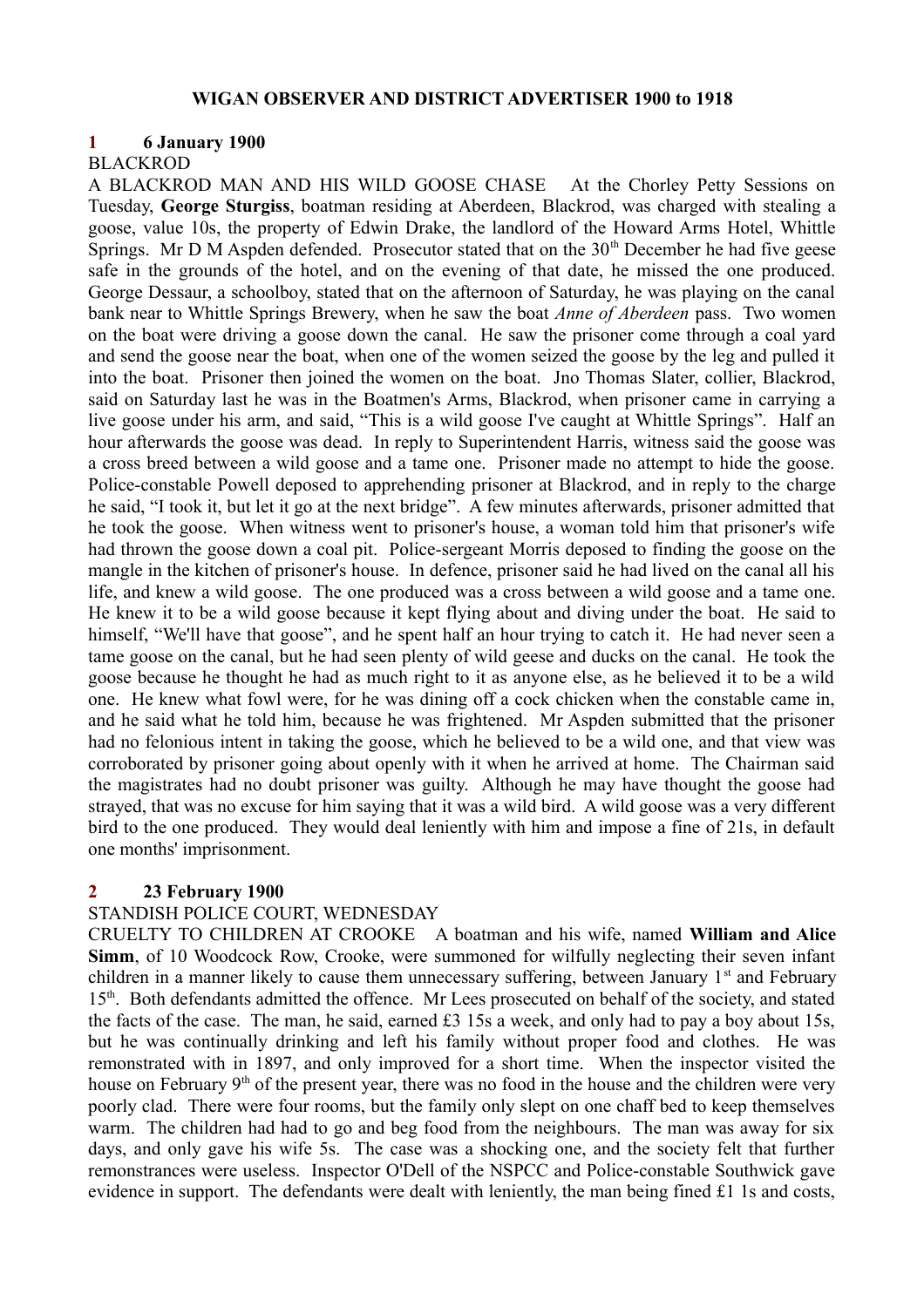# WIGAN OBSERVER AND DISTRICT ADVERTISER 1900 to 1918

## 1 6 January 1900

BLACKROD

A BLACKROD MAN AND HIS WILD GOOSE CHASE At the Chorley Petty Sessions on Tuesday, **George Sturgiss**, boatman residing at Aberdeen, Blackrod, was charged with stealing a goose, value 10s, the property of Edwin Drake, the landlord of the Howard Arms Hotel, Whittle Springs. Mr D M Aspden defended. Prosecutor stated that on the 30th December he had five geese safe in the grounds of the hotel, and on the evening of that date, he missed the one produced. George Dessaur, a schoolboy, stated that on the afternoon of Saturday, he was playing on the canal bank near to Whittle Springs Brewery, when he saw the boat *Anne of Aberdeen* pass. Two women on the boat were driving a goose down the canal. He saw the prisoner come through a coal yard and send the goose near the boat, when one of the women seized the goose by the leg and pulled it into the boat. Prisoner then joined the women on the boat. Jno Thomas Slater, collier, Blackrod, said on Saturday last he was in the Boatmen's Arms, Blackrod, when prisoner came in carrying a live goose under his arm, and said, "This is a wild goose I've caught at Whittle Springs". Half an hour afterwards the goose was dead. In reply to Superintendent Harris, witness said the goose was a cross breed between a wild goose and a tame one. Prisoner made no attempt to hide the goose. Police-constable Powell deposed to apprehending prisoner at Blackrod, and in reply to the charge he said, "I took it, but let it go at the next bridge". A few minutes afterwards, prisoner admitted that he took the goose. When witness went to prisoner's house, a woman told him that prisoner's wife had thrown the goose down a coal pit. Police-sergeant Morris deposed to finding the goose on the mangle in the kitchen of prisoner's house. In defence, prisoner said he had lived on the canal all his life, and knew a wild goose. The one produced was a cross between a wild goose and a tame one. He knew it to be a wild goose because it kept flying about and diving under the boat. He said to himself, "We'll have that goose", and he spent half an hour trying to catch it. He had never seen a tame goose on the canal, but he had seen plenty of wild geese and ducks on the canal. He took the goose because he thought he had as much right to it as anyone else, as he believed it to be a wild one. He knew what fowl were, for he was dining off a cock chicken when the constable came in, and he said what he told him, because he was frightened. Mr Aspden submitted that the prisoner had no felonious intent in taking the goose, which he believed to be a wild one, and that view was corroborated by prisoner going about openly with it when he arrived at home. The Chairman said the magistrates had no doubt prisoner was guilty. Although he may have thought the goose had strayed, that was no excuse for him saying that it was a wild bird. A wild goose was a very different bird to the one produced. They would deal leniently with him and impose a fine of 21s, in default one months' imprisonment.

## 2 23 February 1900

STANDISH POLICE COURT, WEDNESDAY

CRUELTY TO CHILDREN AT CROOKE A boatman and his wife, named **William and Alice Simm**, of 10 Woodcock Row, Crooke, were summoned for wilfully neglecting their seven infant children in a manner likely to cause them unnecessary suffering, between January 1st and February 15th. Both defendants admitted the offence. Mr Lees prosecuted on behalf of the society, and stated the facts of the case. The man, he said, earned £3 15s a week, and only had to pay a boy about 15s, but he was continually drinking and left his family without proper food and clothes. He was remonstrated with in 1897, and only improved for a short time. When the inspector visited the house on February 9th of the present year, there was no food in the house and the children were very poorly clad. There were four rooms, but the family only slept on one chaff bed to keep themselves warm. The children had had to go and beg food from the neighbours. The man was away for six days, and only gave his wife 5s. The case was a shocking one, and the society felt that further remonstrances were useless. Inspector O'Dell of the NSPCC and Police-constable Southwick gave evidence in support. The defendants were dealt with leniently, the man being fined £1 1s and costs,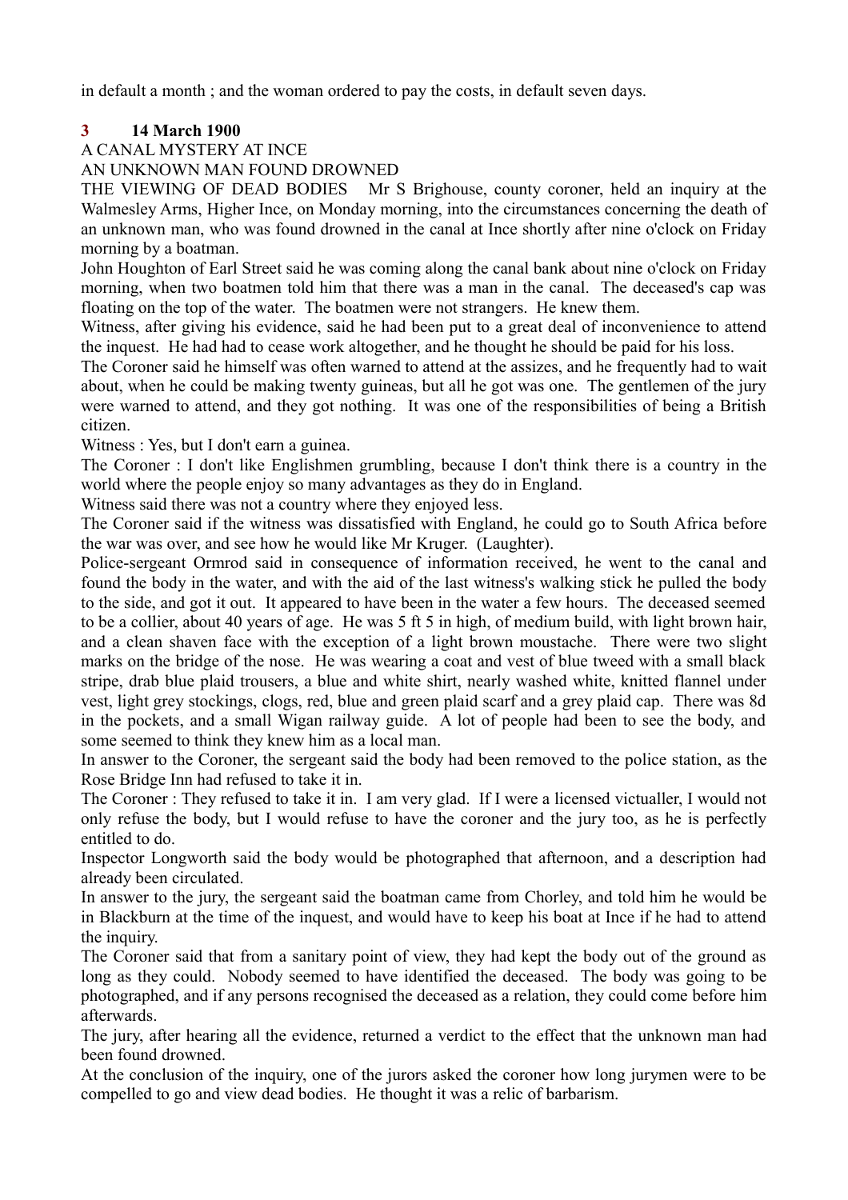in default a month ; and the woman ordered to pay the costs, in default seven days.

### 3 14 March 1900

A CANAL MYSTERY AT INCE

AN UNKNOWN MAN FOUND DROWNED

THE VIEWING OF DEAD BODIES Mr S Brighouse, county coroner, held an inquiry at the Walmesley Arms, Higher Ince, on Monday morning, into the circumstances concerning the death of an unknown man, who was found drowned in the canal at Ince shortly after nine o'clock on Friday morning by a boatman.

John Houghton of Earl Street said he was coming along the canal bank about nine o'clock on Friday morning, when two boatmen told him that there was a man in the canal. The deceased's cap was floating on the top of the water. The boatmen were not strangers. He knew them.

Witness, after giving his evidence, said he had been put to a great deal of inconvenience to attend the inquest. He had had to cease work altogether, and he thought he should be paid for his loss.

The Coroner said he himself was often warned to attend at the assizes, and he frequently had to wait about, when he could be making twenty guineas, but all he got was one. The gentlemen of the jury were warned to attend, and they got nothing. It was one of the responsibilities of being a British citizen.

Witness : Yes, but I don't earn a guinea.

The Coroner : I don't like Englishmen grumbling, because I don't think there is a country in the world where the people enjoy so many advantages as they do in England.

Witness said there was not a country where they enjoyed less.

The Coroner said if the witness was dissatisfied with England, he could go to South Africa before the war was over, and see how he would like Mr Kruger. (Laughter).

Police-sergeant Ormrod said in consequence of information received, he went to the canal and found the body in the water, and with the aid of the last witness's walking stick he pulled the body to the side, and got it out. It appeared to have been in the water a few hours. The deceased seemed to be a collier, about 40 years of age. He was 5 ft 5 in high, of medium build, with light brown hair, and a clean shaven face with the exception of a light brown moustache. There were two slight marks on the bridge of the nose. He was wearing a coat and vest of blue tweed with a small black stripe, drab blue plaid trousers, a blue and white shirt, nearly washed white, knitted flannel under vest, light grey stockings, clogs, red, blue and green plaid scarf and a grey plaid cap. There was 8d in the pockets, and a small Wigan railway guide. A lot of people had been to see the body, and some seemed to think they knew him as a local man.

In answer to the Coroner, the sergeant said the body had been removed to the police station, as the Rose Bridge Inn had refused to take it in.

The Coroner : They refused to take it in. I am very glad. If I were a licensed victualler, I would not only refuse the body, but I would refuse to have the coroner and the jury too, as he is perfectly entitled to do.

Inspector Longworth said the body would be photographed that afternoon, and a description had already been circulated.

In answer to the jury, the sergeant said the boatman came from Chorley, and told him he would be in Blackburn at the time of the inquest, and would have to keep his boat at Ince if he had to attend the inquiry.

The Coroner said that from a sanitary point of view, they had kept the body out of the ground as long as they could. Nobody seemed to have identified the deceased. The body was going to be photographed, and if any persons recognised the deceased as a relation, they could come before him afterwards.

The jury, after hearing all the evidence, returned a verdict to the effect that the unknown man had been found drowned.

At the conclusion of the inquiry, one of the jurors asked the coroner how long jurymen were to be compelled to go and view dead bodies. He thought it was a relic of barbarism.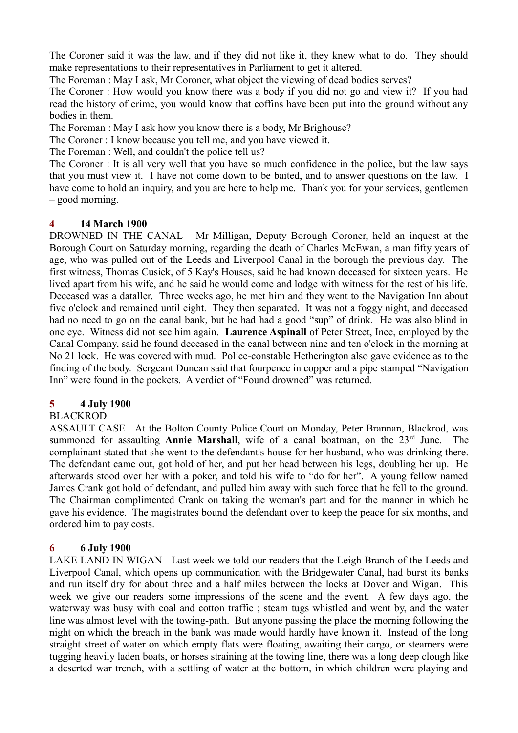The Coroner said it was the law, and if they did not like it, they knew what to do. They should make representations to their representatives in Parliament to get it altered.

The Foreman : May I ask, Mr Coroner, what object the viewing of dead bodies serves?

The Coroner : How would you know there was a body if you did not go and view it? If you had read the history of crime, you would know that coffins have been put into the ground without any bodies in them.

The Foreman : May I ask how you know there is a body, Mr Brighouse?

The Coroner : I know because you tell me, and you have viewed it.

The Foreman : Well, and couldn't the police tell us?

The Coroner : It is all very well that you have so much confidence in the police, but the law says that you must view it. I have not come down to be baited, and to answer questions on the law. I have come to hold an inquiry, and you are here to help me. Thank you for your services, gentlemen – good morning.

### 4 14 March 1900

DROWNED IN THE CANAL Mr Milligan, Deputy Borough Coroner, held an inquest at the Borough Court on Saturday morning, regarding the death of Charles McEwan, a man fifty years of age, who was pulled out of the Leeds and Liverpool Canal in the borough the previous day. The first witness, Thomas Cusick, of 5 Kay's Houses, said he had known deceased for sixteen years. He lived apart from his wife, and he said he would come and lodge with witness for the rest of his life. Deceased was a dataller. Three weeks ago, he met him and they went to the Navigation Inn about five o'clock and remained until eight. They then separated. It was not a foggy night, and deceased had no need to go on the canal bank, but he had had a good "sup" of drink. He was also blind in one eye. Witness did not see him again. **Laurence Aspinall** of Peter Street, Ince, employed by the Canal Company, said he found deceased in the canal between nine and ten o'clock in the morning at No 21 lock. He was covered with mud. Police-constable Hetherington also gave evidence as to the finding of the body. Sergeant Duncan said that fourpence in copper and a pipe stamped "Navigation Inn" were found in the pockets. A verdict of "Found drowned" was returned.

### 5 4 July 1900

BLACKROD

ASSAULT CASE At the Bolton County Police Court on Monday, Peter Brannan, Blackrod, was summoned for assaulting **Annie Marshall**, wife of a canal boatman, on the 23rd June. The complainant stated that she went to the defendant's house for her husband, who was drinking there. The defendant came out, got hold of her, and put her head between his legs, doubling her up. He afterwards stood over her with a poker, and told his wife to "do for her". A young fellow named James Crank got hold of defendant, and pulled him away with such force that he fell to the ground. The Chairman complimented Crank on taking the woman's part and for the manner in which he gave his evidence. The magistrates bound the defendant over to keep the peace for six months, and ordered him to pay costs.

### 6 6 July 1900

LAKE LAND IN WIGAN Last week we told our readers that the Leigh Branch of the Leeds and Liverpool Canal, which opens up communication with the Bridgewater Canal, had burst its banks and run itself dry for about three and a half miles between the locks at Dover and Wigan. This week we give our readers some impressions of the scene and the event. A few days ago, the waterway was busy with coal and cotton traffic ; steam tugs whistled and went by, and the water line was almost level with the towing-path. But anyone passing the place the morning following the night on which the breach in the bank was made would hardly have known it. Instead of the long straight street of water on which empty flats were floating, awaiting their cargo, or steamers were tugging heavily laden boats, or horses straining at the towing line, there was a long deep clough like a deserted war trench, with a settling of water at the bottom, in which children were playing and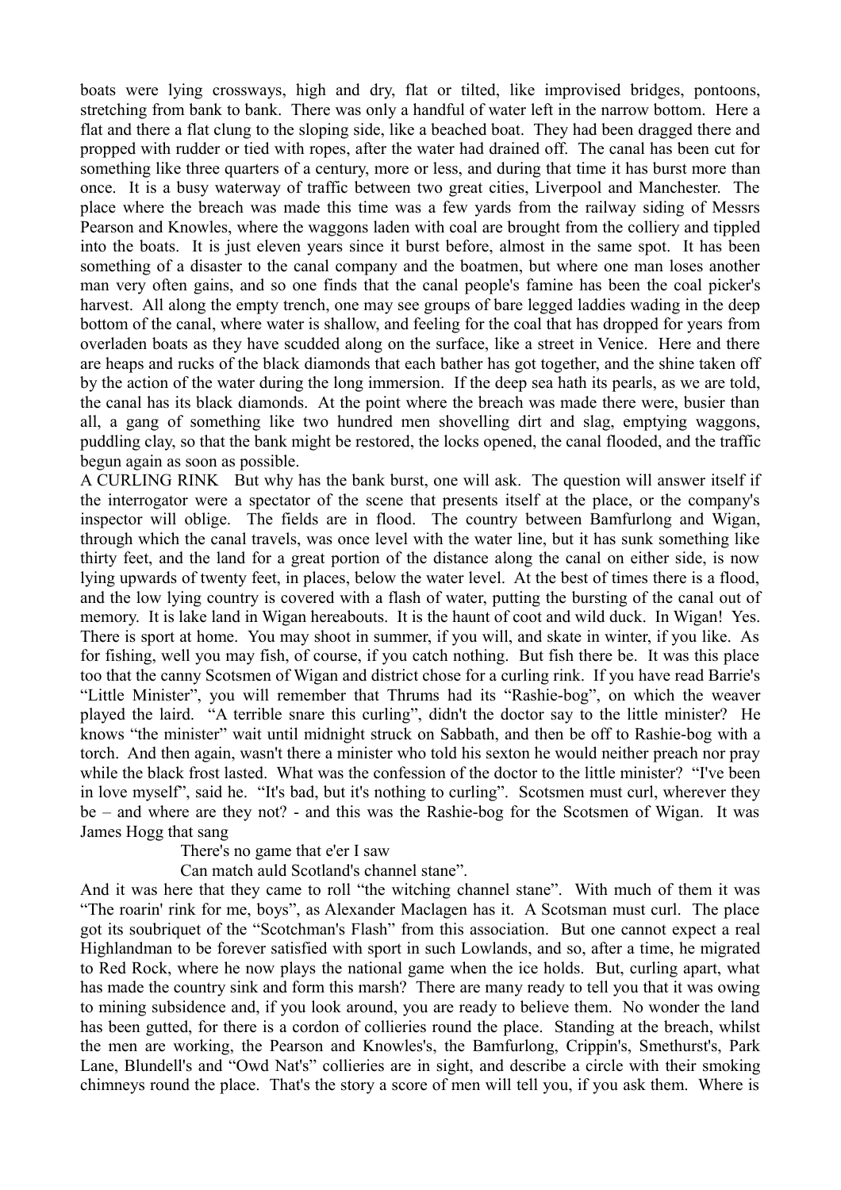boats were lying crossways, high and dry, flat or tilted, like improvised bridges, pontoons, stretching from bank to bank. There was only a handful of water left in the narrow bottom. Here a flat and there a flat clung to the sloping side, like a beached boat. They had been dragged there and propped with rudder or tied with ropes, after the water had drained off. The canal has been cut for something like three quarters of a century, more or less, and during that time it has burst more than once. It is a busy waterway of traffic between two great cities, Liverpool and Manchester. The place where the breach was made this time was a few yards from the railway siding of Messrs Pearson and Knowles, where the waggons laden with coal are brought from the colliery and tippled into the boats. It is just eleven years since it burst before, almost in the same spot. It has been something of a disaster to the canal company and the boatmen, but where one man loses another man very often gains, and so one finds that the canal people's famine has been the coal picker's harvest. All along the empty trench, one may see groups of bare legged laddies wading in the deep bottom of the canal, where water is shallow, and feeling for the coal that has dropped for years from overladen boats as they have scudded along on the surface, like a street in Venice. Here and there are heaps and rucks of the black diamonds that each bather has got together, and the shine taken off by the action of the water during the long immersion. If the deep sea hath its pearls, as we are told, the canal has its black diamonds. At the point where the breach was made there were, busier than all, a gang of something like two hundred men shovelling dirt and slag, emptying waggons, puddling clay, so that the bank might be restored, the locks opened, the canal flooded, and the traffic begun again as soon as possible.

A CURLING RINK But why has the bank burst, one will ask. The question will answer itself if the interrogator were a spectator of the scene that presents itself at the place, or the company's inspector will oblige. The fields are in flood. The country between Bamfurlong and Wigan, through which the canal travels, was once level with the water line, but it has sunk something like thirty feet, and the land for a great portion of the distance along the canal on either side, is now lying upwards of twenty feet, in places, below the water level. At the best of times there is a flood, and the low lying country is covered with a flash of water, putting the bursting of the canal out of memory. It is lake land in Wigan hereabouts. It is the haunt of coot and wild duck. In Wigan! Yes. There is sport at home. You may shoot in summer, if you will, and skate in winter, if you like. As for fishing, well you may fish, of course, if you catch nothing. But fish there be. It was this place too that the canny Scotsmen of Wigan and district chose for a curling rink. If you have read Barrie's "Little Minister", you will remember that Thrums had its "Rashie-bog", on which the weaver played the laird. "A terrible snare this curling", didn't the doctor say to the little minister? He knows "the minister" wait until midnight struck on Sabbath, and then be off to Rashie-bog with a torch. And then again, wasn't there a minister who told his sexton he would neither preach nor pray while the black frost lasted. What was the confession of the doctor to the little minister? "I've been in love myself", said he. "It's bad, but it's nothing to curling". Scotsmen must curl, wherever they be – and where are they not? - and this was the Rashie-bog for the Scotsmen of Wigan. It was James Hogg that sang

> There's no game that e'er I saw
> Can match auld Scotland's channel stane".

And it was here that they came to roll "the witching channel stane". With much of them it was "The roarin' rink for me, boys", as Alexander Maclagen has it. A Scotsman must curl. The place got its soubriquet of the "Scotchman's Flash" from this association. But one cannot expect a real Highlandman to be forever satisfied with sport in such Lowlands, and so, after a time, he migrated to Red Rock, where he now plays the national game when the ice holds. But, curling apart, what has made the country sink and form this marsh? There are many ready to tell you that it was owing to mining subsidence and, if you look around, you are ready to believe them. No wonder the land has been gutted, for there is a cordon of collieries round the place. Standing at the breach, whilst the men are working, the Pearson and Knowles's, the Bamfurlong, Crippin's, Smethurst's, Park Lane, Blundell's and "Owd Nat's" collieries are in sight, and describe a circle with their smoking chimneys round the place. That's the story a score of men will tell you, if you ask them. Where is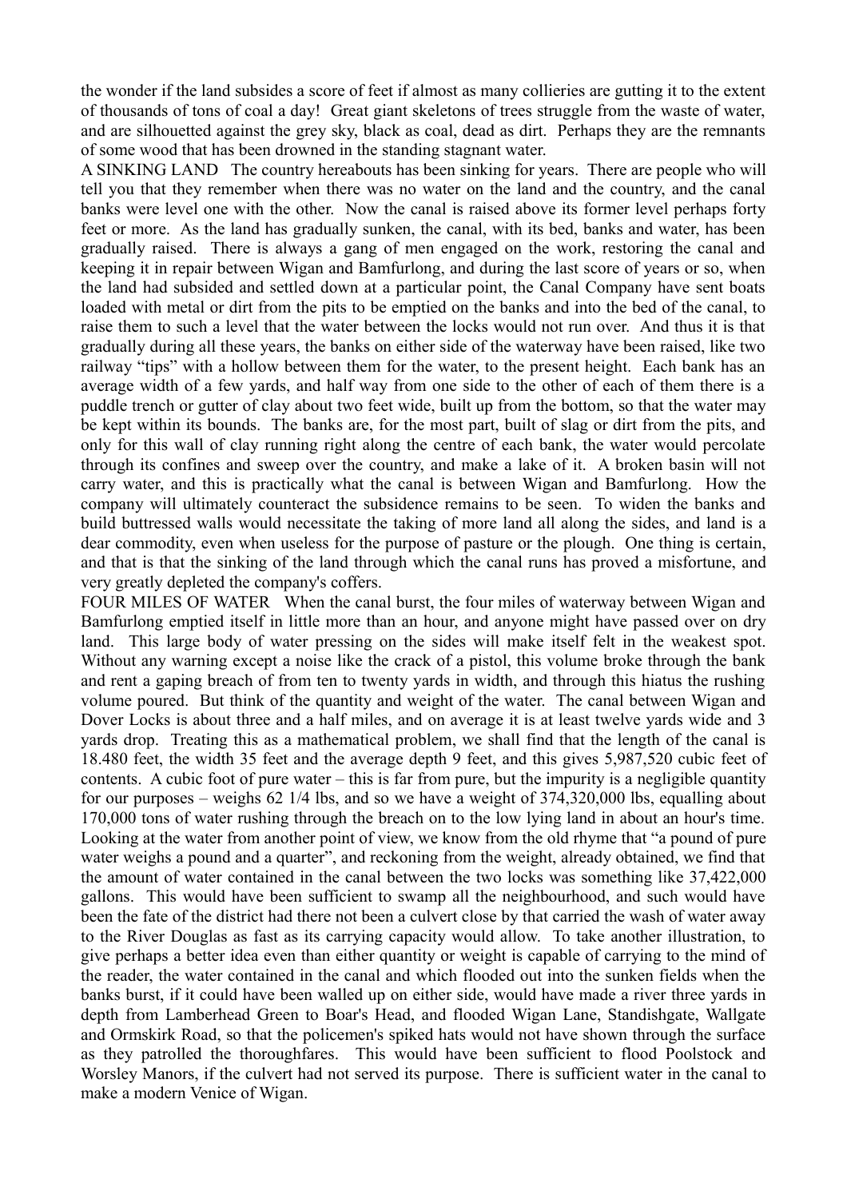the wonder if the land subsides a score of feet if almost as many collieries are gutting it to the extent of thousands of tons of coal a day! Great giant skeletons of trees struggle from the waste of water, and are silhouetted against the grey sky, black as coal, dead as dirt. Perhaps they are the remnants of some wood that has been drowned in the standing stagnant water.

A SINKING LAND The country hereabouts has been sinking for years. There are people who will tell you that they remember when there was no water on the land and the country, and the canal banks were level one with the other. Now the canal is raised above its former level perhaps forty feet or more. As the land has gradually sunken, the canal, with its bed, banks and water, has been gradually raised. There is always a gang of men engaged on the work, restoring the canal and keeping it in repair between Wigan and Bamfurlong, and during the last score of years or so, when the land had subsided and settled down at a particular point, the Canal Company have sent boats loaded with metal or dirt from the pits to be emptied on the banks and into the bed of the canal, to raise them to such a level that the water between the locks would not run over. And thus it is that gradually during all these years, the banks on either side of the waterway have been raised, like two railway "tips" with a hollow between them for the water, to the present height. Each bank has an average width of a few yards, and half way from one side to the other of each of them there is a puddle trench or gutter of clay about two feet wide, built up from the bottom, so that the water may be kept within its bounds. The banks are, for the most part, built of slag or dirt from the pits, and only for this wall of clay running right along the centre of each bank, the water would percolate through its confines and sweep over the country, and make a lake of it. A broken basin will not carry water, and this is practically what the canal is between Wigan and Bamfurlong. How the company will ultimately counteract the subsidence remains to be seen. To widen the banks and build buttressed walls would necessitate the taking of more land all along the sides, and land is a dear commodity, even when useless for the purpose of pasture or the plough. One thing is certain, and that is that the sinking of the land through which the canal runs has proved a misfortune, and very greatly depleted the company's coffers.

FOUR MILES OF WATER When the canal burst, the four miles of waterway between Wigan and Bamfurlong emptied itself in little more than an hour, and anyone might have passed over on dry land. This large body of water pressing on the sides will make itself felt in the weakest spot. Without any warning except a noise like the crack of a pistol, this volume broke through the bank and rent a gaping breach of from ten to twenty yards in width, and through this hiatus the rushing volume poured. But think of the quantity and weight of the water. The canal between Wigan and Dover Locks is about three and a half miles, and on average it is at least twelve yards wide and 3 yards drop. Treating this as a mathematical problem, we shall find that the length of the canal is 18.480 feet, the width 35 feet and the average depth 9 feet, and this gives 5,987,520 cubic feet of contents. A cubic foot of pure water – this is far from pure, but the impurity is a negligible quantity for our purposes – weighs 62 1/4 lbs, and so we have a weight of 374,320,000 lbs, equalling about 170,000 tons of water rushing through the breach on to the low lying land in about an hour's time. Looking at the water from another point of view, we know from the old rhyme that "a pound of pure water weighs a pound and a quarter", and reckoning from the weight, already obtained, we find that the amount of water contained in the canal between the two locks was something like 37,422,000 gallons. This would have been sufficient to swamp all the neighbourhood, and such would have been the fate of the district had there not been a culvert close by that carried the wash of water away to the River Douglas as fast as its carrying capacity would allow. To take another illustration, to give perhaps a better idea even than either quantity or weight is capable of carrying to the mind of the reader, the water contained in the canal and which flooded out into the sunken fields when the banks burst, if it could have been walled up on either side, would have made a river three yards in depth from Lamberhead Green to Boar's Head, and flooded Wigan Lane, Standishgate, Wallgate and Ormskirk Road, so that the policemen's spiked hats would not have shown through the surface as they patrolled the thoroughfares. This would have been sufficient to flood Poolstock and Worsley Manors, if the culvert had not served its purpose. There is sufficient water in the canal to make a modern Venice of Wigan.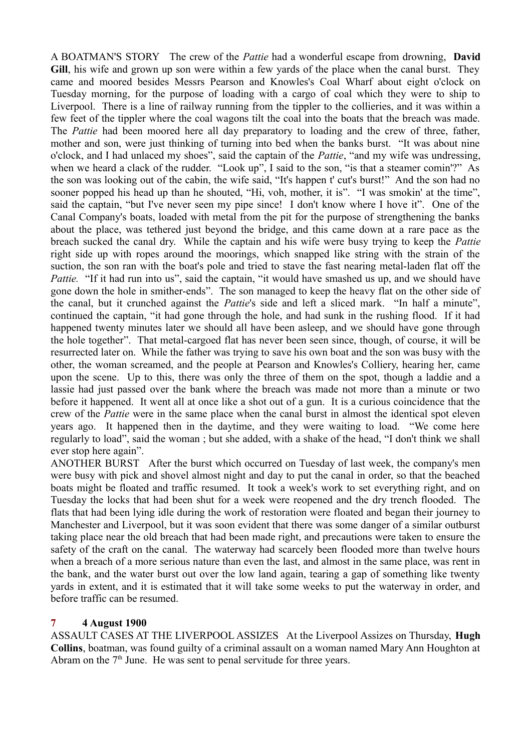A BOATMAN'S STORY The crew of the *Pattie* had a wonderful escape from drowning, **David Gill**, his wife and grown up son were within a few yards of the place when the canal burst. They came and moored besides Messrs Pearson and Knowles's Coal Wharf about eight o'clock on Tuesday morning, for the purpose of loading with a cargo of coal which they were to ship to Liverpool. There is a line of railway running from the tippler to the collieries, and it was within a few feet of the tippler where the coal wagons tilt the coal into the boats that the breach was made. The *Pattie* had been moored here all day preparatory to loading and the crew of three, father, mother and son, were just thinking of turning into bed when the banks burst. "It was about nine o'clock, and I had unlaced my shoes", said the captain of the *Pattie*, "and my wife was undressing, when we heard a clack of the rudder. "Look up", I said to the son, "is that a steamer comin'?" As the son was looking out of the cabin, the wife said, "It's happen t' cut's burst!" And the son had no sooner popped his head up than he shouted, "Hi, voh, mother, it is". "I was smokin' at the time", said the captain, "but I've never seen my pipe since! I don't know where I hove it". One of the Canal Company's boats, loaded with metal from the pit for the purpose of strengthening the banks about the place, was tethered just beyond the bridge, and this came down at a rare pace as the breach sucked the canal dry. While the captain and his wife were busy trying to keep the *Pattie* right side up with ropes around the moorings, which snapped like string with the strain of the suction, the son ran with the boat's pole and tried to stave the fast nearing metal-laden flat off the *Pattie.* "If it had run into us", said the captain, "it would have smashed us up, and we should have gone down the hole in smither-ends". The son managed to keep the heavy flat on the other side of the canal, but it crunched against the *Pattie*'s side and left a sliced mark. "In half a minute", continued the captain, "it had gone through the hole, and had sunk in the rushing flood. If it had happened twenty minutes later we should all have been asleep, and we should have gone through the hole together". That metal-cargoed flat has never been seen since, though, of course, it will be resurrected later on. While the father was trying to save his own boat and the son was busy with the other, the woman screamed, and the people at Pearson and Knowles's Colliery, hearing her, came upon the scene. Up to this, there was only the three of them on the spot, though a laddie and a lassie had just passed over the bank where the breach was made not more than a minute or two before it happened. It went all at once like a shot out of a gun. It is a curious coincidence that the crew of the *Pattie* were in the same place when the canal burst in almost the identical spot eleven years ago. It happened then in the daytime, and they were waiting to load. "We come here regularly to load", said the woman ; but she added, with a shake of the head, "I don't think we shall ever stop here again".

ANOTHER BURST After the burst which occurred on Tuesday of last week, the company's men were busy with pick and shovel almost night and day to put the canal in order, so that the beached boats might be floated and traffic resumed. It took a week's work to set everything right, and on Tuesday the locks that had been shut for a week were reopened and the dry trench flooded. The flats that had been lying idle during the work of restoration were floated and began their journey to Manchester and Liverpool, but it was soon evident that there was some danger of a similar outburst taking place near the old breach that had been made right, and precautions were taken to ensure the safety of the craft on the canal. The waterway had scarcely been flooded more than twelve hours when a breach of a more serious nature than even the last, and almost in the same place, was rent in the bank, and the water burst out over the low land again, tearing a gap of something like twenty yards in extent, and it is estimated that it will take some weeks to put the waterway in order, and before traffic can be resumed.

### 7 4 August 1900

ASSAULT CASES AT THE LIVERPOOL ASSIZES At the Liverpool Assizes on Thursday, **Hugh Collins**, boatman, was found guilty of a criminal assault on a woman named Mary Ann Houghton at Abram on the 7th June. He was sent to penal servitude for three years.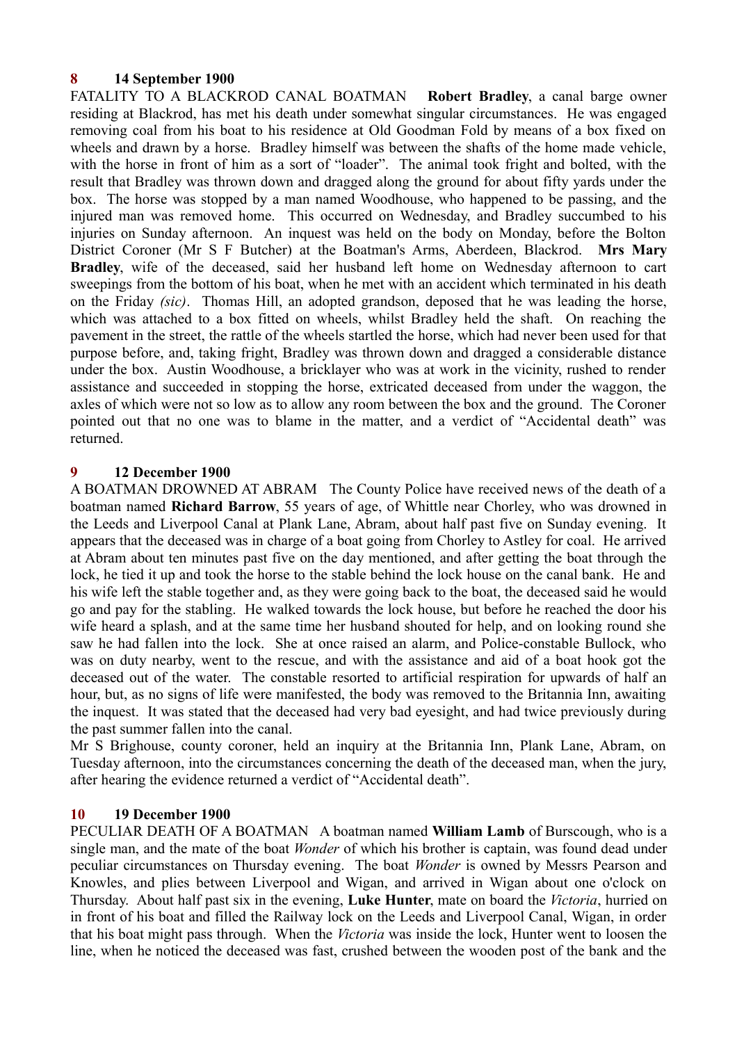**8 14 September 1900**

FATALITY TO A BLACKROD CANAL BOATMAN **Robert Bradley**, a canal barge owner residing at Blackrod, has met his death under somewhat singular circumstances. He was engaged removing coal from his boat to his residence at Old Goodman Fold by means of a box fixed on wheels and drawn by a horse. Bradley himself was between the shafts of the home made vehicle, with the horse in front of him as a sort of "loader". The animal took fright and bolted, with the result that Bradley was thrown down and dragged along the ground for about fifty yards under the box. The horse was stopped by a man named Woodhouse, who happened to be passing, and the injured man was removed home. This occurred on Wednesday, and Bradley succumbed to his injuries on Sunday afternoon. An inquest was held on the body on Monday, before the Bolton District Coroner (Mr S F Butcher) at the Boatman's Arms, Aberdeen, Blackrod. **Mrs Mary Bradley**, wife of the deceased, said her husband left home on Wednesday afternoon to cart sweepings from the bottom of his boat, when he met with an accident which terminated in his death on the Friday *(sic)*. Thomas Hill, an adopted grandson, deposed that he was leading the horse, which was attached to a box fitted on wheels, whilst Bradley held the shaft. On reaching the pavement in the street, the rattle of the wheels startled the horse, which had never been used for that purpose before, and, taking fright, Bradley was thrown down and dragged a considerable distance under the box. Austin Woodhouse, a bricklayer who was at work in the vicinity, rushed to render assistance and succeeded in stopping the horse, extricated deceased from under the waggon, the axles of which were not so low as to allow any room between the box and the ground. The Coroner pointed out that no one was to blame in the matter, and a verdict of "Accidental death" was returned.

**9 12 December 1900**

A BOATMAN DROWNED AT ABRAM The County Police have received news of the death of a boatman named **Richard Barrow**, 55 years of age, of Whittle near Chorley, who was drowned in the Leeds and Liverpool Canal at Plank Lane, Abram, about half past five on Sunday evening. It appears that the deceased was in charge of a boat going from Chorley to Astley for coal. He arrived at Abram about ten minutes past five on the day mentioned, and after getting the boat through the lock, he tied it up and took the horse to the stable behind the lock house on the canal bank. He and his wife left the stable together and, as they were going back to the boat, the deceased said he would go and pay for the stabling. He walked towards the lock house, but before he reached the door his wife heard a splash, and at the same time her husband shouted for help, and on looking round she saw he had fallen into the lock. She at once raised an alarm, and Police-constable Bullock, who was on duty nearby, went to the rescue, and with the assistance and aid of a boat hook got the deceased out of the water. The constable resorted to artificial respiration for upwards of half an hour, but, as no signs of life were manifested, the body was removed to the Britannia Inn, awaiting the inquest. It was stated that the deceased had very bad eyesight, and had twice previously during the past summer fallen into the canal.

Mr S Brighouse, county coroner, held an inquiry at the Britannia Inn, Plank Lane, Abram, on Tuesday afternoon, into the circumstances concerning the death of the deceased man, when the jury, after hearing the evidence returned a verdict of "Accidental death".

**10 19 December 1900**

PECULIAR DEATH OF A BOATMAN A boatman named **William Lamb** of Burscough, who is a single man, and the mate of the boat *Wonder* of which his brother is captain, was found dead under peculiar circumstances on Thursday evening. The boat *Wonder* is owned by Messrs Pearson and Knowles, and plies between Liverpool and Wigan, and arrived in Wigan about one o'clock on Thursday. About half past six in the evening, **Luke Hunter**, mate on board the *Victoria*, hurried on in front of his boat and filled the Railway lock on the Leeds and Liverpool Canal, Wigan, in order that his boat might pass through. When the *Victoria* was inside the lock, Hunter went to loosen the line, when he noticed the deceased was fast, crushed between the wooden post of the bank and the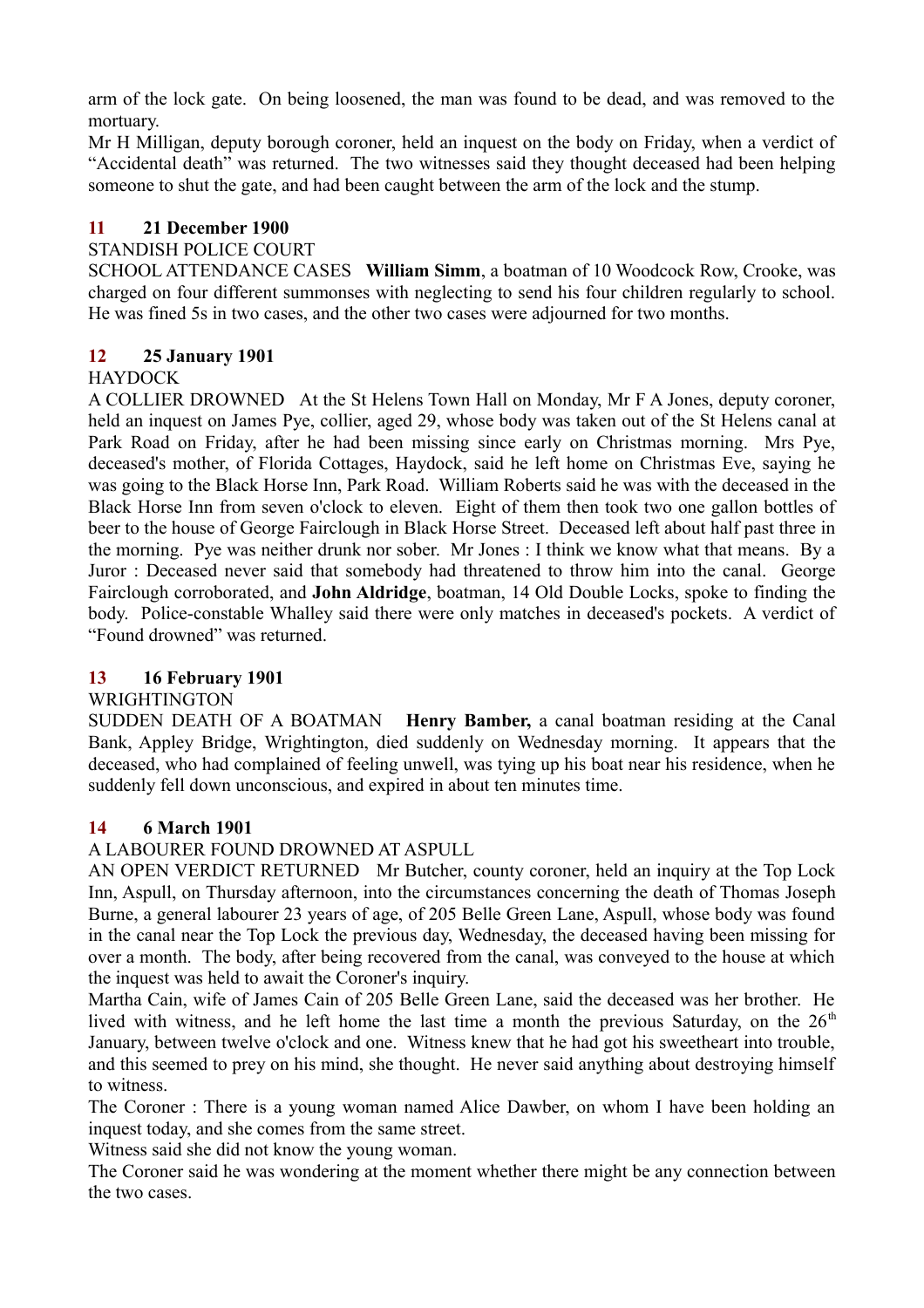arm of the lock gate. On being loosened, the man was found to be dead, and was removed to the mortuary.

Mr H Milligan, deputy borough coroner, held an inquest on the body on Friday, when a verdict of "Accidental death" was returned. The two witnesses said they thought deceased had been helping someone to shut the gate, and had been caught between the arm of the lock and the stump.

### 11 21 December 1900

STANDISH POLICE COURT

SCHOOL ATTENDANCE CASES **William Simm**, a boatman of 10 Woodcock Row, Crooke, was charged on four different summonses with neglecting to send his four children regularly to school. He was fined 5s in two cases, and the other two cases were adjourned for two months.

### 12 25 January 1901

HAYDOCK

A COLLIER DROWNED At the St Helens Town Hall on Monday, Mr F A Jones, deputy coroner, held an inquest on James Pye, collier, aged 29, whose body was taken out of the St Helens canal at Park Road on Friday, after he had been missing since early on Christmas morning. Mrs Pye, deceased's mother, of Florida Cottages, Haydock, said he left home on Christmas Eve, saying he was going to the Black Horse Inn, Park Road. William Roberts said he was with the deceased in the Black Horse Inn from seven o'clock to eleven. Eight of them then took two one gallon bottles of beer to the house of George Fairclough in Black Horse Street. Deceased left about half past three in the morning. Pye was neither drunk nor sober. Mr Jones : I think we know what that means. By a Juror : Deceased never said that somebody had threatened to throw him into the canal. George Fairclough corroborated, and **John Aldridge**, boatman, 14 Old Double Locks, spoke to finding the body. Police-constable Whalley said there were only matches in deceased's pockets. A verdict of "Found drowned" was returned.

### 13 16 February 1901

WRIGHTINGTON

SUDDEN DEATH OF A BOATMAN **Henry Bamber,** a canal boatman residing at the Canal Bank, Appley Bridge, Wrightington, died suddenly on Wednesday morning. It appears that the deceased, who had complained of feeling unwell, was tying up his boat near his residence, when he suddenly fell down unconscious, and expired in about ten minutes time.

### 14 6 March 1901

A LABOURER FOUND DROWNED AT ASPULL

AN OPEN VERDICT RETURNED Mr Butcher, county coroner, held an inquiry at the Top Lock Inn, Aspull, on Thursday afternoon, into the circumstances concerning the death of Thomas Joseph Burne, a general labourer 23 years of age, of 205 Belle Green Lane, Aspull, whose body was found in the canal near the Top Lock the previous day, Wednesday, the deceased having been missing for over a month. The body, after being recovered from the canal, was conveyed to the house at which the inquest was held to await the Coroner's inquiry.

Martha Cain, wife of James Cain of 205 Belle Green Lane, said the deceased was her brother. He lived with witness, and he left home the last time a month the previous Saturday, on the 26th January, between twelve o'clock and one. Witness knew that he had got his sweetheart into trouble, and this seemed to prey on his mind, she thought. He never said anything about destroying himself to witness.

The Coroner : There is a young woman named Alice Dawber, on whom I have been holding an inquest today, and she comes from the same street.

Witness said she did not know the young woman.

The Coroner said he was wondering at the moment whether there might be any connection between the two cases.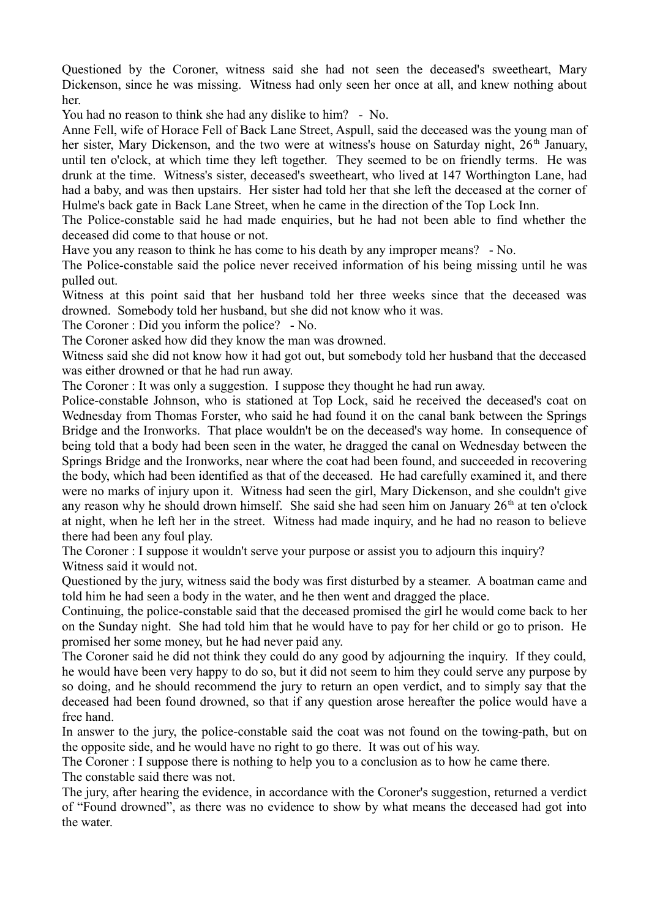Questioned by the Coroner, witness said she had not seen the deceased's sweetheart, Mary Dickenson, since he was missing. Witness had only seen her once at all, and knew nothing about her.

You had no reason to think she had any dislike to him? - No.

Anne Fell, wife of Horace Fell of Back Lane Street, Aspull, said the deceased was the young man of her sister, Mary Dickenson, and the two were at witness's house on Saturday night, 26th January, until ten o'clock, at which time they left together. They seemed to be on friendly terms. He was drunk at the time. Witness's sister, deceased's sweetheart, who lived at 147 Worthington Lane, had had a baby, and was then upstairs. Her sister had told her that she left the deceased at the corner of Hulme's back gate in Back Lane Street, when he came in the direction of the Top Lock Inn.

The Police-constable said he had made enquiries, but he had not been able to find whether the deceased did come to that house or not.

Have you any reason to think he has come to his death by any improper means? - No.

The Police-constable said the police never received information of his being missing until he was pulled out.

Witness at this point said that her husband told her three weeks since that the deceased was drowned. Somebody told her husband, but she did not know who it was.

The Coroner : Did you inform the police? - No.

The Coroner asked how did they know the man was drowned.

Witness said she did not know how it had got out, but somebody told her husband that the deceased was either drowned or that he had run away.

The Coroner : It was only a suggestion. I suppose they thought he had run away.

Police-constable Johnson, who is stationed at Top Lock, said he received the deceased's coat on Wednesday from Thomas Forster, who said he had found it on the canal bank between the Springs Bridge and the Ironworks. That place wouldn't be on the deceased's way home. In consequence of being told that a body had been seen in the water, he dragged the canal on Wednesday between the Springs Bridge and the Ironworks, near where the coat had been found, and succeeded in recovering the body, which had been identified as that of the deceased. He had carefully examined it, and there were no marks of injury upon it. Witness had seen the girl, Mary Dickenson, and she couldn't give any reason why he should drown himself. She said she had seen him on January 26th at ten o'clock at night, when he left her in the street. Witness had made inquiry, and he had no reason to believe there had been any foul play.

The Coroner : I suppose it wouldn't serve your purpose or assist you to adjourn this inquiry?

Witness said it would not.

Questioned by the jury, witness said the body was first disturbed by a steamer. A boatman came and told him he had seen a body in the water, and he then went and dragged the place.

Continuing, the police-constable said that the deceased promised the girl he would come back to her on the Sunday night. She had told him that he would have to pay for her child or go to prison. He promised her some money, but he had never paid any.

The Coroner said he did not think they could do any good by adjourning the inquiry. If they could, he would have been very happy to do so, but it did not seem to him they could serve any purpose by so doing, and he should recommend the jury to return an open verdict, and to simply say that the deceased had been found drowned, so that if any question arose hereafter the police would have a free hand.

In answer to the jury, the police-constable said the coat was not found on the towing-path, but on the opposite side, and he would have no right to go there. It was out of his way.

The Coroner : I suppose there is nothing to help you to a conclusion as to how he came there.

The constable said there was not.

The jury, after hearing the evidence, in accordance with the Coroner's suggestion, returned a verdict of "Found drowned", as there was no evidence to show by what means the deceased had got into the water.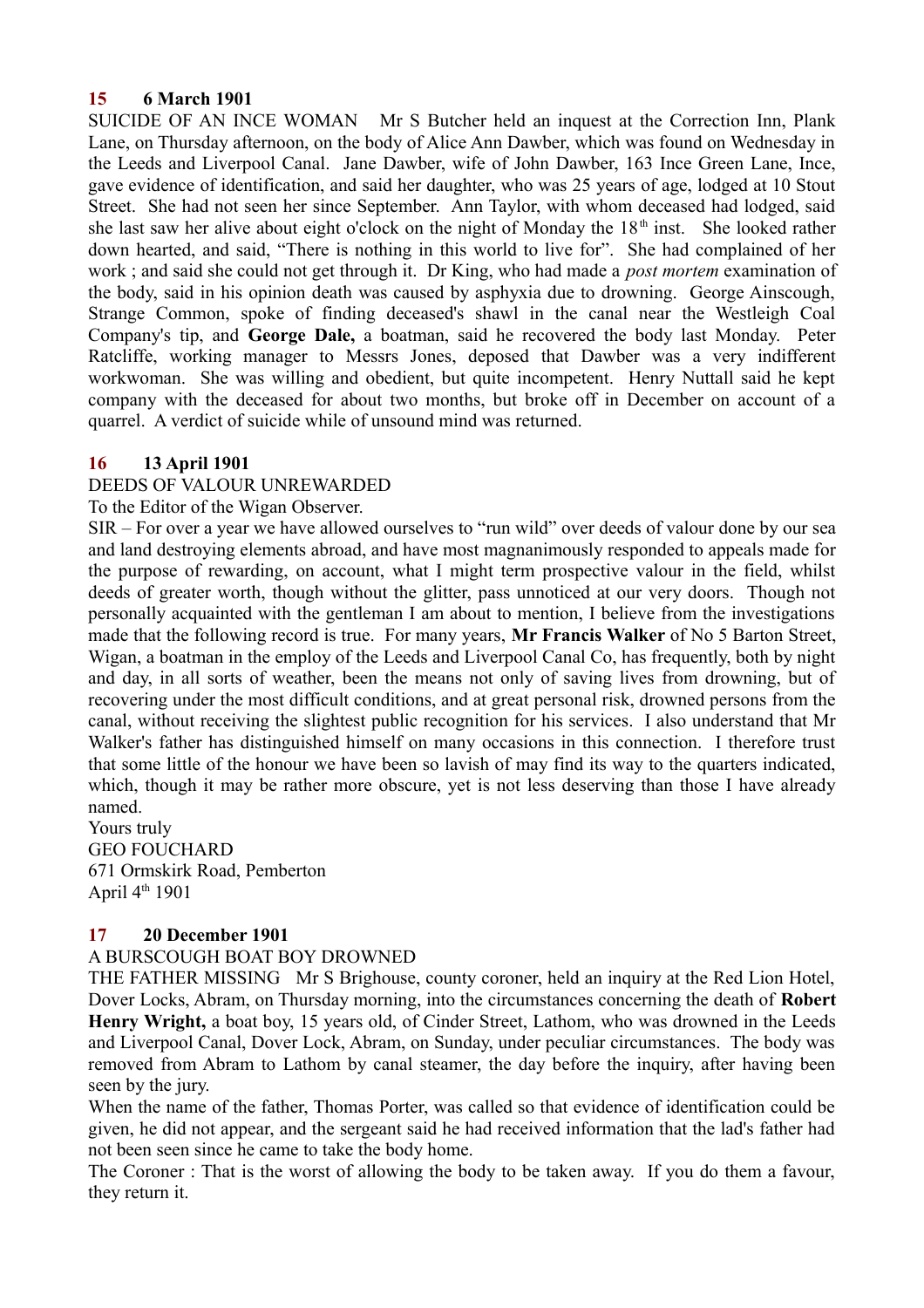**15 6 March 1901**

SUICIDE OF AN INCE WOMAN Mr S Butcher held an inquest at the Correction Inn, Plank Lane, on Thursday afternoon, on the body of Alice Ann Dawber, which was found on Wednesday in the Leeds and Liverpool Canal. Jane Dawber, wife of John Dawber, 163 Ince Green Lane, Ince, gave evidence of identification, and said her daughter, who was 25 years of age, lodged at 10 Stout Street. She had not seen her since September. Ann Taylor, with whom deceased had lodged, said she last saw her alive about eight o'clock on the night of Monday the 18th inst. She looked rather down hearted, and said, "There is nothing in this world to live for". She had complained of her work ; and said she could not get through it. Dr King, who had made a *post mortem* examination of the body, said in his opinion death was caused by asphyxia due to drowning. George Ainscough, Strange Common, spoke of finding deceased's shawl in the canal near the Westleigh Coal Company's tip, and **George Dale,** a boatman, said he recovered the body last Monday. Peter Ratcliffe, working manager to Messrs Jones, deposed that Dawber was a very indifferent workwoman. She was willing and obedient, but quite incompetent. Henry Nuttall said he kept company with the deceased for about two months, but broke off in December on account of a quarrel. A verdict of suicide while of unsound mind was returned.

**16 13 April 1901**

DEEDS OF VALOUR UNREWARDED

To the Editor of the Wigan Observer.

SIR – For over a year we have allowed ourselves to "run wild" over deeds of valour done by our sea and land destroying elements abroad, and have most magnanimously responded to appeals made for the purpose of rewarding, on account, what I might term prospective valour in the field, whilst deeds of greater worth, though without the glitter, pass unnoticed at our very doors. Though not personally acquainted with the gentleman I am about to mention, I believe from the investigations made that the following record is true. For many years, **Mr Francis Walker** of No 5 Barton Street, Wigan, a boatman in the employ of the Leeds and Liverpool Canal Co, has frequently, both by night and day, in all sorts of weather, been the means not only of saving lives from drowning, but of recovering under the most difficult conditions, and at great personal risk, drowned persons from the canal, without receiving the slightest public recognition for his services. I also understand that Mr Walker's father has distinguished himself on many occasions in this connection. I therefore trust that some little of the honour we have been so lavish of may find its way to the quarters indicated, which, though it may be rather more obscure, yet is not less deserving than those I have already named.

Yours truly

GEO FOUCHARD

671 Ormskirk Road, Pemberton

April 4th 1901

**17 20 December 1901**

A BURSCOUGH BOAT BOY DROWNED

THE FATHER MISSING Mr S Brighouse, county coroner, held an inquiry at the Red Lion Hotel, Dover Locks, Abram, on Thursday morning, into the circumstances concerning the death of **Robert Henry Wright,** a boat boy, 15 years old, of Cinder Street, Lathom, who was drowned in the Leeds and Liverpool Canal, Dover Lock, Abram, on Sunday, under peculiar circumstances. The body was removed from Abram to Lathom by canal steamer, the day before the inquiry, after having been seen by the jury.

When the name of the father, Thomas Porter, was called so that evidence of identification could be given, he did not appear, and the sergeant said he had received information that the lad's father had not been seen since he came to take the body home.

The Coroner : That is the worst of allowing the body to be taken away. If you do them a favour, they return it.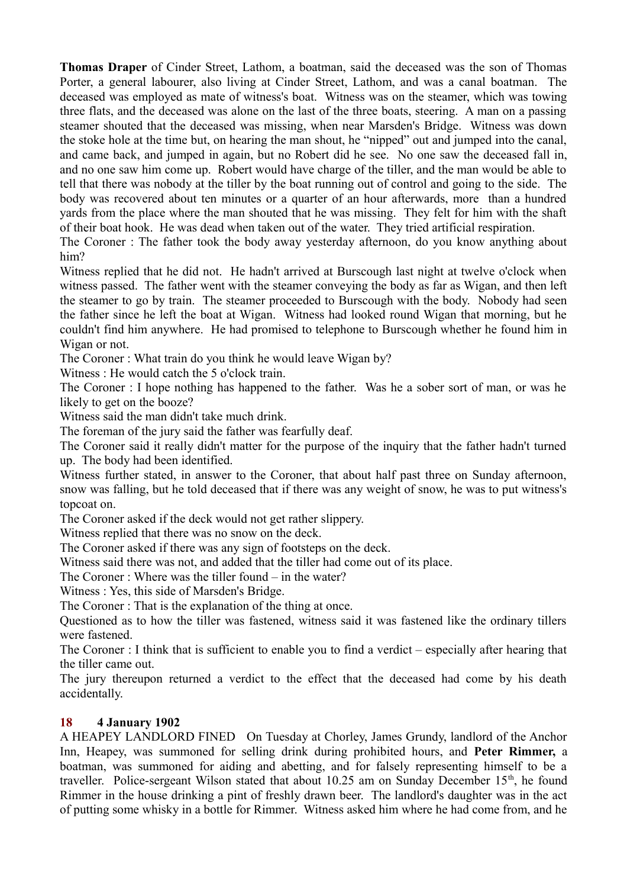**Thomas Draper** of Cinder Street, Lathom, a boatman, said the deceased was the son of Thomas Porter, a general labourer, also living at Cinder Street, Lathom, and was a canal boatman. The deceased was employed as mate of witness's boat. Witness was on the steamer, which was towing three flats, and the deceased was alone on the last of the three boats, steering. A man on a passing steamer shouted that the deceased was missing, when near Marsden's Bridge. Witness was down the stoke hole at the time but, on hearing the man shout, he "nipped" out and jumped into the canal, and came back, and jumped in again, but no Robert did he see. No one saw the deceased fall in, and no one saw him come up. Robert would have charge of the tiller, and the man would be able to tell that there was nobody at the tiller by the boat running out of control and going to the side. The body was recovered about ten minutes or a quarter of an hour afterwards, more than a hundred yards from the place where the man shouted that he was missing. They felt for him with the shaft of their boat hook. He was dead when taken out of the water. They tried artificial respiration.

The Coroner : The father took the body away yesterday afternoon, do you know anything about him?

Witness replied that he did not. He hadn't arrived at Burscough last night at twelve o'clock when witness passed. The father went with the steamer conveying the body as far as Wigan, and then left the steamer to go by train. The steamer proceeded to Burscough with the body. Nobody had seen the father since he left the boat at Wigan. Witness had looked round Wigan that morning, but he couldn't find him anywhere. He had promised to telephone to Burscough whether he found him in Wigan or not.

The Coroner : What train do you think he would leave Wigan by?

Witness : He would catch the 5 o'clock train.

The Coroner : I hope nothing has happened to the father. Was he a sober sort of man, or was he likely to get on the booze?

Witness said the man didn't take much drink.

The foreman of the jury said the father was fearfully deaf.

The Coroner said it really didn't matter for the purpose of the inquiry that the father hadn't turned up. The body had been identified.

Witness further stated, in answer to the Coroner, that about half past three on Sunday afternoon, snow was falling, but he told deceased that if there was any weight of snow, he was to put witness's topcoat on.

The Coroner asked if the deck would not get rather slippery.

Witness replied that there was no snow on the deck.

The Coroner asked if there was any sign of footsteps on the deck.

Witness said there was not, and added that the tiller had come out of its place.

The Coroner : Where was the tiller found – in the water?

Witness : Yes, this side of Marsden's Bridge.

The Coroner : That is the explanation of the thing at once.

Questioned as to how the tiller was fastened, witness said it was fastened like the ordinary tillers were fastened.

The Coroner : I think that is sufficient to enable you to find a verdict – especially after hearing that the tiller came out.

The jury thereupon returned a verdict to the effect that the deceased had come by his death accidentally.

**18 4 January 1902**

A HEAPEY LANDLORD FINED On Tuesday at Chorley, James Grundy, landlord of the Anchor Inn, Heapey, was summoned for selling drink during prohibited hours, and **Peter Rimmer,** a boatman, was summoned for aiding and abetting, and for falsely representing himself to be a traveller. Police-sergeant Wilson stated that about 10.25 am on Sunday December 15th, he found Rimmer in the house drinking a pint of freshly drawn beer. The landlord's daughter was in the act of putting some whisky in a bottle for Rimmer. Witness asked him where he had come from, and he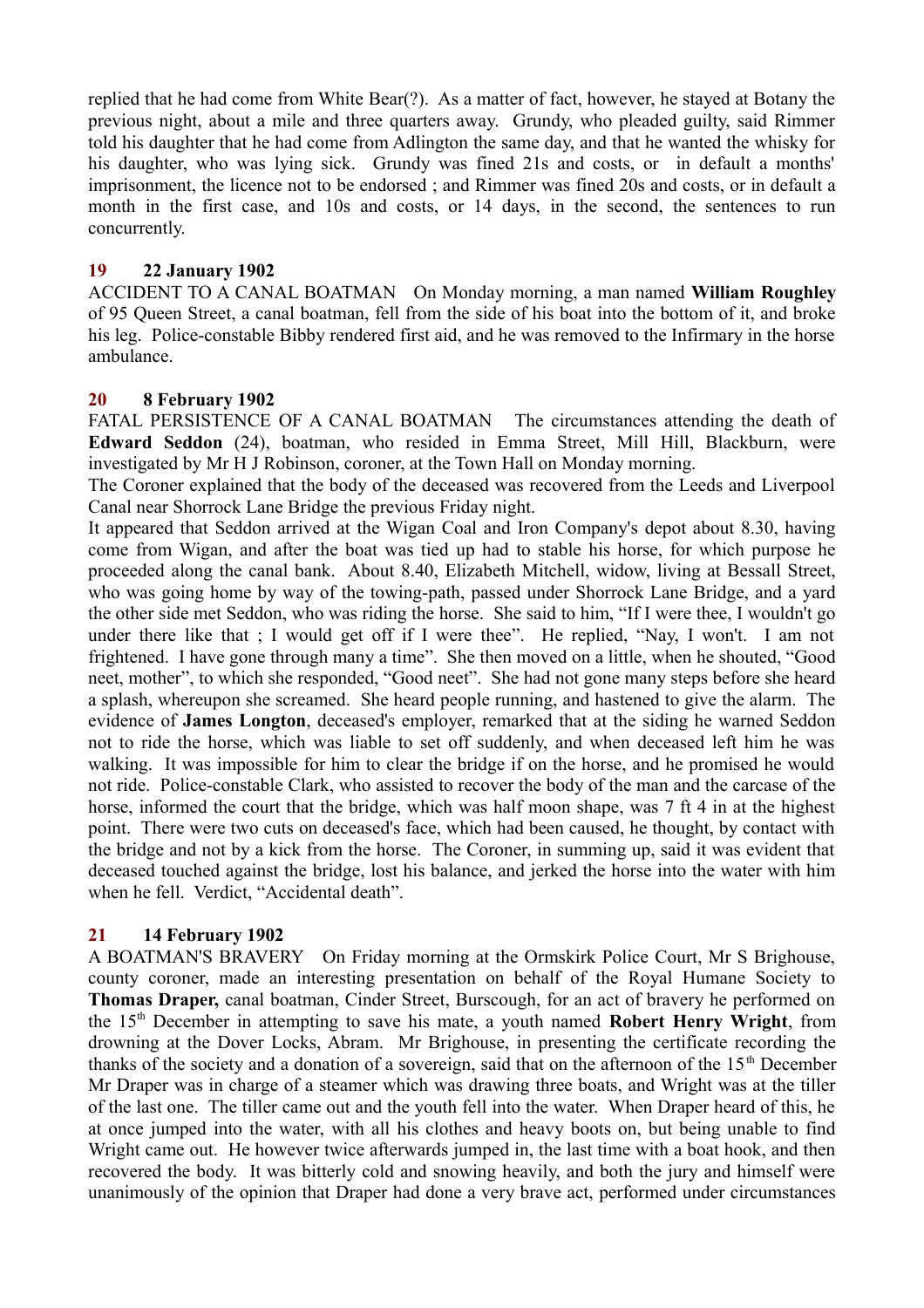replied that he had come from White Bear(?). As a matter of fact, however, he stayed at Botany the previous night, about a mile and three quarters away. Grundy, who pleaded guilty, said Rimmer told his daughter that he had come from Adlington the same day, and that he wanted the whisky for his daughter, who was lying sick. Grundy was fined 21s and costs, or in default a months' imprisonment, the licence not to be endorsed ; and Rimmer was fined 20s and costs, or in default a month in the first case, and 10s and costs, or 14 days, in the second, the sentences to run concurrently.

## 19 22 January 1902

ACCIDENT TO A CANAL BOATMAN On Monday morning, a man named **William Roughley** of 95 Queen Street, a canal boatman, fell from the side of his boat into the bottom of it, and broke his leg. Police-constable Bibby rendered first aid, and he was removed to the Infirmary in the horse ambulance.

## 20 8 February 1902

FATAL PERSISTENCE OF A CANAL BOATMAN The circumstances attending the death of **Edward Seddon** (24), boatman, who resided in Emma Street, Mill Hill, Blackburn, were investigated by Mr H J Robinson, coroner, at the Town Hall on Monday morning.

The Coroner explained that the body of the deceased was recovered from the Leeds and Liverpool Canal near Shorrock Lane Bridge the previous Friday night.

It appeared that Seddon arrived at the Wigan Coal and Iron Company's depot about 8.30, having come from Wigan, and after the boat was tied up had to stable his horse, for which purpose he proceeded along the canal bank. About 8.40, Elizabeth Mitchell, widow, living at Bessall Street, who was going home by way of the towing-path, passed under Shorrock Lane Bridge, and a yard the other side met Seddon, who was riding the horse. She said to him, “If I were thee, I wouldn't go under there like that ; I would get off if I were thee”. He replied, “Nay, I won't. I am not frightened. I have gone through many a time”. She then moved on a little, when he shouted, “Good neet, mother”, to which she responded, “Good neet”. She had not gone many steps before she heard a splash, whereupon she screamed. She heard people running, and hastened to give the alarm. The evidence of **James Longton**, deceased's employer, remarked that at the siding he warned Seddon not to ride the horse, which was liable to set off suddenly, and when deceased left him he was walking. It was impossible for him to clear the bridge if on the horse, and he promised he would not ride. Police-constable Clark, who assisted to recover the body of the man and the carcase of the horse, informed the court that the bridge, which was half moon shape, was 7 ft 4 in at the highest point. There were two cuts on deceased's face, which had been caused, he thought, by contact with the bridge and not by a kick from the horse. The Coroner, in summing up, said it was evident that deceased touched against the bridge, lost his balance, and jerked the horse into the water with him when he fell. Verdict, “Accidental death”.

## 21 14 February 1902

A BOATMAN'S BRAVERY On Friday morning at the Ormskirk Police Court, Mr S Brighouse, county coroner, made an interesting presentation on behalf of the Royal Humane Society to **Thomas Draper,** canal boatman, Cinder Street, Burscough, for an act of bravery he performed on the 15th December in attempting to save his mate, a youth named **Robert Henry Wright**, from drowning at the Dover Locks, Abram. Mr Brighouse, in presenting the certificate recording the thanks of the society and a donation of a sovereign, said that on the afternoon of the 15th December Mr Draper was in charge of a steamer which was drawing three boats, and Wright was at the tiller of the last one. The tiller came out and the youth fell into the water. When Draper heard of this, he at once jumped into the water, with all his clothes and heavy boots on, but being unable to find Wright came out. He however twice afterwards jumped in, the last time with a boat hook, and then recovered the body. It was bitterly cold and snowing heavily, and both the jury and himself were unanimously of the opinion that Draper had done a very brave act, performed under circumstances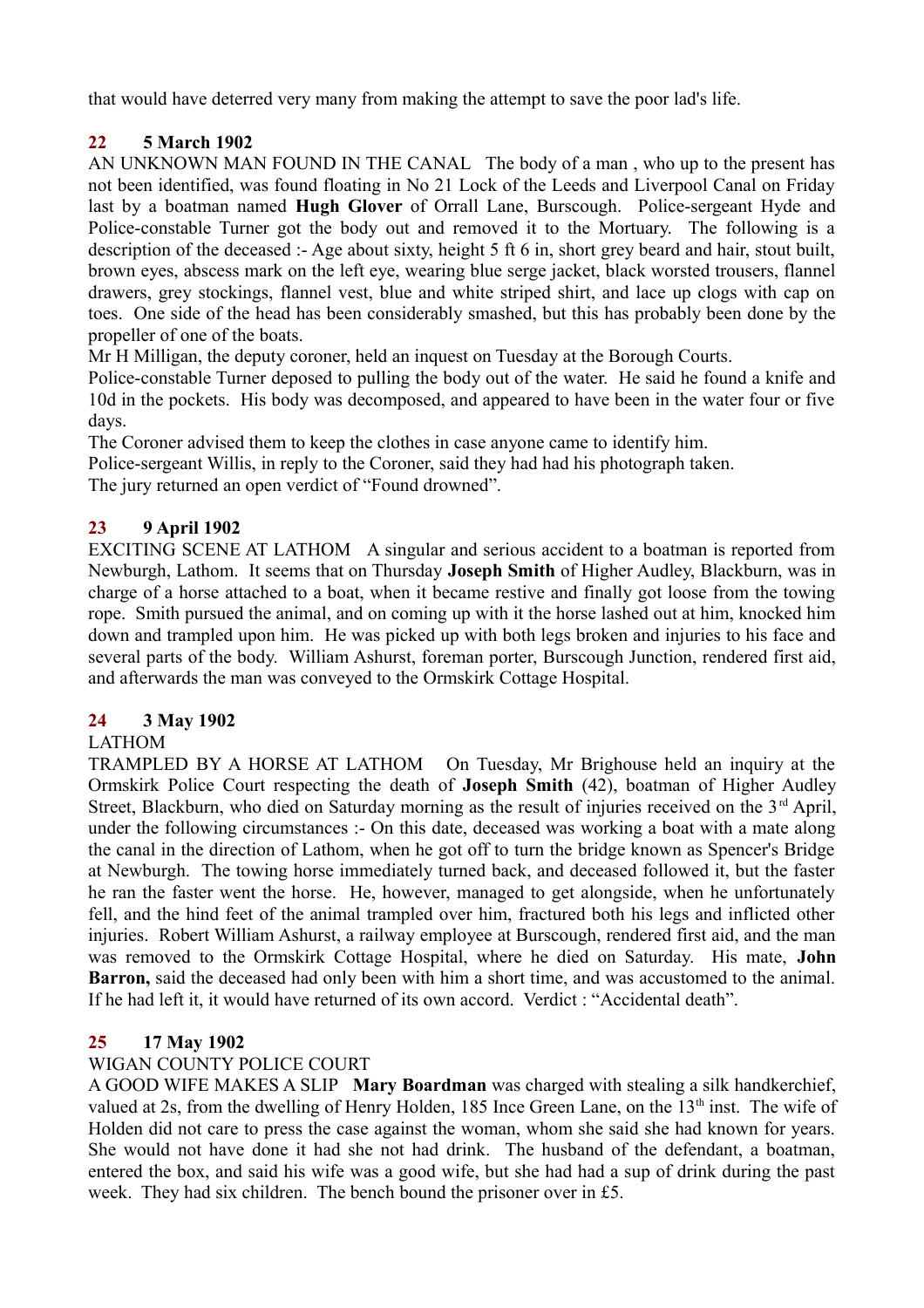that would have deterred very many from making the attempt to save the poor lad's life.

**22 5 March 1902**

AN UNKNOWN MAN FOUND IN THE CANAL The body of a man , who up to the present has not been identified, was found floating in No 21 Lock of the Leeds and Liverpool Canal on Friday last by a boatman named **Hugh Glover** of Orrall Lane, Burscough. Police-sergeant Hyde and Police-constable Turner got the body out and removed it to the Mortuary. The following is a description of the deceased :- Age about sixty, height 5 ft 6 in, short grey beard and hair, stout built, brown eyes, abscess mark on the left eye, wearing blue serge jacket, black worsted trousers, flannel drawers, grey stockings, flannel vest, blue and white striped shirt, and lace up clogs with cap on toes. One side of the head has been considerably smashed, but this has probably been done by the propeller of one of the boats.

Mr H Milligan, the deputy coroner, held an inquest on Tuesday at the Borough Courts.

Police-constable Turner deposed to pulling the body out of the water. He said he found a knife and 10d in the pockets. His body was decomposed, and appeared to have been in the water four or five days.

The Coroner advised them to keep the clothes in case anyone came to identify him.

Police-sergeant Willis, in reply to the Coroner, said they had had his photograph taken.

The jury returned an open verdict of "Found drowned".

**23 9 April 1902**

EXCITING SCENE AT LATHOM A singular and serious accident to a boatman is reported from Newburgh, Lathom. It seems that on Thursday **Joseph Smith** of Higher Audley, Blackburn, was in charge of a horse attached to a boat, when it became restive and finally got loose from the towing rope. Smith pursued the animal, and on coming up with it the horse lashed out at him, knocked him down and trampled upon him. He was picked up with both legs broken and injuries to his face and several parts of the body. William Ashurst, foreman porter, Burscough Junction, rendered first aid, and afterwards the man was conveyed to the Ormskirk Cottage Hospital.

**24 3 May 1902**

LATHOM

TRAMPLED BY A HORSE AT LATHOM On Tuesday, Mr Brighouse held an inquiry at the Ormskirk Police Court respecting the death of **Joseph Smith** (42), boatman of Higher Audley Street, Blackburn, who died on Saturday morning as the result of injuries received on the 3rd April, under the following circumstances :- On this date, deceased was working a boat with a mate along the canal in the direction of Lathom, when he got off to turn the bridge known as Spencer's Bridge at Newburgh. The towing horse immediately turned back, and deceased followed it, but the faster he ran the faster went the horse. He, however, managed to get alongside, when he unfortunately fell, and the hind feet of the animal trampled over him, fractured both his legs and inflicted other injuries. Robert William Ashurst, a railway employee at Burscough, rendered first aid, and the man was removed to the Ormskirk Cottage Hospital, where he died on Saturday. His mate, **John Barron,** said the deceased had only been with him a short time, and was accustomed to the animal. If he had left it, it would have returned of its own accord. Verdict : "Accidental death".

**25 17 May 1902**

WIGAN COUNTY POLICE COURT

A GOOD WIFE MAKES A SLIP **Mary Boardman** was charged with stealing a silk handkerchief, valued at 2s, from the dwelling of Henry Holden, 185 Ince Green Lane, on the 13th inst. The wife of Holden did not care to press the case against the woman, whom she said she had known for years. She would not have done it had she not had drink. The husband of the defendant, a boatman, entered the box, and said his wife was a good wife, but she had had a sup of drink during the past week. They had six children. The bench bound the prisoner over in £5.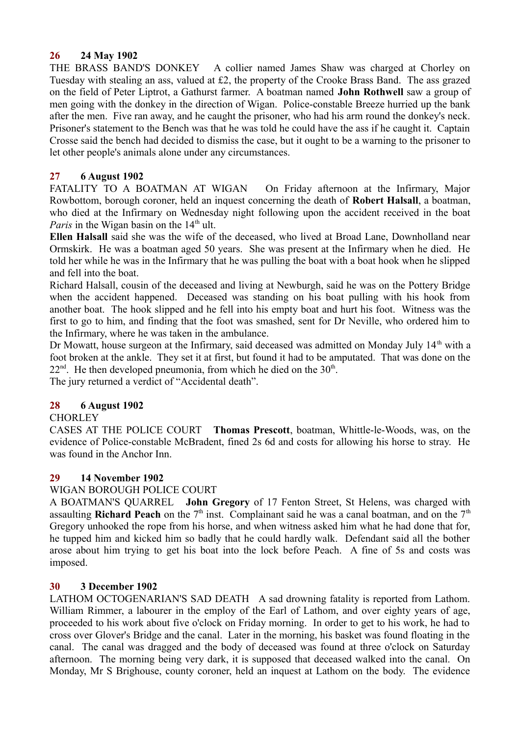**26 24 May 1902**

THE BRASS BAND'S DONKEY A collier named James Shaw was charged at Chorley on Tuesday with stealing an ass, valued at £2, the property of the Crooke Brass Band. The ass grazed on the field of Peter Liptrot, a Gathurst farmer. A boatman named **John Rothwell** saw a group of men going with the donkey in the direction of Wigan. Police-constable Breeze hurried up the bank after the men. Five ran away, and he caught the prisoner, who had his arm round the donkey's neck. Prisoner's statement to the Bench was that he was told he could have the ass if he caught it. Captain Crosse said the bench had decided to dismiss the case, but it ought to be a warning to the prisoner to let other people's animals alone under any circumstances.

**27 6 August 1902**

FATALITY TO A BOATMAN AT WIGAN On Friday afternoon at the Infirmary, Major Rowbottom, borough coroner, held an inquest concerning the death of **Robert Halsall**, a boatman, who died at the Infirmary on Wednesday night following upon the accident received in the boat *Paris* in the Wigan basin on the 14th ult.

**Ellen Halsall** said she was the wife of the deceased, who lived at Broad Lane, Downholland near Ormskirk. He was a boatman aged 50 years. She was present at the Infirmary when he died. He told her while he was in the Infirmary that he was pulling the boat with a boat hook when he slipped and fell into the boat.

Richard Halsall, cousin of the deceased and living at Newburgh, said he was on the Pottery Bridge when the accident happened. Deceased was standing on his boat pulling with his hook from another boat. The hook slipped and he fell into his empty boat and hurt his foot. Witness was the first to go to him, and finding that the foot was smashed, sent for Dr Neville, who ordered him to the Infirmary, where he was taken in the ambulance.

Dr Mowatt, house surgeon at the Infirmary, said deceased was admitted on Monday July 14th with a foot broken at the ankle. They set it at first, but found it had to be amputated. That was done on the 22nd. He then developed pneumonia, from which he died on the 30th.

The jury returned a verdict of "Accidental death".

**28 6 August 1902**

CHORLEY

CASES AT THE POLICE COURT **Thomas Prescott**, boatman, Whittle-le-Woods, was, on the evidence of Police-constable McBradent, fined 2s 6d and costs for allowing his horse to stray. He was found in the Anchor Inn.

**29 14 November 1902**

WIGAN BOROUGH POLICE COURT

A BOATMAN'S QUARREL **John Gregory** of 17 Fenton Street, St Helens, was charged with assaulting **Richard Peach** on the 7th inst. Complainant said he was a canal boatman, and on the 7th Gregory unhooked the rope from his horse, and when witness asked him what he had done that for, he tupped him and kicked him so badly that he could hardly walk. Defendant said all the bother arose about him trying to get his boat into the lock before Peach. A fine of 5s and costs was imposed.

**30 3 December 1902**

LATHOM OCTOGENARIAN'S SAD DEATH A sad drowning fatality is reported from Lathom. William Rimmer, a labourer in the employ of the Earl of Lathom, and over eighty years of age, proceeded to his work about five o'clock on Friday morning. In order to get to his work, he had to cross over Glover's Bridge and the canal. Later in the morning, his basket was found floating in the canal. The canal was dragged and the body of deceased was found at three o'clock on Saturday afternoon. The morning being very dark, it is supposed that deceased walked into the canal. On Monday, Mr S Brighouse, county coroner, held an inquest at Lathom on the body. The evidence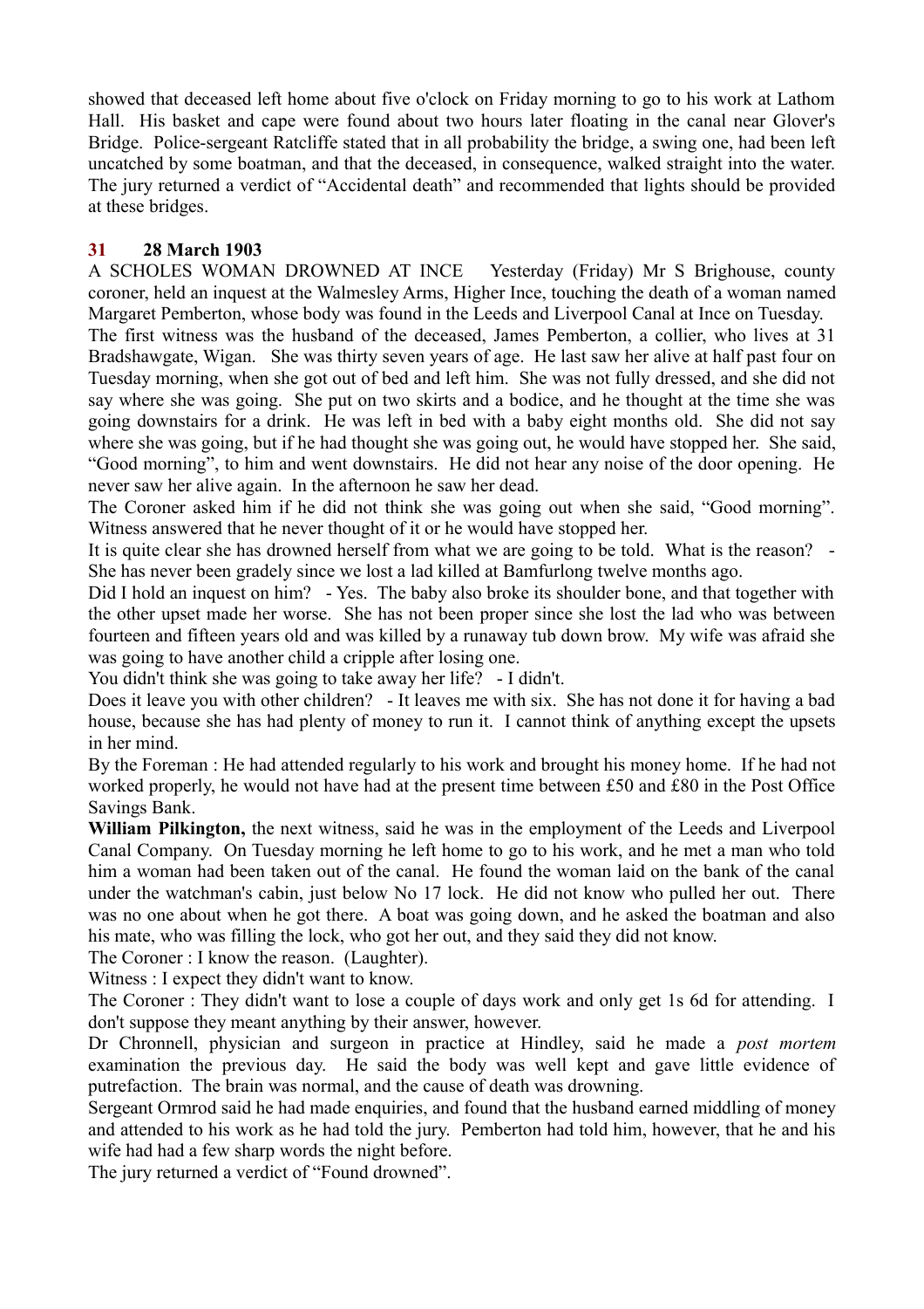showed that deceased left home about five o'clock on Friday morning to go to his work at Lathom Hall. His basket and cape were found about two hours later floating in the canal near Glover's Bridge. Police-sergeant Ratcliffe stated that in all probability the bridge, a swing one, had been left uncatched by some boatman, and that the deceased, in consequence, walked straight into the water. The jury returned a verdict of "Accidental death" and recommended that lights should be provided at these bridges.

### 31 28 March 1903

A SCHOLES WOMAN DROWNED AT INCE Yesterday (Friday) Mr S Brighouse, county coroner, held an inquest at the Walmesley Arms, Higher Ince, touching the death of a woman named Margaret Pemberton, whose body was found in the Leeds and Liverpool Canal at Ince on Tuesday.

The first witness was the husband of the deceased, James Pemberton, a collier, who lives at 31 Bradshawgate, Wigan. She was thirty seven years of age. He last saw her alive at half past four on Tuesday morning, when she got out of bed and left him. She was not fully dressed, and she did not say where she was going. She put on two skirts and a bodice, and he thought at the time she was going downstairs for a drink. He was left in bed with a baby eight months old. She did not say where she was going, but if he had thought she was going out, he would have stopped her. She said, "Good morning", to him and went downstairs. He did not hear any noise of the door opening. He never saw her alive again. In the afternoon he saw her dead.

The Coroner asked him if he did not think she was going out when she said, "Good morning". Witness answered that he never thought of it or he would have stopped her.

It is quite clear she has drowned herself from what we are going to be told. What is the reason? - She has never been gradely since we lost a lad killed at Bamfurlong twelve months ago.

Did I hold an inquest on him? - Yes. The baby also broke its shoulder bone, and that together with the other upset made her worse. She has not been proper since she lost the lad who was between fourteen and fifteen years old and was killed by a runaway tub down brow. My wife was afraid she was going to have another child a cripple after losing one.

You didn't think she was going to take away her life? - I didn't.

Does it leave you with other children? - It leaves me with six. She has not done it for having a bad house, because she has had plenty of money to run it. I cannot think of anything except the upsets in her mind.

By the Foreman : He had attended regularly to his work and brought his money home. If he had not worked properly, he would not have had at the present time between £50 and £80 in the Post Office Savings Bank.

**William Pilkington,** the next witness, said he was in the employment of the Leeds and Liverpool Canal Company. On Tuesday morning he left home to go to his work, and he met a man who told him a woman had been taken out of the canal. He found the woman laid on the bank of the canal under the watchman's cabin, just below No 17 lock. He did not know who pulled her out. There was no one about when he got there. A boat was going down, and he asked the boatman and also his mate, who was filling the lock, who got her out, and they said they did not know.

The Coroner : I know the reason. (Laughter).

Witness : I expect they didn't want to know.

The Coroner : They didn't want to lose a couple of days work and only get 1s 6d for attending. I don't suppose they meant anything by their answer, however.

Dr Chronnell, physician and surgeon in practice at Hindley, said he made a *post mortem* examination the previous day. He said the body was well kept and gave little evidence of putrefaction. The brain was normal, and the cause of death was drowning.

Sergeant Ormrod said he had made enquiries, and found that the husband earned middling of money and attended to his work as he had told the jury. Pemberton had told him, however, that he and his wife had had a few sharp words the night before.

The jury returned a verdict of "Found drowned".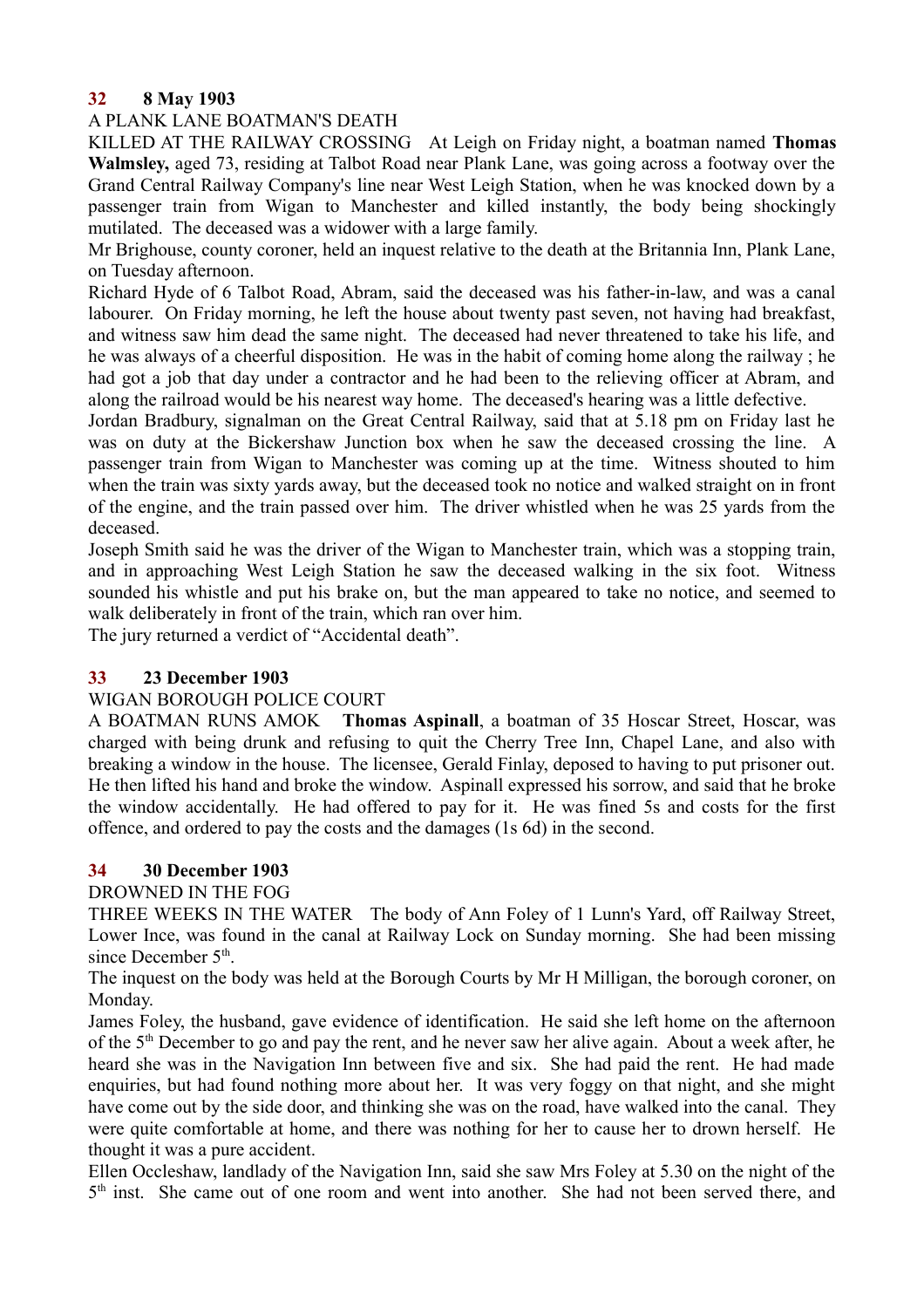**32 8 May 1903**

A PLANK LANE BOATMAN'S DEATH

KILLED AT THE RAILWAY CROSSING At Leigh on Friday night, a boatman named **Thomas Walmsley,** aged 73, residing at Talbot Road near Plank Lane, was going across a footway over the Grand Central Railway Company's line near West Leigh Station, when he was knocked down by a passenger train from Wigan to Manchester and killed instantly, the body being shockingly mutilated. The deceased was a widower with a large family.

Mr Brighouse, county coroner, held an inquest relative to the death at the Britannia Inn, Plank Lane, on Tuesday afternoon.

Richard Hyde of 6 Talbot Road, Abram, said the deceased was his father-in-law, and was a canal labourer. On Friday morning, he left the house about twenty past seven, not having had breakfast, and witness saw him dead the same night. The deceased had never threatened to take his life, and he was always of a cheerful disposition. He was in the habit of coming home along the railway ; he had got a job that day under a contractor and he had been to the relieving officer at Abram, and along the railroad would be his nearest way home. The deceased's hearing was a little defective.

Jordan Bradbury, signalman on the Great Central Railway, said that at 5.18 pm on Friday last he was on duty at the Bickershaw Junction box when he saw the deceased crossing the line. A passenger train from Wigan to Manchester was coming up at the time. Witness shouted to him when the train was sixty yards away, but the deceased took no notice and walked straight on in front of the engine, and the train passed over him. The driver whistled when he was 25 yards from the deceased.

Joseph Smith said he was the driver of the Wigan to Manchester train, which was a stopping train, and in approaching West Leigh Station he saw the deceased walking in the six foot. Witness sounded his whistle and put his brake on, but the man appeared to take no notice, and seemed to walk deliberately in front of the train, which ran over him.

The jury returned a verdict of "Accidental death".

**33 23 December 1903**

WIGAN BOROUGH POLICE COURT

A BOATMAN RUNS AMOK **Thomas Aspinall**, a boatman of 35 Hoscar Street, Hoscar, was charged with being drunk and refusing to quit the Cherry Tree Inn, Chapel Lane, and also with breaking a window in the house. The licensee, Gerald Finlay, deposed to having to put prisoner out. He then lifted his hand and broke the window. Aspinall expressed his sorrow, and said that he broke the window accidentally. He had offered to pay for it. He was fined 5s and costs for the first offence, and ordered to pay the costs and the damages (1s 6d) in the second.

**34 30 December 1903**

DROWNED IN THE FOG

THREE WEEKS IN THE WATER The body of Ann Foley of 1 Lunn's Yard, off Railway Street, Lower Ince, was found in the canal at Railway Lock on Sunday morning. She had been missing since December 5th.

The inquest on the body was held at the Borough Courts by Mr H Milligan, the borough coroner, on Monday.

James Foley, the husband, gave evidence of identification. He said she left home on the afternoon of the 5th December to go and pay the rent, and he never saw her alive again. About a week after, he heard she was in the Navigation Inn between five and six. She had paid the rent. He had made enquiries, but had found nothing more about her. It was very foggy on that night, and she might have come out by the side door, and thinking she was on the road, have walked into the canal. They were quite comfortable at home, and there was nothing for her to cause her to drown herself. He thought it was a pure accident.

Ellen Occleshaw, landlady of the Navigation Inn, said she saw Mrs Foley at 5.30 on the night of the 5th inst. She came out of one room and went into another. She had not been served there, and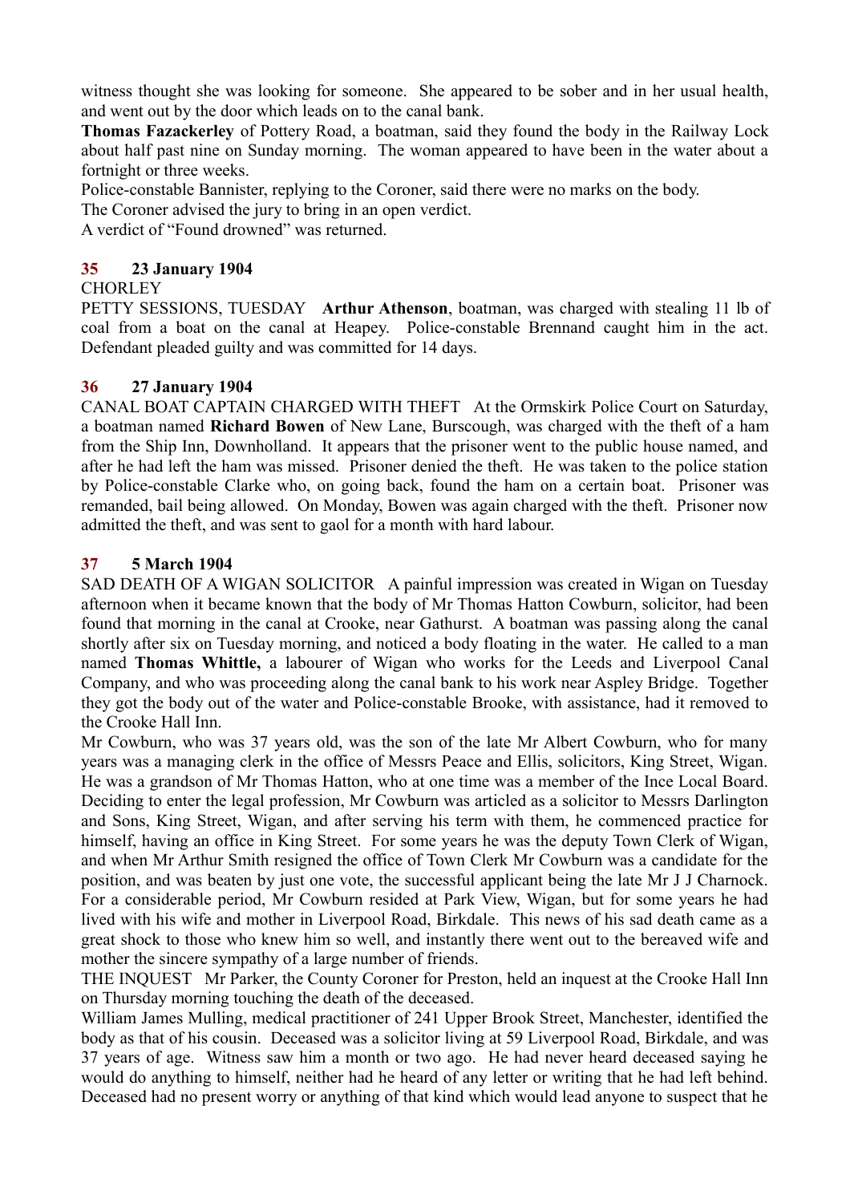witness thought she was looking for someone. She appeared to be sober and in her usual health, and went out by the door which leads on to the canal bank.

**Thomas Fazackerley** of Pottery Road, a boatman, said they found the body in the Railway Lock about half past nine on Sunday morning. The woman appeared to have been in the water about a fortnight or three weeks.

Police-constable Bannister, replying to the Coroner, said there were no marks on the body.

The Coroner advised the jury to bring in an open verdict.

A verdict of "Found drowned" was returned.

## 35 23 January 1904

CHORLEY

PETTY SESSIONS, TUESDAY **Arthur Athenson**, boatman, was charged with stealing 11 lb of coal from a boat on the canal at Heapey. Police-constable Brennand caught him in the act. Defendant pleaded guilty and was committed for 14 days.

## 36 27 January 1904

CANAL BOAT CAPTAIN CHARGED WITH THEFT At the Ormskirk Police Court on Saturday, a boatman named **Richard Bowen** of New Lane, Burscough, was charged with the theft of a ham from the Ship Inn, Downholland. It appears that the prisoner went to the public house named, and after he had left the ham was missed. Prisoner denied the theft. He was taken to the police station by Police-constable Clarke who, on going back, found the ham on a certain boat. Prisoner was remanded, bail being allowed. On Monday, Bowen was again charged with the theft. Prisoner now admitted the theft, and was sent to gaol for a month with hard labour.

## 37 5 March 1904

SAD DEATH OF A WIGAN SOLICITOR A painful impression was created in Wigan on Tuesday afternoon when it became known that the body of Mr Thomas Hatton Cowburn, solicitor, had been found that morning in the canal at Crooke, near Gathurst. A boatman was passing along the canal shortly after six on Tuesday morning, and noticed a body floating in the water. He called to a man named **Thomas Whittle,** a labourer of Wigan who works for the Leeds and Liverpool Canal Company, and who was proceeding along the canal bank to his work near Aspley Bridge. Together they got the body out of the water and Police-constable Brooke, with assistance, had it removed to the Crooke Hall Inn.

Mr Cowburn, who was 37 years old, was the son of the late Mr Albert Cowburn, who for many years was a managing clerk in the office of Messrs Peace and Ellis, solicitors, King Street, Wigan. He was a grandson of Mr Thomas Hatton, who at one time was a member of the Ince Local Board. Deciding to enter the legal profession, Mr Cowburn was articled as a solicitor to Messrs Darlington and Sons, King Street, Wigan, and after serving his term with them, he commenced practice for himself, having an office in King Street. For some years he was the deputy Town Clerk of Wigan, and when Mr Arthur Smith resigned the office of Town Clerk Mr Cowburn was a candidate for the position, and was beaten by just one vote, the successful applicant being the late Mr J J Charnock. For a considerable period, Mr Cowburn resided at Park View, Wigan, but for some years he had lived with his wife and mother in Liverpool Road, Birkdale. This news of his sad death came as a great shock to those who knew him so well, and instantly there went out to the bereaved wife and mother the sincere sympathy of a large number of friends.

THE INQUEST Mr Parker, the County Coroner for Preston, held an inquest at the Crooke Hall Inn on Thursday morning touching the death of the deceased.

William James Mulling, medical practitioner of 241 Upper Brook Street, Manchester, identified the body as that of his cousin. Deceased was a solicitor living at 59 Liverpool Road, Birkdale, and was 37 years of age. Witness saw him a month or two ago. He had never heard deceased saying he would do anything to himself, neither had he heard of any letter or writing that he had left behind. Deceased had no present worry or anything of that kind which would lead anyone to suspect that he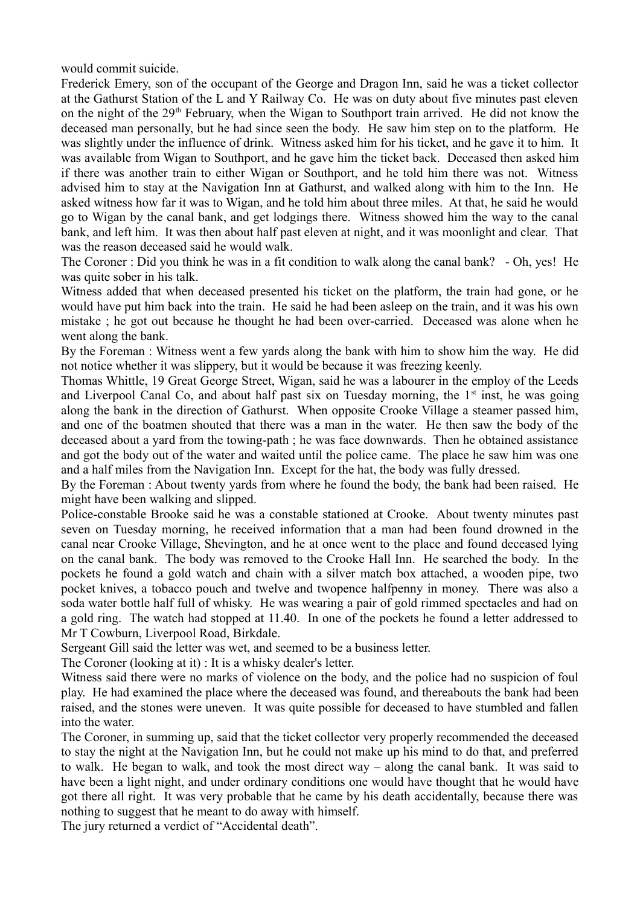would commit suicide.

Frederick Emery, son of the occupant of the George and Dragon Inn, said he was a ticket collector at the Gathurst Station of the L and Y Railway Co. He was on duty about five minutes past eleven on the night of the 29th February, when the Wigan to Southport train arrived. He did not know the deceased man personally, but he had since seen the body. He saw him step on to the platform. He was slightly under the influence of drink. Witness asked him for his ticket, and he gave it to him. It was available from Wigan to Southport, and he gave him the ticket back. Deceased then asked him if there was another train to either Wigan or Southport, and he told him there was not. Witness advised him to stay at the Navigation Inn at Gathurst, and walked along with him to the Inn. He asked witness how far it was to Wigan, and he told him about three miles. At that, he said he would go to Wigan by the canal bank, and get lodgings there. Witness showed him the way to the canal bank, and left him. It was then about half past eleven at night, and it was moonlight and clear. That was the reason deceased said he would walk.

The Coroner : Did you think he was in a fit condition to walk along the canal bank? - Oh, yes! He was quite sober in his talk.

Witness added that when deceased presented his ticket on the platform, the train had gone, or he would have put him back into the train. He said he had been asleep on the train, and it was his own mistake ; he got out because he thought he had been over-carried. Deceased was alone when he went along the bank.

By the Foreman : Witness went a few yards along the bank with him to show him the way. He did not notice whether it was slippery, but it would be because it was freezing keenly.

Thomas Whittle, 19 Great George Street, Wigan, said he was a labourer in the employ of the Leeds and Liverpool Canal Co, and about half past six on Tuesday morning, the 1st inst, he was going along the bank in the direction of Gathurst. When opposite Crooke Village a steamer passed him, and one of the boatmen shouted that there was a man in the water. He then saw the body of the deceased about a yard from the towing-path ; he was face downwards. Then he obtained assistance and got the body out of the water and waited until the police came. The place he saw him was one and a half miles from the Navigation Inn. Except for the hat, the body was fully dressed.

By the Foreman : About twenty yards from where he found the body, the bank had been raised. He might have been walking and slipped.

Police-constable Brooke said he was a constable stationed at Crooke. About twenty minutes past seven on Tuesday morning, he received information that a man had been found drowned in the canal near Crooke Village, Shevington, and he at once went to the place and found deceased lying on the canal bank. The body was removed to the Crooke Hall Inn. He searched the body. In the pockets he found a gold watch and chain with a silver match box attached, a wooden pipe, two pocket knives, a tobacco pouch and twelve and twopence halfpenny in money. There was also a soda water bottle half full of whisky. He was wearing a pair of gold rimmed spectacles and had on a gold ring. The watch had stopped at 11.40. In one of the pockets he found a letter addressed to Mr T Cowburn, Liverpool Road, Birkdale.

Sergeant Gill said the letter was wet, and seemed to be a business letter.

The Coroner (looking at it) : It is a whisky dealer's letter.

Witness said there were no marks of violence on the body, and the police had no suspicion of foul play. He had examined the place where the deceased was found, and thereabouts the bank had been raised, and the stones were uneven. It was quite possible for deceased to have stumbled and fallen into the water.

The Coroner, in summing up, said that the ticket collector very properly recommended the deceased to stay the night at the Navigation Inn, but he could not make up his mind to do that, and preferred to walk. He began to walk, and took the most direct way – along the canal bank. It was said to have been a light night, and under ordinary conditions one would have thought that he would have got there all right. It was very probable that he came by his death accidentally, because there was nothing to suggest that he meant to do away with himself.

The jury returned a verdict of "Accidental death".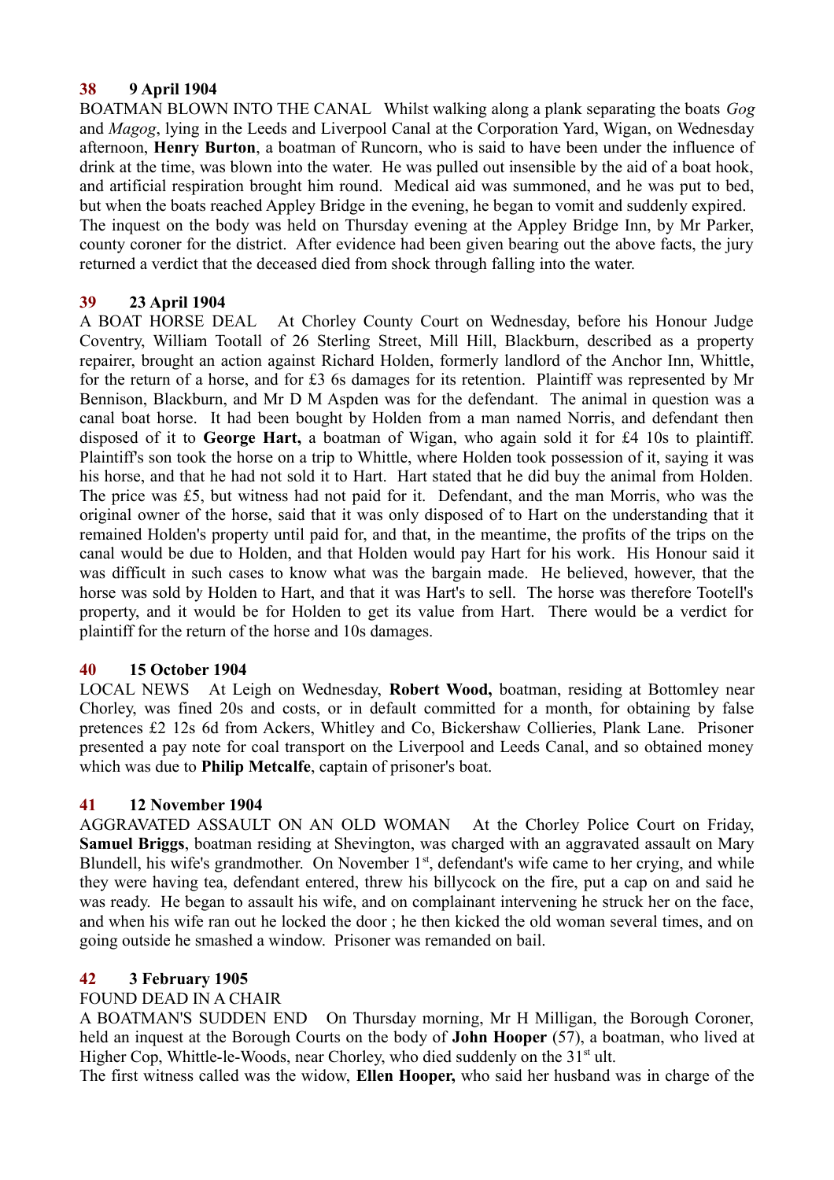### 38 9 April 1904

BOATMAN BLOWN INTO THE CANAL Whilst walking along a plank separating the boats *Gog* and *Magog*, lying in the Leeds and Liverpool Canal at the Corporation Yard, Wigan, on Wednesday afternoon, **Henry Burton**, a boatman of Runcorn, who is said to have been under the influence of drink at the time, was blown into the water. He was pulled out insensible by the aid of a boat hook, and artificial respiration brought him round. Medical aid was summoned, and he was put to bed, but when the boats reached Appley Bridge in the evening, he began to vomit and suddenly expired. The inquest on the body was held on Thursday evening at the Appley Bridge Inn, by Mr Parker, county coroner for the district. After evidence had been given bearing out the above facts, the jury returned a verdict that the deceased died from shock through falling into the water.

### 39 23 April 1904

A BOAT HORSE DEAL At Chorley County Court on Wednesday, before his Honour Judge Coventry, William Tootall of 26 Sterling Street, Mill Hill, Blackburn, described as a property repairer, brought an action against Richard Holden, formerly landlord of the Anchor Inn, Whittle, for the return of a horse, and for £3 6s damages for its retention. Plaintiff was represented by Mr Bennison, Blackburn, and Mr D M Aspden was for the defendant. The animal in question was a canal boat horse. It had been bought by Holden from a man named Norris, and defendant then disposed of it to **George Hart,** a boatman of Wigan, who again sold it for £4 10s to plaintiff. Plaintiff's son took the horse on a trip to Whittle, where Holden took possession of it, saying it was his horse, and that he had not sold it to Hart. Hart stated that he did buy the animal from Holden. The price was £5, but witness had not paid for it. Defendant, and the man Morris, who was the original owner of the horse, said that it was only disposed of to Hart on the understanding that it remained Holden's property until paid for, and that, in the meantime, the profits of the trips on the canal would be due to Holden, and that Holden would pay Hart for his work. His Honour said it was difficult in such cases to know what was the bargain made. He believed, however, that the horse was sold by Holden to Hart, and that it was Hart's to sell. The horse was therefore Tootell's property, and it would be for Holden to get its value from Hart. There would be a verdict for plaintiff for the return of the horse and 10s damages.

### 40 15 October 1904

LOCAL NEWS At Leigh on Wednesday, **Robert Wood,** boatman, residing at Bottomley near Chorley, was fined 20s and costs, or in default committed for a month, for obtaining by false pretences £2 12s 6d from Ackers, Whitley and Co, Bickershaw Collieries, Plank Lane. Prisoner presented a pay note for coal transport on the Liverpool and Leeds Canal, and so obtained money which was due to **Philip Metcalfe**, captain of prisoner's boat.

### 41 12 November 1904

AGGRAVATED ASSAULT ON AN OLD WOMAN At the Chorley Police Court on Friday, **Samuel Briggs**, boatman residing at Shevington, was charged with an aggravated assault on Mary Blundell, his wife's grandmother. On November 1st, defendant's wife came to her crying, and while they were having tea, defendant entered, threw his billycock on the fire, put a cap on and said he was ready. He began to assault his wife, and on complainant intervening he struck her on the face, and when his wife ran out he locked the door ; he then kicked the old woman several times, and on going outside he smashed a window. Prisoner was remanded on bail.

### 42 3 February 1905

FOUND DEAD IN A CHAIR

A BOATMAN'S SUDDEN END On Thursday morning, Mr H Milligan, the Borough Coroner, held an inquest at the Borough Courts on the body of **John Hooper** (57), a boatman, who lived at Higher Cop, Whittle-le-Woods, near Chorley, who died suddenly on the 31st ult.

The first witness called was the widow, **Ellen Hooper,** who said her husband was in charge of the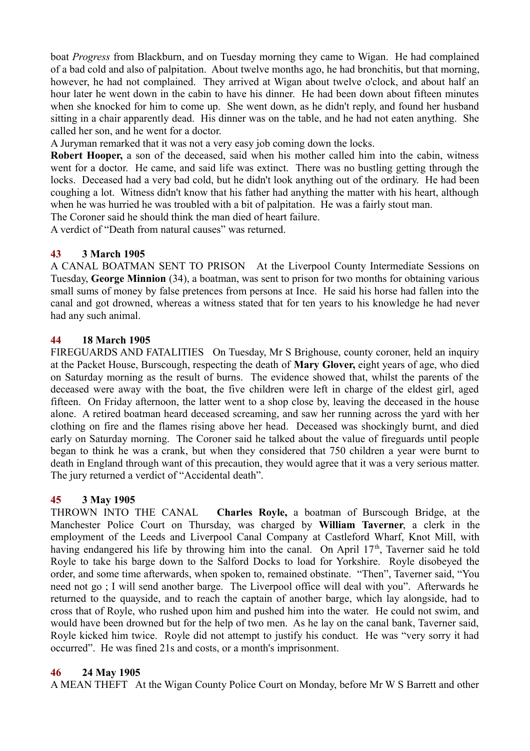boat *Progress* from Blackburn, and on Tuesday morning they came to Wigan. He had complained of a bad cold and also of palpitation. About twelve months ago, he had bronchitis, but that morning, however, he had not complained. They arrived at Wigan about twelve o'clock, and about half an hour later he went down in the cabin to have his dinner. He had been down about fifteen minutes when she knocked for him to come up. She went down, as he didn't reply, and found her husband sitting in a chair apparently dead. His dinner was on the table, and he had not eaten anything. She called her son, and he went for a doctor.

A Juryman remarked that it was not a very easy job coming down the locks.

**Robert Hooper,** a son of the deceased, said when his mother called him into the cabin, witness went for a doctor. He came, and said life was extinct. There was no bustling getting through the locks. Deceased had a very bad cold, but he didn't look anything out of the ordinary. He had been coughing a lot. Witness didn't know that his father had anything the matter with his heart, although when he was hurried he was troubled with a bit of palpitation. He was a fairly stout man.

The Coroner said he should think the man died of heart failure.

A verdict of "Death from natural causes" was returned.

**43 3 March 1905**

A CANAL BOATMAN SENT TO PRISON At the Liverpool County Intermediate Sessions on Tuesday, **George Minnion** (34), a boatman, was sent to prison for two months for obtaining various small sums of money by false pretences from persons at Ince. He said his horse had fallen into the canal and got drowned, whereas a witness stated that for ten years to his knowledge he had never had any such animal.

**44 18 March 1905**

FIREGUARDS AND FATALITIES On Tuesday, Mr S Brighouse, county coroner, held an inquiry at the Packet House, Burscough, respecting the death of **Mary Glover,** eight years of age, who died on Saturday morning as the result of burns. The evidence showed that, whilst the parents of the deceased were away with the boat, the five children were left in charge of the eldest girl, aged fifteen. On Friday afternoon, the latter went to a shop close by, leaving the deceased in the house alone. A retired boatman heard deceased screaming, and saw her running across the yard with her clothing on fire and the flames rising above her head. Deceased was shockingly burnt, and died early on Saturday morning. The Coroner said he talked about the value of fireguards until people began to think he was a crank, but when they considered that 750 children a year were burnt to death in England through want of this precaution, they would agree that it was a very serious matter. The jury returned a verdict of "Accidental death".

**45 3 May 1905**

THROWN INTO THE CANAL **Charles Royle,** a boatman of Burscough Bridge, at the Manchester Police Court on Thursday, was charged by **William Taverner**, a clerk in the employment of the Leeds and Liverpool Canal Company at Castleford Wharf, Knot Mill, with having endangered his life by throwing him into the canal. On April 17th, Taverner said he told Royle to take his barge down to the Salford Docks to load for Yorkshire. Royle disobeyed the order, and some time afterwards, when spoken to, remained obstinate. "Then", Taverner said, "You need not go ; I will send another barge. The Liverpool office will deal with you". Afterwards he returned to the quayside, and to reach the captain of another barge, which lay alongside, had to cross that of Royle, who rushed upon him and pushed him into the water. He could not swim, and would have been drowned but for the help of two men. As he lay on the canal bank, Taverner said, Royle kicked him twice. Royle did not attempt to justify his conduct. He was "very sorry it had occurred". He was fined 21s and costs, or a month's imprisonment.

**46 24 May 1905**

A MEAN THEFT At the Wigan County Police Court on Monday, before Mr W S Barrett and other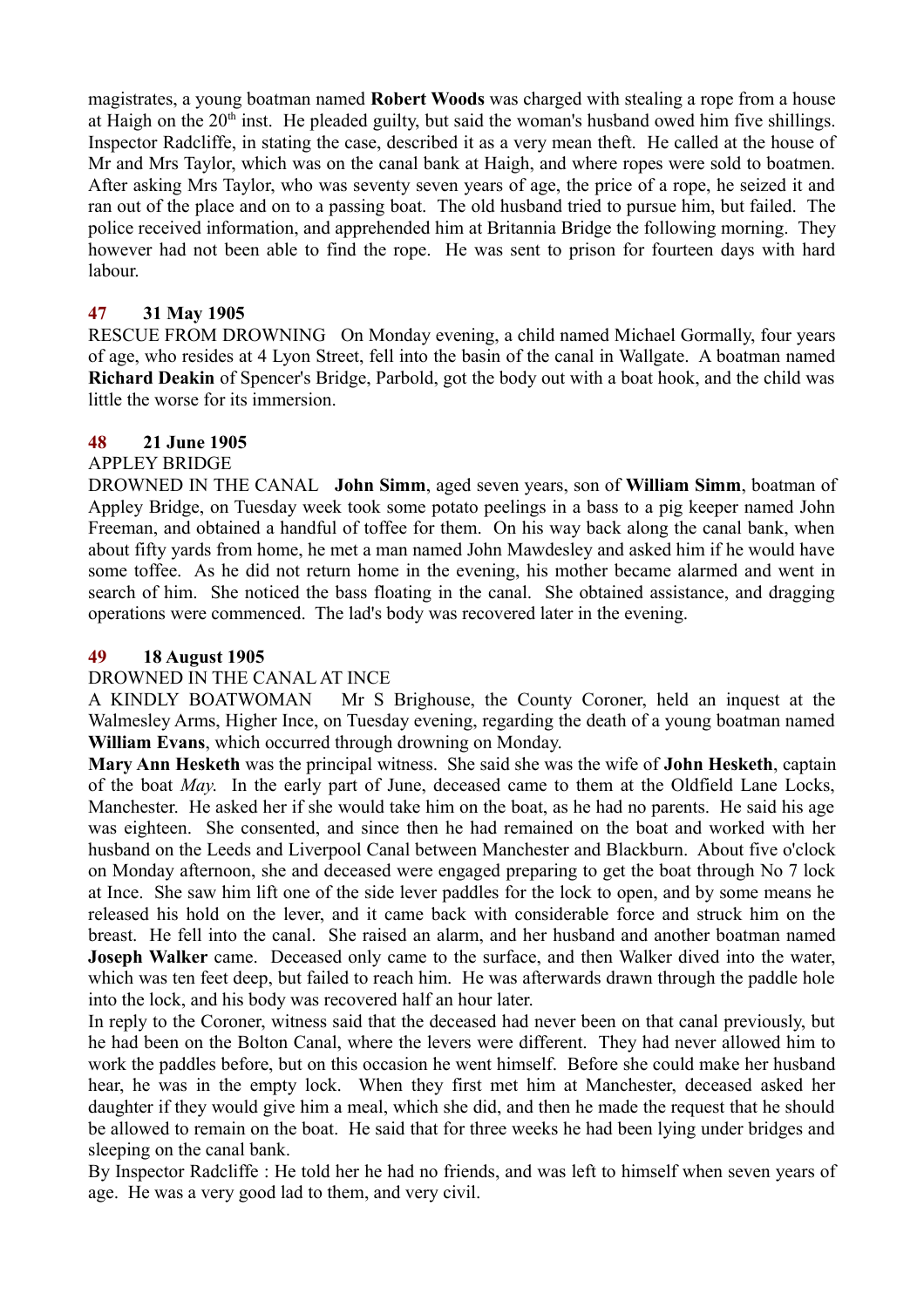magistrates, a young boatman named **Robert Woods** was charged with stealing a rope from a house at Haigh on the 20th inst. He pleaded guilty, but said the woman's husband owed him five shillings. Inspector Radcliffe, in stating the case, described it as a very mean theft. He called at the house of Mr and Mrs Taylor, which was on the canal bank at Haigh, and where ropes were sold to boatmen. After asking Mrs Taylor, who was seventy seven years of age, the price of a rope, he seized it and ran out of the place and on to a passing boat. The old husband tried to pursue him, but failed. The police received information, and apprehended him at Britannia Bridge the following morning. They however had not been able to find the rope. He was sent to prison for fourteen days with hard labour.

### 47 31 May 1905

RESCUE FROM DROWNING On Monday evening, a child named Michael Gormally, four years of age, who resides at 4 Lyon Street, fell into the basin of the canal in Wallgate. A boatman named **Richard Deakin** of Spencer's Bridge, Parbold, got the body out with a boat hook, and the child was little the worse for its immersion.

### 48 21 June 1905

APPLEY BRIDGE

DROWNED IN THE CANAL **John Simm**, aged seven years, son of **William Simm**, boatman of Appley Bridge, on Tuesday week took some potato peelings in a bass to a pig keeper named John Freeman, and obtained a handful of toffee for them. On his way back along the canal bank, when about fifty yards from home, he met a man named John Mawdesley and asked him if he would have some toffee. As he did not return home in the evening, his mother became alarmed and went in search of him. She noticed the bass floating in the canal. She obtained assistance, and dragging operations were commenced. The lad's body was recovered later in the evening.

### 49 18 August 1905

DROWNED IN THE CANAL AT INCE

A KINDLY BOATWOMAN Mr S Brighouse, the County Coroner, held an inquest at the Walmesley Arms, Higher Ince, on Tuesday evening, regarding the death of a young boatman named **William Evans**, which occurred through drowning on Monday.

**Mary Ann Hesketh** was the principal witness. She said she was the wife of **John Hesketh**, captain of the boat *May*. In the early part of June, deceased came to them at the Oldfield Lane Locks, Manchester. He asked her if she would take him on the boat, as he had no parents. He said his age was eighteen. She consented, and since then he had remained on the boat and worked with her husband on the Leeds and Liverpool Canal between Manchester and Blackburn. About five o'clock on Monday afternoon, she and deceased were engaged preparing to get the boat through No 7 lock at Ince. She saw him lift one of the side lever paddles for the lock to open, and by some means he released his hold on the lever, and it came back with considerable force and struck him on the breast. He fell into the canal. She raised an alarm, and her husband and another boatman named **Joseph Walker** came. Deceased only came to the surface, and then Walker dived into the water, which was ten feet deep, but failed to reach him. He was afterwards drawn through the paddle hole into the lock, and his body was recovered half an hour later.

In reply to the Coroner, witness said that the deceased had never been on that canal previously, but he had been on the Bolton Canal, where the levers were different. They had never allowed him to work the paddles before, but on this occasion he went himself. Before she could make her husband hear, he was in the empty lock. When they first met him at Manchester, deceased asked her daughter if they would give him a meal, which she did, and then he made the request that he should be allowed to remain on the boat. He said that for three weeks he had been lying under bridges and sleeping on the canal bank.

By Inspector Radcliffe : He told her he had no friends, and was left to himself when seven years of age. He was a very good lad to them, and very civil.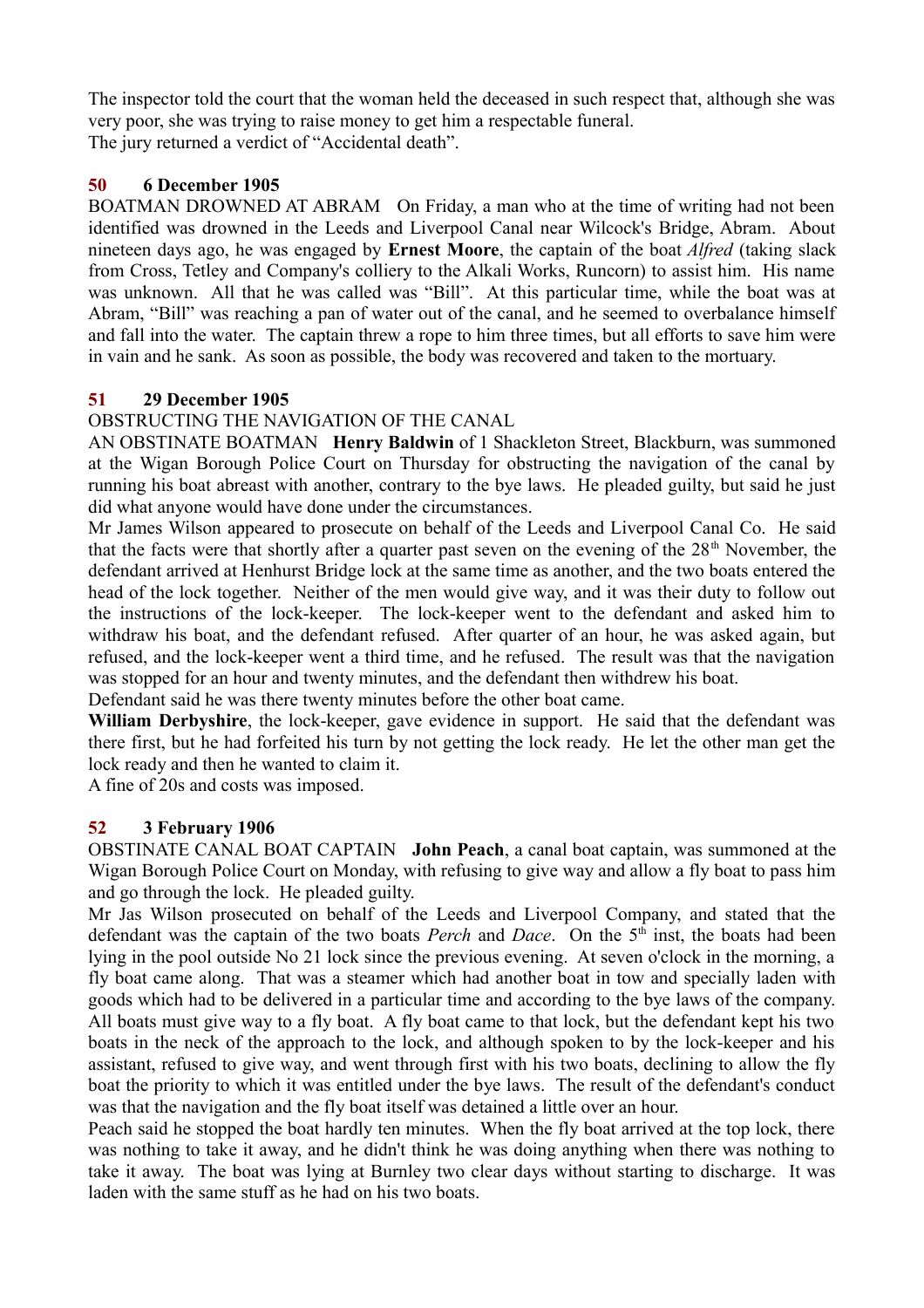The inspector told the court that the woman held the deceased in such respect that, although she was very poor, she was trying to raise money to get him a respectable funeral.
The jury returned a verdict of "Accidental death".

### 50 6 December 1905

BOATMAN DROWNED AT ABRAM On Friday, a man who at the time of writing had not been identified was drowned in the Leeds and Liverpool Canal near Wilcock's Bridge, Abram. About nineteen days ago, he was engaged by **Ernest Moore**, the captain of the boat *Alfred* (taking slack from Cross, Tetley and Company's colliery to the Alkali Works, Runcorn) to assist him. His name was unknown. All that he was called was "Bill". At this particular time, while the boat was at Abram, "Bill" was reaching a pan of water out of the canal, and he seemed to overbalance himself and fall into the water. The captain threw a rope to him three times, but all efforts to save him were in vain and he sank. As soon as possible, the body was recovered and taken to the mortuary.

### 51 29 December 1905

OBSTRUCTING THE NAVIGATION OF THE CANAL
AN OBSTINATE BOATMAN **Henry Baldwin** of 1 Shackleton Street, Blackburn, was summoned at the Wigan Borough Police Court on Thursday for obstructing the navigation of the canal by running his boat abreast with another, contrary to the bye laws. He pleaded guilty, but said he just did what anyone would have done under the circumstances.
Mr James Wilson appeared to prosecute on behalf of the Leeds and Liverpool Canal Co. He said that the facts were that shortly after a quarter past seven on the evening of the 28th November, the defendant arrived at Henhurst Bridge lock at the same time as another, and the two boats entered the head of the lock together. Neither of the men would give way, and it was their duty to follow out the instructions of the lock-keeper. The lock-keeper went to the defendant and asked him to withdraw his boat, and the defendant refused. After quarter of an hour, he was asked again, but refused, and the lock-keeper went a third time, and he refused. The result was that the navigation was stopped for an hour and twenty minutes, and the defendant then withdrew his boat.
Defendant said he was there twenty minutes before the other boat came.
**William Derbyshire**, the lock-keeper, gave evidence in support. He said that the defendant was there first, but he had forfeited his turn by not getting the lock ready. He let the other man get the lock ready and then he wanted to claim it.
A fine of 20s and costs was imposed.

### 52 3 February 1906

OBSTINATE CANAL BOAT CAPTAIN **John Peach**, a canal boat captain, was summoned at the Wigan Borough Police Court on Monday, with refusing to give way and allow a fly boat to pass him and go through the lock. He pleaded guilty.
Mr Jas Wilson prosecuted on behalf of the Leeds and Liverpool Company, and stated that the defendant was the captain of the two boats *Perch* and *Dace*. On the 5th inst, the boats had been lying in the pool outside No 21 lock since the previous evening. At seven o'clock in the morning, a fly boat came along. That was a steamer which had another boat in tow and specially laden with goods which had to be delivered in a particular time and according to the bye laws of the company. All boats must give way to a fly boat. A fly boat came to that lock, but the defendant kept his two boats in the neck of the approach to the lock, and although spoken to by the lock-keeper and his assistant, refused to give way, and went through first with his two boats, declining to allow the fly boat the priority to which it was entitled under the bye laws. The result of the defendant's conduct was that the navigation and the fly boat itself was detained a little over an hour.
Peach said he stopped the boat hardly ten minutes. When the fly boat arrived at the top lock, there was nothing to take it away, and he didn't think he was doing anything when there was nothing to take it away. The boat was lying at Burnley two clear days without starting to discharge. It was laden with the same stuff as he had on his two boats.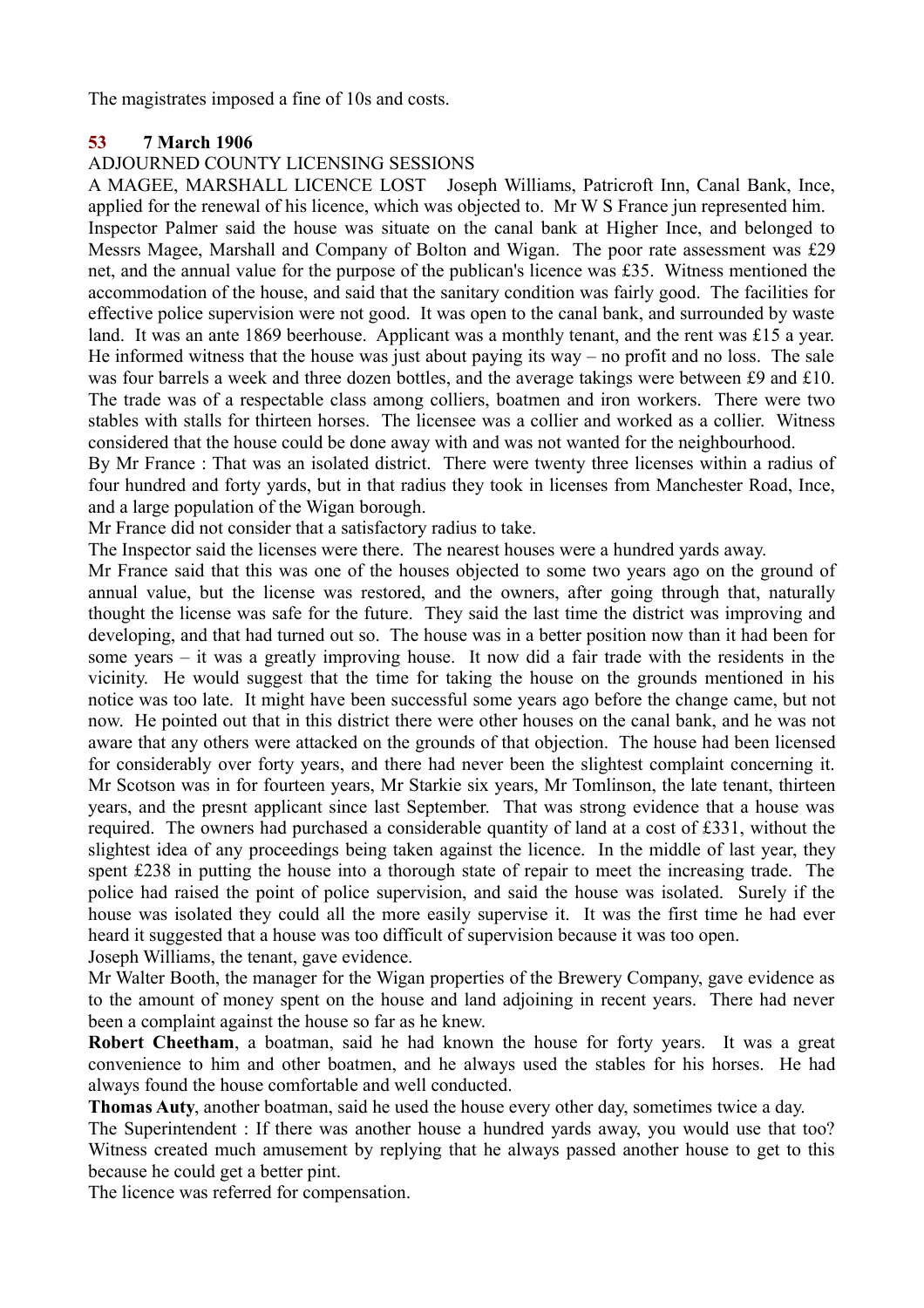The magistrates imposed a fine of 10s and costs.

## 53 7 March 1906

ADJOURNED COUNTY LICENSING SESSIONS

A MAGEE, MARSHALL LICENCE LOST Joseph Williams, Patricroft Inn, Canal Bank, Ince, applied for the renewal of his licence, which was objected to. Mr W S France jun represented him.

Inspector Palmer said the house was situate on the canal bank at Higher Ince, and belonged to Messrs Magee, Marshall and Company of Bolton and Wigan. The poor rate assessment was £29 net, and the annual value for the purpose of the publican's licence was £35. Witness mentioned the accommodation of the house, and said that the sanitary condition was fairly good. The facilities for effective police supervision were not good. It was open to the canal bank, and surrounded by waste land. It was an ante 1869 beerhouse. Applicant was a monthly tenant, and the rent was £15 a year. He informed witness that the house was just about paying its way – no profit and no loss. The sale was four barrels a week and three dozen bottles, and the average takings were between £9 and £10. The trade was of a respectable class among colliers, boatmen and iron workers. There were two stables with stalls for thirteen horses. The licensee was a collier and worked as a collier. Witness considered that the house could be done away with and was not wanted for the neighbourhood.

By Mr France : That was an isolated district. There were twenty three licenses within a radius of four hundred and forty yards, but in that radius they took in licenses from Manchester Road, Ince, and a large population of the Wigan borough.

Mr France did not consider that a satisfactory radius to take.

The Inspector said the licenses were there. The nearest houses were a hundred yards away.

Mr France said that this was one of the houses objected to some two years ago on the ground of annual value, but the license was restored, and the owners, after going through that, naturally thought the license was safe for the future. They said the last time the district was improving and developing, and that had turned out so. The house was in a better position now than it had been for some years – it was a greatly improving house. It now did a fair trade with the residents in the vicinity. He would suggest that the time for taking the house on the grounds mentioned in his notice was too late. It might have been successful some years ago before the change came, but not now. He pointed out that in this district there were other houses on the canal bank, and he was not aware that any others were attacked on the grounds of that objection. The house had been licensed for considerably over forty years, and there had never been the slightest complaint concerning it. Mr Scotson was in for fourteen years, Mr Starkie six years, Mr Tomlinson, the late tenant, thirteen years, and the presnt applicant since last September. That was strong evidence that a house was required. The owners had purchased a considerable quantity of land at a cost of £331, without the slightest idea of any proceedings being taken against the licence. In the middle of last year, they spent £238 in putting the house into a thorough state of repair to meet the increasing trade. The police had raised the point of police supervision, and said the house was isolated. Surely if the house was isolated they could all the more easily supervise it. It was the first time he had ever heard it suggested that a house was too difficult of supervision because it was too open.

Joseph Williams, the tenant, gave evidence.

Mr Walter Booth, the manager for the Wigan properties of the Brewery Company, gave evidence as to the amount of money spent on the house and land adjoining in recent years. There had never been a complaint against the house so far as he knew.

**Robert Cheetham**, a boatman, said he had known the house for forty years. It was a great convenience to him and other boatmen, and he always used the stables for his horses. He had always found the house comfortable and well conducted.

**Thomas Auty**, another boatman, said he used the house every other day, sometimes twice a day.

The Superintendent : If there was another house a hundred yards away, you would use that too? Witness created much amusement by replying that he always passed another house to get to this because he could get a better pint.

The licence was referred for compensation.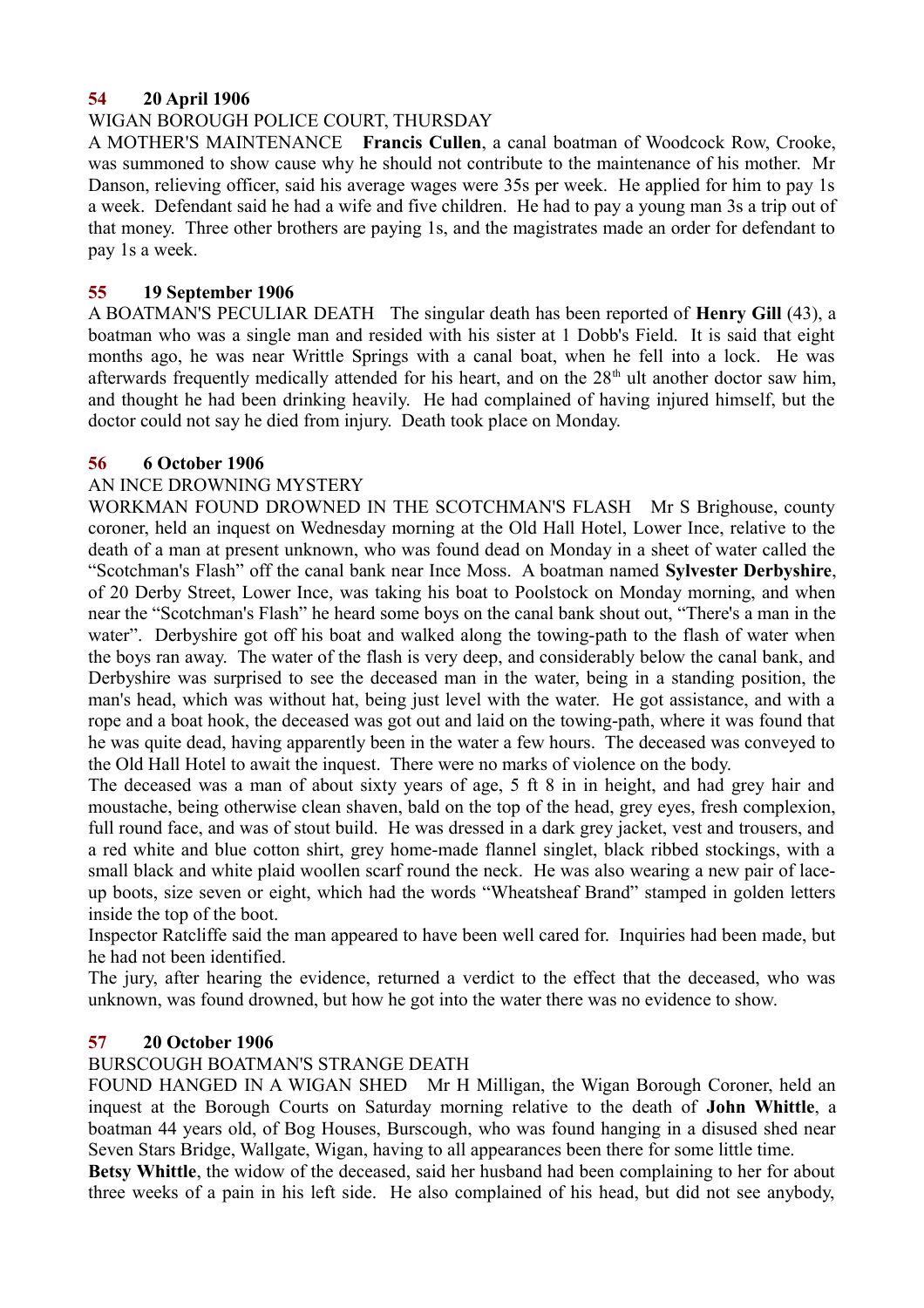**54 20 April 1906**

WIGAN BOROUGH POLICE COURT, THURSDAY

A MOTHER'S MAINTENANCE **Francis Cullen**, a canal boatman of Woodcock Row, Crooke, was summoned to show cause why he should not contribute to the maintenance of his mother. Mr Danson, relieving officer, said his average wages were 35s per week. He applied for him to pay 1s a week. Defendant said he had a wife and five children. He had to pay a young man 3s a trip out of that money. Three other brothers are paying 1s, and the magistrates made an order for defendant to pay 1s a week.

**55 19 September 1906**

A BOATMAN'S PECULIAR DEATH The singular death has been reported of **Henry Gill** (43), a boatman who was a single man and resided with his sister at 1 Dobb's Field. It is said that eight months ago, he was near Writtle Springs with a canal boat, when he fell into a lock. He was afterwards frequently medically attended for his heart, and on the 28th ult another doctor saw him, and thought he had been drinking heavily. He had complained of having injured himself, but the doctor could not say he died from injury. Death took place on Monday.

**56 6 October 1906**

AN INCE DROWNING MYSTERY

WORKMAN FOUND DROWNED IN THE SCOTCHMAN'S FLASH Mr S Brighouse, county coroner, held an inquest on Wednesday morning at the Old Hall Hotel, Lower Ince, relative to the death of a man at present unknown, who was found dead on Monday in a sheet of water called the "Scotchman's Flash" off the canal bank near Ince Moss. A boatman named **Sylvester Derbyshire**, of 20 Derby Street, Lower Ince, was taking his boat to Poolstock on Monday morning, and when near the "Scotchman's Flash" he heard some boys on the canal bank shout out, "There's a man in the water". Derbyshire got off his boat and walked along the towing-path to the flash of water when the boys ran away. The water of the flash is very deep, and considerably below the canal bank, and Derbyshire was surprised to see the deceased man in the water, being in a standing position, the man's head, which was without hat, being just level with the water. He got assistance, and with a rope and a boat hook, the deceased was got out and laid on the towing-path, where it was found that he was quite dead, having apparently been in the water a few hours. The deceased was conveyed to the Old Hall Hotel to await the inquest. There were no marks of violence on the body.

The deceased was a man of about sixty years of age, 5 ft 8 in in height, and had grey hair and moustache, being otherwise clean shaven, bald on the top of the head, grey eyes, fresh complexion, full round face, and was of stout build. He was dressed in a dark grey jacket, vest and trousers, and a red white and blue cotton shirt, grey home-made flannel singlet, black ribbed stockings, with a small black and white plaid woollen scarf round the neck. He was also wearing a new pair of lace-up boots, size seven or eight, which had the words "Wheatsheaf Brand" stamped in golden letters inside the top of the boot.

Inspector Ratcliffe said the man appeared to have been well cared for. Inquiries had been made, but he had not been identified.

The jury, after hearing the evidence, returned a verdict to the effect that the deceased, who was unknown, was found drowned, but how he got into the water there was no evidence to show.

**57 20 October 1906**

BURSCOUGH BOATMAN'S STRANGE DEATH

FOUND HANGED IN A WIGAN SHED Mr H Milligan, the Wigan Borough Coroner, held an inquest at the Borough Courts on Saturday morning relative to the death of **John Whittle**, a boatman 44 years old, of Bog Houses, Burscough, who was found hanging in a disused shed near Seven Stars Bridge, Wallgate, Wigan, having to all appearances been there for some little time.

**Betsy Whittle**, the widow of the deceased, said her husband had been complaining to her for about three weeks of a pain in his left side. He also complained of his head, but did not see anybody,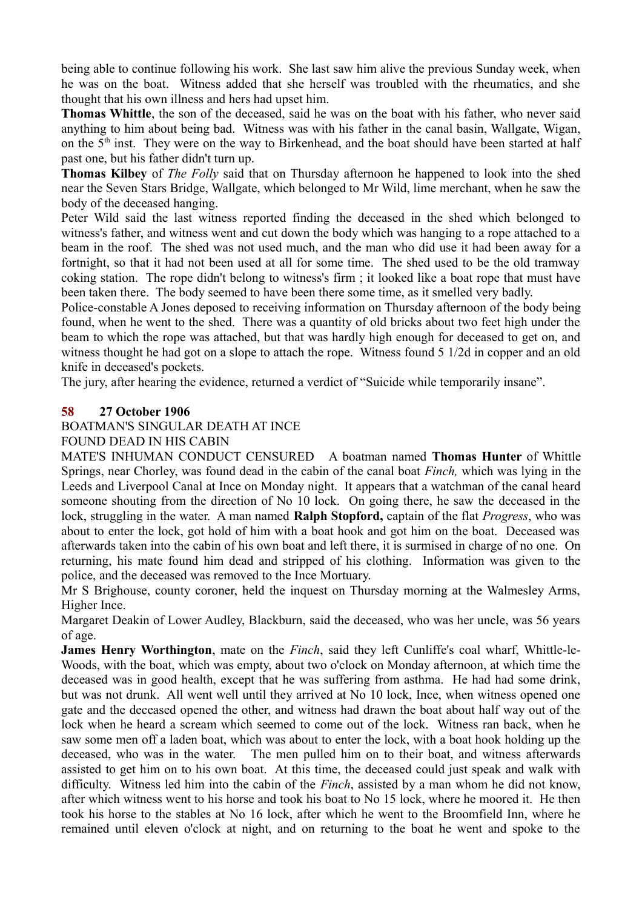being able to continue following his work. She last saw him alive the previous Sunday week, when he was on the boat. Witness added that she herself was troubled with the rheumatics, and she thought that his own illness and hers had upset him.

**Thomas Whittle**, the son of the deceased, said he was on the boat with his father, who never said anything to him about being bad. Witness was with his father in the canal basin, Wallgate, Wigan, on the 5th inst. They were on the way to Birkenhead, and the boat should have been started at half past one, but his father didn't turn up.

**Thomas Kilbey** of *The Folly* said that on Thursday afternoon he happened to look into the shed near the Seven Stars Bridge, Wallgate, which belonged to Mr Wild, lime merchant, when he saw the body of the deceased hanging.

Peter Wild said the last witness reported finding the deceased in the shed which belonged to witness's father, and witness went and cut down the body which was hanging to a rope attached to a beam in the roof. The shed was not used much, and the man who did use it had been away for a fortnight, so that it had not been used at all for some time. The shed used to be the old tramway coking station. The rope didn't belong to witness's firm ; it looked like a boat rope that must have been taken there. The body seemed to have been there some time, as it smelled very badly.

Police-constable A Jones deposed to receiving information on Thursday afternoon of the body being found, when he went to the shed. There was a quantity of old bricks about two feet high under the beam to which the rope was attached, but that was hardly high enough for deceased to get on, and witness thought he had got on a slope to attach the rope. Witness found 5 1/2d in copper and an old knife in deceased's pockets.

The jury, after hearing the evidence, returned a verdict of "Suicide while temporarily insane".

## 58 27 October 1906

BOATMAN'S SINGULAR DEATH AT INCE

FOUND DEAD IN HIS CABIN

MATE'S INHUMAN CONDUCT CENSURED A boatman named **Thomas Hunter** of Whittle Springs, near Chorley, was found dead in the cabin of the canal boat *Finch,* which was lying in the Leeds and Liverpool Canal at Ince on Monday night. It appears that a watchman of the canal heard someone shouting from the direction of No 10 lock. On going there, he saw the deceased in the lock, struggling in the water. A man named **Ralph Stopford,** captain of the flat *Progress*, who was about to enter the lock, got hold of him with a boat hook and got him on the boat. Deceased was afterwards taken into the cabin of his own boat and left there, it is surmised in charge of no one. On returning, his mate found him dead and stripped of his clothing. Information was given to the police, and the deceased was removed to the Ince Mortuary.

Mr S Brighouse, county coroner, held the inquest on Thursday morning at the Walmesley Arms, Higher Ince.

Margaret Deakin of Lower Audley, Blackburn, said the deceased, who was her uncle, was 56 years of age.

**James Henry Worthington**, mate on the *Finch*, said they left Cunliffe's coal wharf, Whittle-le-Woods, with the boat, which was empty, about two o'clock on Monday afternoon, at which time the deceased was in good health, except that he was suffering from asthma. He had had some drink, but was not drunk. All went well until they arrived at No 10 lock, Ince, when witness opened one gate and the deceased opened the other, and witness had drawn the boat about half way out of the lock when he heard a scream which seemed to come out of the lock. Witness ran back, when he saw some men off a laden boat, which was about to enter the lock, with a boat hook holding up the deceased, who was in the water. The men pulled him on to their boat, and witness afterwards assisted to get him on to his own boat. At this time, the deceased could just speak and walk with difficulty. Witness led him into the cabin of the *Finch*, assisted by a man whom he did not know, after which witness went to his horse and took his boat to No 15 lock, where he moored it. He then took his horse to the stables at No 16 lock, after which he went to the Broomfield Inn, where he remained until eleven o'clock at night, and on returning to the boat he went and spoke to the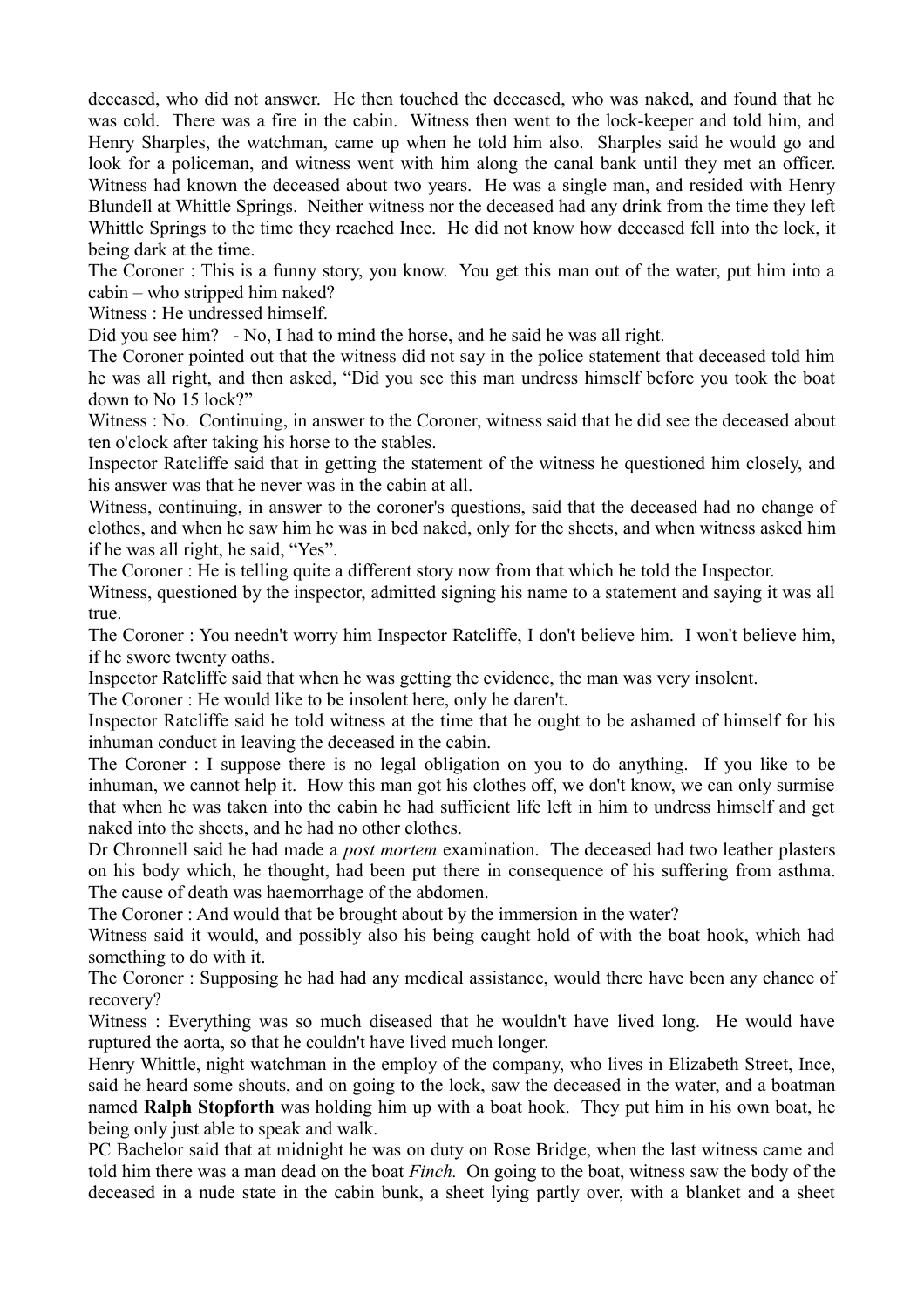deceased, who did not answer. He then touched the deceased, who was naked, and found that he was cold. There was a fire in the cabin. Witness then went to the lock-keeper and told him, and Henry Sharples, the watchman, came up when he told him also. Sharples said he would go and look for a policeman, and witness went with him along the canal bank until they met an officer. Witness had known the deceased about two years. He was a single man, and resided with Henry Blundell at Whittle Springs. Neither witness nor the deceased had any drink from the time they left Whittle Springs to the time they reached Ince. He did not know how deceased fell into the lock, it being dark at the time.

The Coroner : This is a funny story, you know. You get this man out of the water, put him into a cabin – who stripped him naked?

Witness : He undressed himself.

Did you see him? - No, I had to mind the horse, and he said he was all right.

The Coroner pointed out that the witness did not say in the police statement that deceased told him he was all right, and then asked, "Did you see this man undress himself before you took the boat down to No 15 lock?"

Witness : No. Continuing, in answer to the Coroner, witness said that he did see the deceased about ten o'clock after taking his horse to the stables.

Inspector Ratcliffe said that in getting the statement of the witness he questioned him closely, and his answer was that he never was in the cabin at all.

Witness, continuing, in answer to the coroner's questions, said that the deceased had no change of clothes, and when he saw him he was in bed naked, only for the sheets, and when witness asked him if he was all right, he said, "Yes".

The Coroner : He is telling quite a different story now from that which he told the Inspector.

Witness, questioned by the inspector, admitted signing his name to a statement and saying it was all true.

The Coroner : You needn't worry him Inspector Ratcliffe, I don't believe him. I won't believe him, if he swore twenty oaths.

Inspector Ratcliffe said that when he was getting the evidence, the man was very insolent.

The Coroner : He would like to be insolent here, only he daren't.

Inspector Ratcliffe said he told witness at the time that he ought to be ashamed of himself for his inhuman conduct in leaving the deceased in the cabin.

The Coroner : I suppose there is no legal obligation on you to do anything. If you like to be inhuman, we cannot help it. How this man got his clothes off, we don't know, we can only surmise that when he was taken into the cabin he had sufficient life left in him to undress himself and get naked into the sheets, and he had no other clothes.

Dr Chronnell said he had made a *post mortem* examination. The deceased had two leather plasters on his body which, he thought, had been put there in consequence of his suffering from asthma. The cause of death was haemorrhage of the abdomen.

The Coroner : And would that be brought about by the immersion in the water?

Witness said it would, and possibly also his being caught hold of with the boat hook, which had something to do with it.

The Coroner : Supposing he had had any medical assistance, would there have been any chance of recovery?

Witness : Everything was so much diseased that he wouldn't have lived long. He would have ruptured the aorta, so that he couldn't have lived much longer.

Henry Whittle, night watchman in the employ of the company, who lives in Elizabeth Street, Ince, said he heard some shouts, and on going to the lock, saw the deceased in the water, and a boatman named **Ralph Stopforth** was holding him up with a boat hook. They put him in his own boat, he being only just able to speak and walk.

PC Bachelor said that at midnight he was on duty on Rose Bridge, when the last witness came and told him there was a man dead on the boat *Finch.* On going to the boat, witness saw the body of the deceased in a nude state in the cabin bunk, a sheet lying partly over, with a blanket and a sheet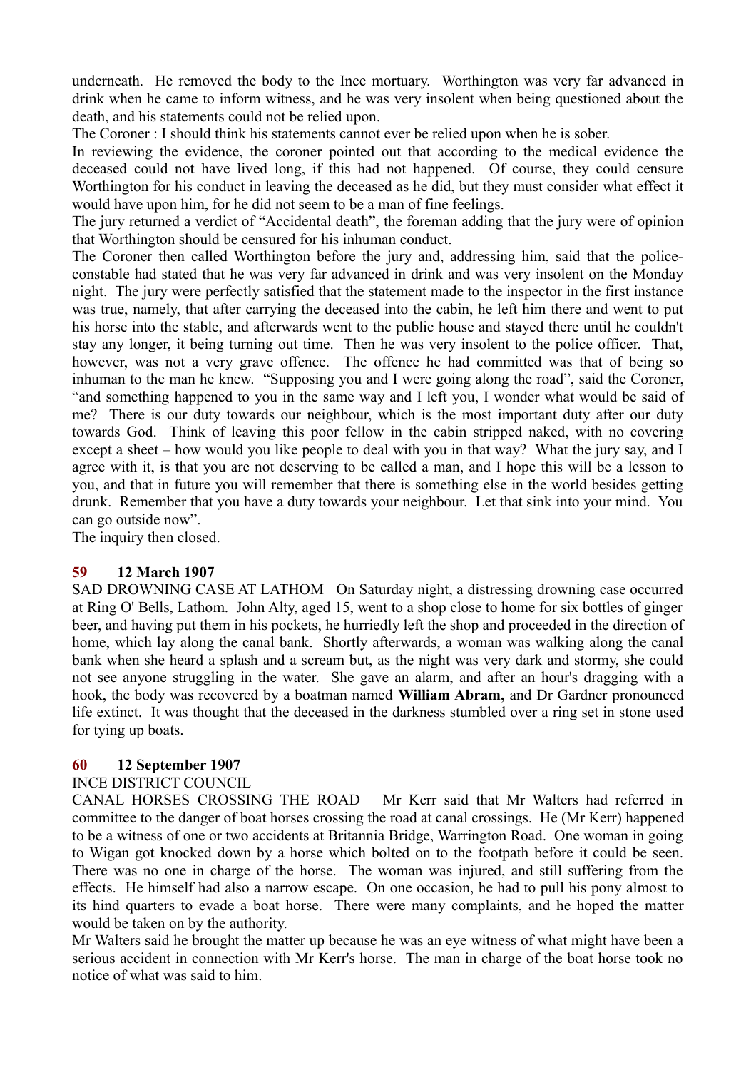underneath. He removed the body to the Ince mortuary. Worthington was very far advanced in drink when he came to inform witness, and he was very insolent when being questioned about the death, and his statements could not be relied upon.

The Coroner : I should think his statements cannot ever be relied upon when he is sober.

In reviewing the evidence, the coroner pointed out that according to the medical evidence the deceased could not have lived long, if this had not happened. Of course, they could censure Worthington for his conduct in leaving the deceased as he did, but they must consider what effect it would have upon him, for he did not seem to be a man of fine feelings.

The jury returned a verdict of "Accidental death", the foreman adding that the jury were of opinion that Worthington should be censured for his inhuman conduct.

The Coroner then called Worthington before the jury and, addressing him, said that the police-constable had stated that he was very far advanced in drink and was very insolent on the Monday night. The jury were perfectly satisfied that the statement made to the inspector in the first instance was true, namely, that after carrying the deceased into the cabin, he left him there and went to put his horse into the stable, and afterwards went to the public house and stayed there until he couldn't stay any longer, it being turning out time. Then he was very insolent to the police officer. That, however, was not a very grave offence. The offence he had committed was that of being so inhuman to the man he knew. "Supposing you and I were going along the road", said the Coroner, "and something happened to you in the same way and I left you, I wonder what would be said of me? There is our duty towards our neighbour, which is the most important duty after our duty towards God. Think of leaving this poor fellow in the cabin stripped naked, with no covering except a sheet – how would you like people to deal with you in that way? What the jury say, and I agree with it, is that you are not deserving to be called a man, and I hope this will be a lesson to you, and that in future you will remember that there is something else in the world besides getting drunk. Remember that you have a duty towards your neighbour. Let that sink into your mind. You can go outside now".

The inquiry then closed.

### 59 12 March 1907

SAD DROWNING CASE AT LATHOM On Saturday night, a distressing drowning case occurred at Ring O' Bells, Lathom. John Alty, aged 15, went to a shop close to home for six bottles of ginger beer, and having put them in his pockets, he hurriedly left the shop and proceeded in the direction of home, which lay along the canal bank. Shortly afterwards, a woman was walking along the canal bank when she heard a splash and a scream but, as the night was very dark and stormy, she could not see anyone struggling in the water. She gave an alarm, and after an hour's dragging with a hook, the body was recovered by a boatman named **William Abram,** and Dr Gardner pronounced life extinct. It was thought that the deceased in the darkness stumbled over a ring set in stone used for tying up boats.

### 60 12 September 1907

INCE DISTRICT COUNCIL

CANAL HORSES CROSSING THE ROAD Mr Kerr said that Mr Walters had referred in committee to the danger of boat horses crossing the road at canal crossings. He (Mr Kerr) happened to be a witness of one or two accidents at Britannia Bridge, Warrington Road. One woman in going to Wigan got knocked down by a horse which bolted on to the footpath before it could be seen. There was no one in charge of the horse. The woman was injured, and still suffering from the effects. He himself had also a narrow escape. On one occasion, he had to pull his pony almost to its hind quarters to evade a boat horse. There were many complaints, and he hoped the matter would be taken on by the authority.

Mr Walters said he brought the matter up because he was an eye witness of what might have been a serious accident in connection with Mr Kerr's horse. The man in charge of the boat horse took no notice of what was said to him.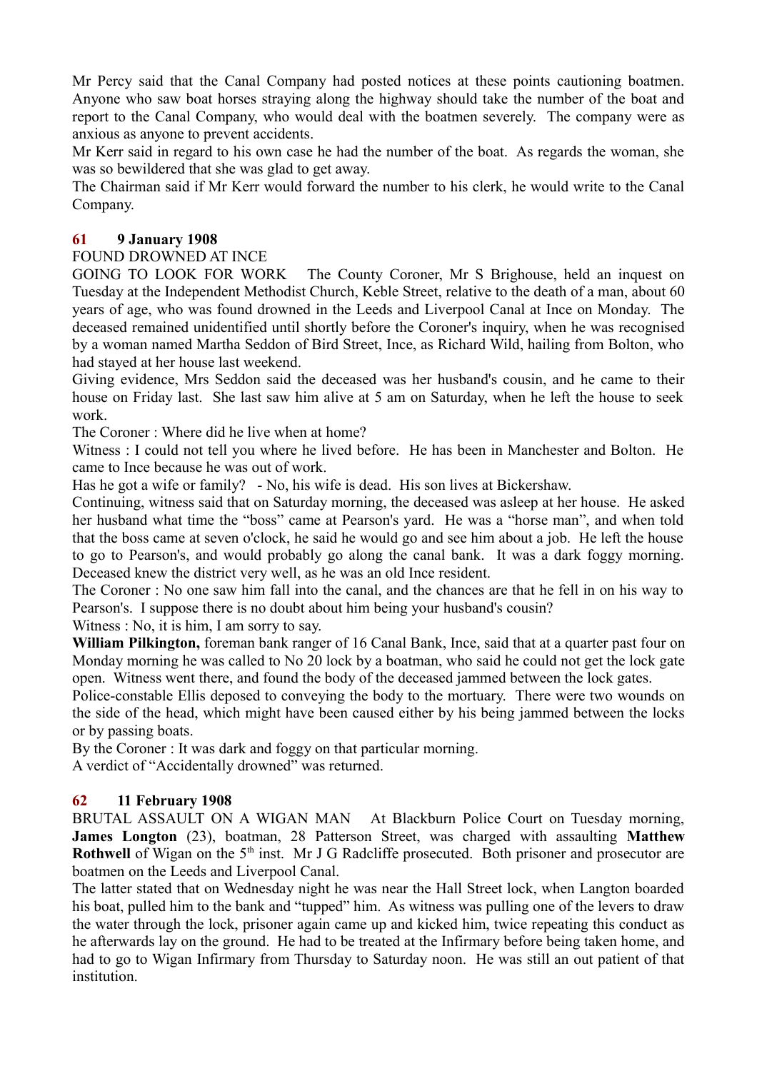Mr Percy said that the Canal Company had posted notices at these points cautioning boatmen. Anyone who saw boat horses straying along the highway should take the number of the boat and report to the Canal Company, who would deal with the boatmen severely. The company were as anxious as anyone to prevent accidents.

Mr Kerr said in regard to his own case he had the number of the boat. As regards the woman, she was so bewildered that she was glad to get away.

The Chairman said if Mr Kerr would forward the number to his clerk, he would write to the Canal Company.

### 61 9 January 1908

FOUND DROWNED AT INCE

GOING TO LOOK FOR WORK The County Coroner, Mr S Brighouse, held an inquest on Tuesday at the Independent Methodist Church, Keble Street, relative to the death of a man, about 60 years of age, who was found drowned in the Leeds and Liverpool Canal at Ince on Monday. The deceased remained unidentified until shortly before the Coroner's inquiry, when he was recognised by a woman named Martha Seddon of Bird Street, Ince, as Richard Wild, hailing from Bolton, who had stayed at her house last weekend.

Giving evidence, Mrs Seddon said the deceased was her husband's cousin, and he came to their house on Friday last. She last saw him alive at 5 am on Saturday, when he left the house to seek work.

The Coroner : Where did he live when at home?

Witness : I could not tell you where he lived before. He has been in Manchester and Bolton. He came to Ince because he was out of work.

Has he got a wife or family? - No, his wife is dead. His son lives at Bickershaw.

Continuing, witness said that on Saturday morning, the deceased was asleep at her house. He asked her husband what time the "boss" came at Pearson's yard. He was a "horse man", and when told that the boss came at seven o'clock, he said he would go and see him about a job. He left the house to go to Pearson's, and would probably go along the canal bank. It was a dark foggy morning. Deceased knew the district very well, as he was an old Ince resident.

The Coroner : No one saw him fall into the canal, and the chances are that he fell in on his way to Pearson's. I suppose there is no doubt about him being your husband's cousin?

Witness : No, it is him, I am sorry to say.

**William Pilkington,** foreman bank ranger of 16 Canal Bank, Ince, said that at a quarter past four on Monday morning he was called to No 20 lock by a boatman, who said he could not get the lock gate open. Witness went there, and found the body of the deceased jammed between the lock gates.

Police-constable Ellis deposed to conveying the body to the mortuary. There were two wounds on the side of the head, which might have been caused either by his being jammed between the locks or by passing boats.

By the Coroner : It was dark and foggy on that particular morning.

A verdict of "Accidentally drowned" was returned.

### 62 11 February 1908

BRUTAL ASSAULT ON A WIGAN MAN At Blackburn Police Court on Tuesday morning, **James Longton** (23), boatman, 28 Patterson Street, was charged with assaulting **Matthew Rothwell** of Wigan on the 5th inst. Mr J G Radcliffe prosecuted. Both prisoner and prosecutor are boatmen on the Leeds and Liverpool Canal.

The latter stated that on Wednesday night he was near the Hall Street lock, when Langton boarded his boat, pulled him to the bank and "tupped" him. As witness was pulling one of the levers to draw the water through the lock, prisoner again came up and kicked him, twice repeating this conduct as he afterwards lay on the ground. He had to be treated at the Infirmary before being taken home, and had to go to Wigan Infirmary from Thursday to Saturday noon. He was still an out patient of that institution.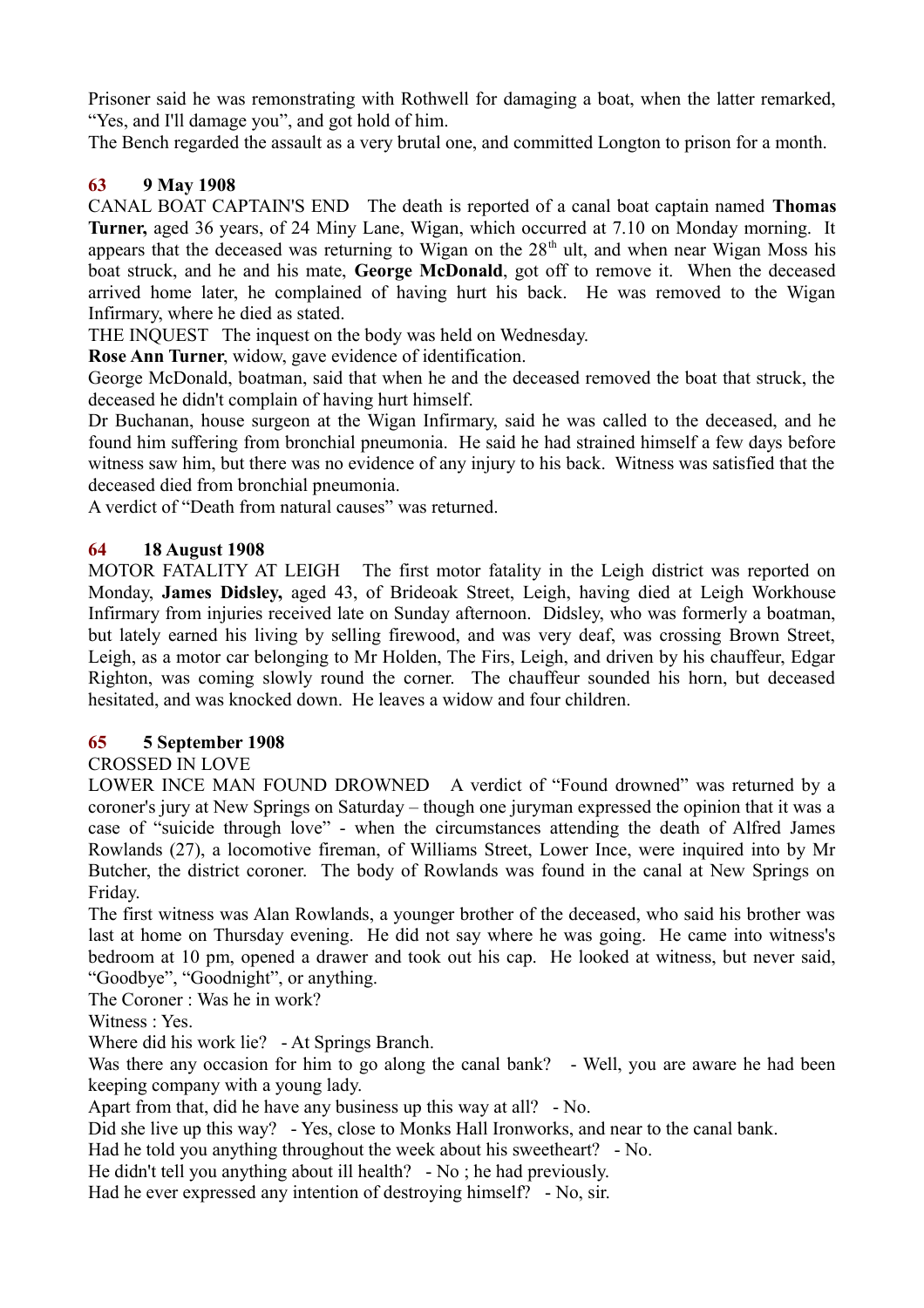Prisoner said he was remonstrating with Rothwell for damaging a boat, when the latter remarked, "Yes, and I'll damage you", and got hold of him.
The Bench regarded the assault as a very brutal one, and committed Longton to prison for a month.

### 63 9 May 1908

CANAL BOAT CAPTAIN'S END The death is reported of a canal boat captain named **Thomas Turner,** aged 36 years, of 24 Miny Lane, Wigan, which occurred at 7.10 on Monday morning. It appears that the deceased was returning to Wigan on the 28th ult, and when near Wigan Moss his boat struck, and he and his mate, **George McDonald**, got off to remove it. When the deceased arrived home later, he complained of having hurt his back. He was removed to the Wigan Infirmary, where he died as stated.
THE INQUEST The inquest on the body was held on Wednesday.
**Rose Ann Turner**, widow, gave evidence of identification.
George McDonald, boatman, said that when he and the deceased removed the boat that struck, the deceased he didn't complain of having hurt himself.
Dr Buchanan, house surgeon at the Wigan Infirmary, said he was called to the deceased, and he found him suffering from bronchial pneumonia. He said he had strained himself a few days before witness saw him, but there was no evidence of any injury to his back. Witness was satisfied that the deceased died from bronchial pneumonia.
A verdict of "Death from natural causes" was returned.

### 64 18 August 1908

MOTOR FATALITY AT LEIGH The first motor fatality in the Leigh district was reported on Monday, **James Didsley,** aged 43, of Brideoak Street, Leigh, having died at Leigh Workhouse Infirmary from injuries received late on Sunday afternoon. Didsley, who was formerly a boatman, but lately earned his living by selling firewood, and was very deaf, was crossing Brown Street, Leigh, as a motor car belonging to Mr Holden, The Firs, Leigh, and driven by his chauffeur, Edgar Righton, was coming slowly round the corner. The chauffeur sounded his horn, but deceased hesitated, and was knocked down. He leaves a widow and four children.

### 65 5 September 1908

CROSSED IN LOVE
LOWER INCE MAN FOUND DROWNED A verdict of "Found drowned" was returned by a coroner's jury at New Springs on Saturday – though one juryman expressed the opinion that it was a case of "suicide through love" - when the circumstances attending the death of Alfred James Rowlands (27), a locomotive fireman, of Williams Street, Lower Ince, were inquired into by Mr Butcher, the district coroner. The body of Rowlands was found in the canal at New Springs on Friday.
The first witness was Alan Rowlands, a younger brother of the deceased, who said his brother was last at home on Thursday evening. He did not say where he was going. He came into witness's bedroom at 10 pm, opened a drawer and took out his cap. He looked at witness, but never said, "Goodbye", "Goodnight", or anything.
The Coroner : Was he in work?
Witness : Yes.
Where did his work lie? - At Springs Branch.
Was there any occasion for him to go along the canal bank? - Well, you are aware he had been keeping company with a young lady.
Apart from that, did he have any business up this way at all? - No.
Did she live up this way? - Yes, close to Monks Hall Ironworks, and near to the canal bank.
Had he told you anything throughout the week about his sweetheart? - No.
He didn't tell you anything about ill health? - No ; he had previously.
Had he ever expressed any intention of destroying himself? - No, sir.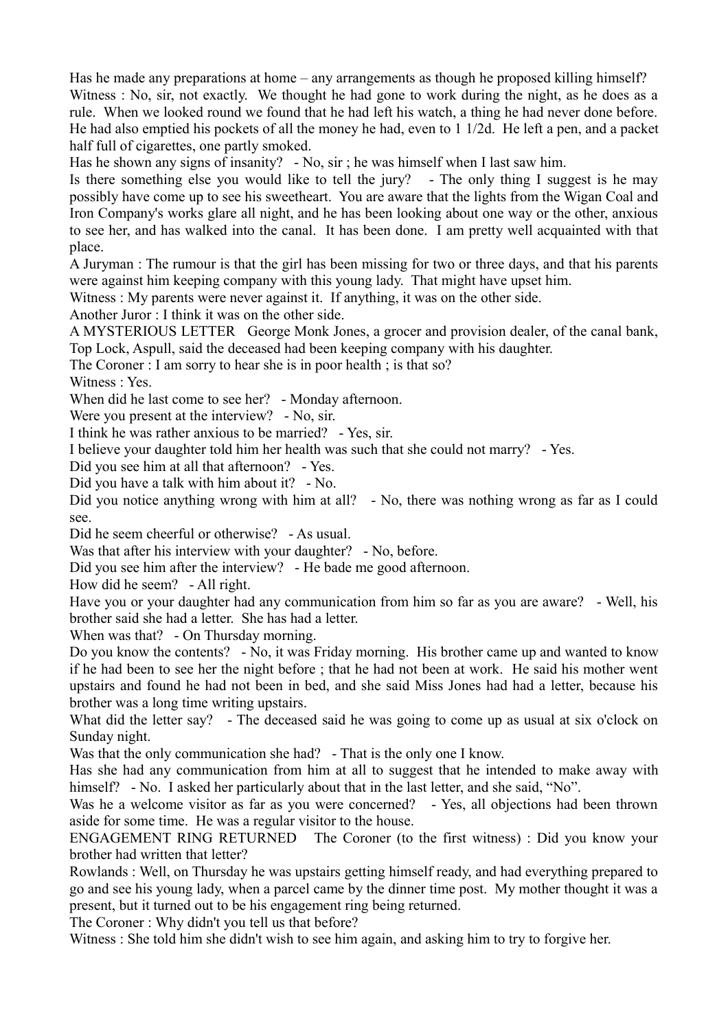Has he made any preparations at home – any arrangements as though he proposed killing himself?

Witness : No, sir, not exactly. We thought he had gone to work during the night, as he does as a rule. When we looked round we found that he had left his watch, a thing he had never done before. He had also emptied his pockets of all the money he had, even to 1 1/2d. He left a pen, and a packet half full of cigarettes, one partly smoked.

Has he shown any signs of insanity? - No, sir ; he was himself when I last saw him.

Is there something else you would like to tell the jury? - The only thing I suggest is he may possibly have come up to see his sweetheart. You are aware that the lights from the Wigan Coal and Iron Company's works glare all night, and he has been looking about one way or the other, anxious to see her, and has walked into the canal. It has been done. I am pretty well acquainted with that place.

A Juryman : The rumour is that the girl has been missing for two or three days, and that his parents were against him keeping company with this young lady. That might have upset him.

Witness : My parents were never against it. If anything, it was on the other side.

Another Juror : I think it was on the other side.

A MYSTERIOUS LETTER George Monk Jones, a grocer and provision dealer, of the canal bank, Top Lock, Aspull, said the deceased had been keeping company with his daughter.

The Coroner : I am sorry to hear she is in poor health ; is that so?

Witness : Yes.

When did he last come to see her? - Monday afternoon.

Were you present at the interview? - No, sir.

I think he was rather anxious to be married? - Yes, sir.

I believe your daughter told him her health was such that she could not marry? - Yes.

Did you see him at all that afternoon? - Yes.

Did you have a talk with him about it? - No.

Did you notice anything wrong with him at all? - No, there was nothing wrong as far as I could see.

Did he seem cheerful or otherwise? - As usual.

Was that after his interview with your daughter? - No, before.

Did you see him after the interview? - He bade me good afternoon.

How did he seem? - All right.

Have you or your daughter had any communication from him so far as you are aware? - Well, his brother said she had a letter. She has had a letter.

When was that? - On Thursday morning.

Do you know the contents? - No, it was Friday morning. His brother came up and wanted to know if he had been to see her the night before ; that he had not been at work. He said his mother went upstairs and found he had not been in bed, and she said Miss Jones had had a letter, because his brother was a long time writing upstairs.

What did the letter say? - The deceased said he was going to come up as usual at six o'clock on Sunday night.

Was that the only communication she had? - That is the only one I know.

Has she had any communication from him at all to suggest that he intended to make away with himself? - No. I asked her particularly about that in the last letter, and she said, "No".

Was he a welcome visitor as far as you were concerned? - Yes, all objections had been thrown aside for some time. He was a regular visitor to the house.

ENGAGEMENT RING RETURNED The Coroner (to the first witness) : Did you know your brother had written that letter?

Rowlands : Well, on Thursday he was upstairs getting himself ready, and had everything prepared to go and see his young lady, when a parcel came by the dinner time post. My mother thought it was a present, but it turned out to be his engagement ring being returned.

The Coroner : Why didn't you tell us that before?

Witness : She told him she didn't wish to see him again, and asking him to try to forgive her.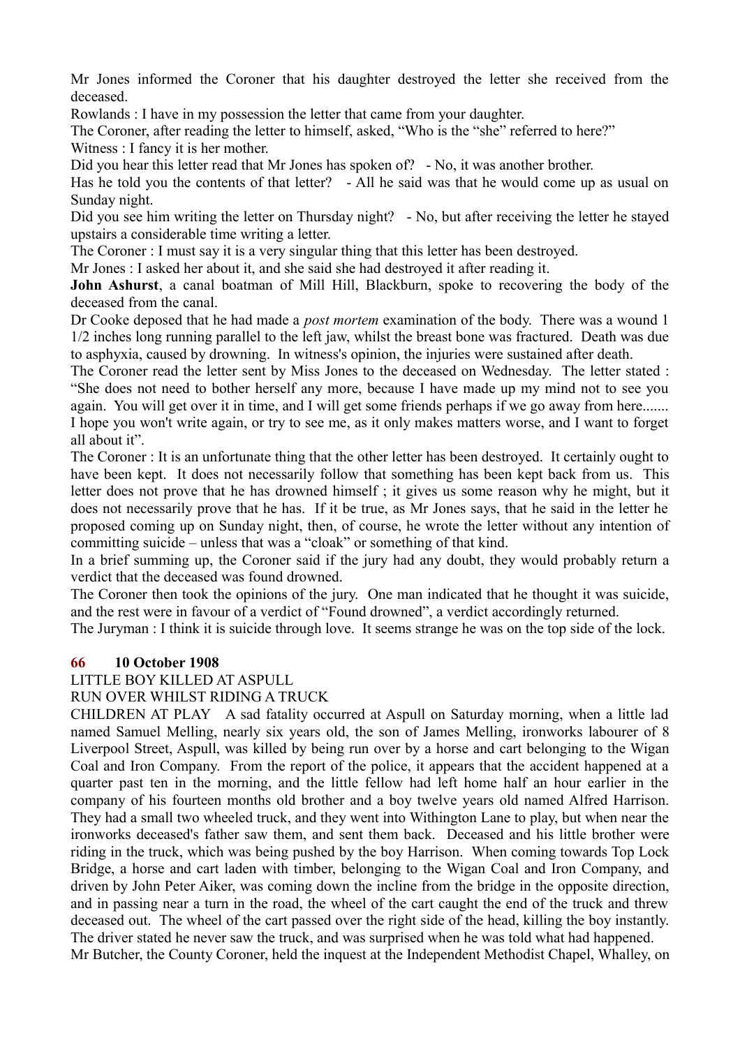Mr Jones informed the Coroner that his daughter destroyed the letter she received from the deceased.

Rowlands : I have in my possession the letter that came from your daughter.

The Coroner, after reading the letter to himself, asked, "Who is the "she" referred to here?"

Witness : I fancy it is her mother.

Did you hear this letter read that Mr Jones has spoken of? - No, it was another brother.

Has he told you the contents of that letter? - All he said was that he would come up as usual on Sunday night.

Did you see him writing the letter on Thursday night? - No, but after receiving the letter he stayed upstairs a considerable time writing a letter.

The Coroner : I must say it is a very singular thing that this letter has been destroyed.

Mr Jones : I asked her about it, and she said she had destroyed it after reading it.

**John Ashurst**, a canal boatman of Mill Hill, Blackburn, spoke to recovering the body of the deceased from the canal.

Dr Cooke deposed that he had made a *post mortem* examination of the body. There was a wound 1 1/2 inches long running parallel to the left jaw, whilst the breast bone was fractured. Death was due to asphyxia, caused by drowning. In witness's opinion, the injuries were sustained after death.

The Coroner read the letter sent by Miss Jones to the deceased on Wednesday. The letter stated : "She does not need to bother herself any more, because I have made up my mind not to see you again. You will get over it in time, and I will get some friends perhaps if we go away from here....... I hope you won't write again, or try to see me, as it only makes matters worse, and I want to forget all about it".

The Coroner : It is an unfortunate thing that the other letter has been destroyed. It certainly ought to have been kept. It does not necessarily follow that something has been kept back from us. This letter does not prove that he has drowned himself ; it gives us some reason why he might, but it does not necessarily prove that he has. If it be true, as Mr Jones says, that he said in the letter he proposed coming up on Sunday night, then, of course, he wrote the letter without any intention of committing suicide – unless that was a "cloak" or something of that kind.

In a brief summing up, the Coroner said if the jury had any doubt, they would probably return a verdict that the deceased was found drowned.

The Coroner then took the opinions of the jury. One man indicated that he thought it was suicide, and the rest were in favour of a verdict of "Found drowned", a verdict accordingly returned.

The Juryman : I think it is suicide through love. It seems strange he was on the top side of the lock.

### 66 10 October 1908

LITTLE BOY KILLED AT ASPULL

RUN OVER WHILST RIDING A TRUCK

CHILDREN AT PLAY A sad fatality occurred at Aspull on Saturday morning, when a little lad named Samuel Melling, nearly six years old, the son of James Melling, ironworks labourer of 8 Liverpool Street, Aspull, was killed by being run over by a horse and cart belonging to the Wigan Coal and Iron Company. From the report of the police, it appears that the accident happened at a quarter past ten in the morning, and the little fellow had left home half an hour earlier in the company of his fourteen months old brother and a boy twelve years old named Alfred Harrison. They had a small two wheeled truck, and they went into Withington Lane to play, but when near the ironworks deceased's father saw them, and sent them back. Deceased and his little brother were riding in the truck, which was being pushed by the boy Harrison. When coming towards Top Lock Bridge, a horse and cart laden with timber, belonging to the Wigan Coal and Iron Company, and driven by John Peter Aiker, was coming down the incline from the bridge in the opposite direction, and in passing near a turn in the road, the wheel of the cart caught the end of the truck and threw deceased out. The wheel of the cart passed over the right side of the head, killing the boy instantly. The driver stated he never saw the truck, and was surprised when he was told what had happened.

Mr Butcher, the County Coroner, held the inquest at the Independent Methodist Chapel, Whalley, on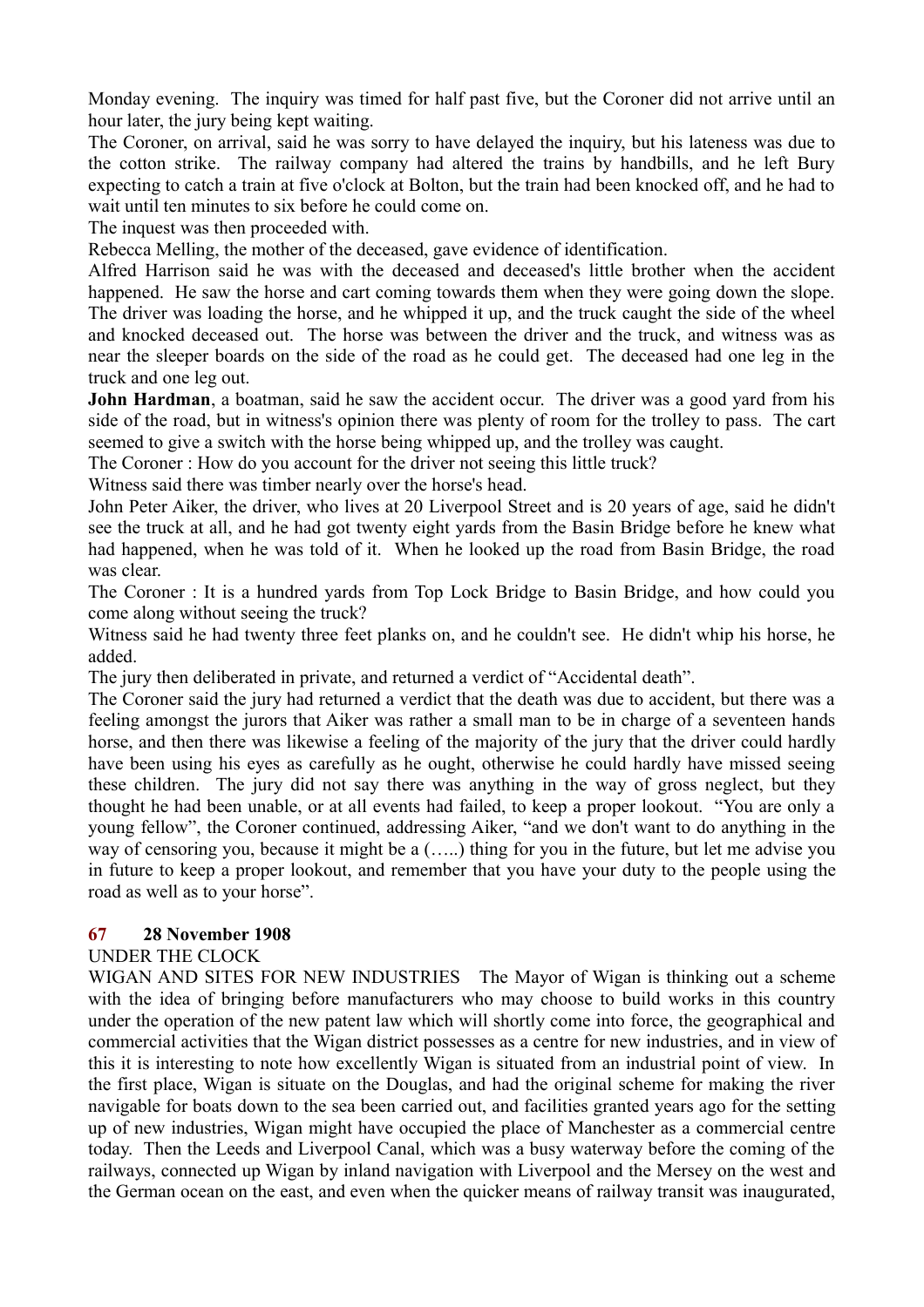Monday evening. The inquiry was timed for half past five, but the Coroner did not arrive until an hour later, the jury being kept waiting.

The Coroner, on arrival, said he was sorry to have delayed the inquiry, but his lateness was due to the cotton strike. The railway company had altered the trains by handbills, and he left Bury expecting to catch a train at five o'clock at Bolton, but the train had been knocked off, and he had to wait until ten minutes to six before he could come on.

The inquest was then proceeded with.

Rebecca Melling, the mother of the deceased, gave evidence of identification.

Alfred Harrison said he was with the deceased and deceased's little brother when the accident happened. He saw the horse and cart coming towards them when they were going down the slope. The driver was loading the horse, and he whipped it up, and the truck caught the side of the wheel and knocked deceased out. The horse was between the driver and the truck, and witness was as near the sleeper boards on the side of the road as he could get. The deceased had one leg in the truck and one leg out.

**John Hardman**, a boatman, said he saw the accident occur. The driver was a good yard from his side of the road, but in witness's opinion there was plenty of room for the trolley to pass. The cart seemed to give a switch with the horse being whipped up, and the trolley was caught.

The Coroner : How do you account for the driver not seeing this little truck?

Witness said there was timber nearly over the horse's head.

John Peter Aiker, the driver, who lives at 20 Liverpool Street and is 20 years of age, said he didn't see the truck at all, and he had got twenty eight yards from the Basin Bridge before he knew what had happened, when he was told of it. When he looked up the road from Basin Bridge, the road was clear.

The Coroner : It is a hundred yards from Top Lock Bridge to Basin Bridge, and how could you come along without seeing the truck?

Witness said he had twenty three feet planks on, and he couldn't see. He didn't whip his horse, he added.

The jury then deliberated in private, and returned a verdict of "Accidental death".

The Coroner said the jury had returned a verdict that the death was due to accident, but there was a feeling amongst the jurors that Aiker was rather a small man to be in charge of a seventeen hands horse, and then there was likewise a feeling of the majority of the jury that the driver could hardly have been using his eyes as carefully as he ought, otherwise he could hardly have missed seeing these children. The jury did not say there was anything in the way of gross neglect, but they thought he had been unable, or at all events had failed, to keep a proper lookout. "You are only a young fellow", the Coroner continued, addressing Aiker, "and we don't want to do anything in the way of censoring you, because it might be a (…..) thing for you in the future, but let me advise you in future to keep a proper lookout, and remember that you have your duty to the people using the road as well as to your horse".

## 67 28 November 1908

UNDER THE CLOCK

WIGAN AND SITES FOR NEW INDUSTRIES The Mayor of Wigan is thinking out a scheme with the idea of bringing before manufacturers who may choose to build works in this country under the operation of the new patent law which will shortly come into force, the geographical and commercial activities that the Wigan district possesses as a centre for new industries, and in view of this it is interesting to note how excellently Wigan is situated from an industrial point of view. In the first place, Wigan is situate on the Douglas, and had the original scheme for making the river navigable for boats down to the sea been carried out, and facilities granted years ago for the setting up of new industries, Wigan might have occupied the place of Manchester as a commercial centre today. Then the Leeds and Liverpool Canal, which was a busy waterway before the coming of the railways, connected up Wigan by inland navigation with Liverpool and the Mersey on the west and the German ocean on the east, and even when the quicker means of railway transit was inaugurated,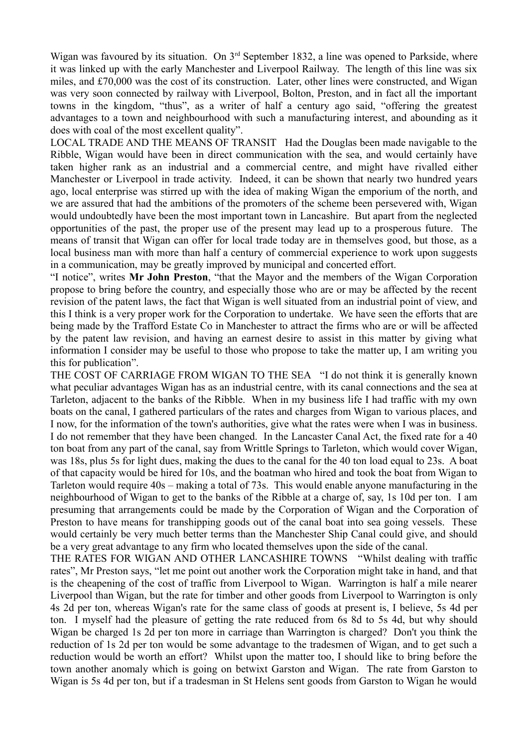Wigan was favoured by its situation. On 3rd September 1832, a line was opened to Parkside, where it was linked up with the early Manchester and Liverpool Railway. The length of this line was six miles, and £70,000 was the cost of its construction. Later, other lines were constructed, and Wigan was very soon connected by railway with Liverpool, Bolton, Preston, and in fact all the important towns in the kingdom, "thus", as a writer of half a century ago said, "offering the greatest advantages to a town and neighbourhood with such a manufacturing interest, and abounding as it does with coal of the most excellent quality".

LOCAL TRADE AND THE MEANS OF TRANSIT Had the Douglas been made navigable to the Ribble, Wigan would have been in direct communication with the sea, and would certainly have taken higher rank as an industrial and a commercial centre, and might have rivalled either Manchester or Liverpool in trade activity. Indeed, it can be shown that nearly two hundred years ago, local enterprise was stirred up with the idea of making Wigan the emporium of the north, and we are assured that had the ambitions of the promoters of the scheme been persevered with, Wigan would undoubtedly have been the most important town in Lancashire. But apart from the neglected opportunities of the past, the proper use of the present may lead up to a prosperous future. The means of transit that Wigan can offer for local trade today are in themselves good, but those, as a local business man with more than half a century of commercial experience to work upon suggests in a communication, may be greatly improved by municipal and concerted effort.

"I notice", writes **Mr John Preston**, "that the Mayor and the members of the Wigan Corporation propose to bring before the country, and especially those who are or may be affected by the recent revision of the patent laws, the fact that Wigan is well situated from an industrial point of view, and this I think is a very proper work for the Corporation to undertake. We have seen the efforts that are being made by the Trafford Estate Co in Manchester to attract the firms who are or will be affected by the patent law revision, and having an earnest desire to assist in this matter by giving what information I consider may be useful to those who propose to take the matter up, I am writing you this for publication".

THE COST OF CARRIAGE FROM WIGAN TO THE SEA "I do not think it is generally known what peculiar advantages Wigan has as an industrial centre, with its canal connections and the sea at Tarleton, adjacent to the banks of the Ribble. When in my business life I had traffic with my own boats on the canal, I gathered particulars of the rates and charges from Wigan to various places, and I now, for the information of the town's authorities, give what the rates were when I was in business. I do not remember that they have been changed. In the Lancaster Canal Act, the fixed rate for a 40 ton boat from any part of the canal, say from Writtle Springs to Tarleton, which would cover Wigan, was 18s, plus 5s for light dues, making the dues to the canal for the 40 ton load equal to 23s. A boat of that capacity would be hired for 10s, and the boatman who hired and took the boat from Wigan to Tarleton would require 40s – making a total of 73s. This would enable anyone manufacturing in the neighbourhood of Wigan to get to the banks of the Ribble at a charge of, say, 1s 10d per ton. I am presuming that arrangements could be made by the Corporation of Wigan and the Corporation of Preston to have means for transhipping goods out of the canal boat into sea going vessels. These would certainly be very much better terms than the Manchester Ship Canal could give, and should be a very great advantage to any firm who located themselves upon the side of the canal.

THE RATES FOR WIGAN AND OTHER LANCASHIRE TOWNS "Whilst dealing with traffic rates", Mr Preston says, "let me point out another work the Corporation might take in hand, and that is the cheapening of the cost of traffic from Liverpool to Wigan. Warrington is half a mile nearer Liverpool than Wigan, but the rate for timber and other goods from Liverpool to Warrington is only 4s 2d per ton, whereas Wigan's rate for the same class of goods at present is, I believe, 5s 4d per ton. I myself had the pleasure of getting the rate reduced from 6s 8d to 5s 4d, but why should Wigan be charged 1s 2d per ton more in carriage than Warrington is charged? Don't you think the reduction of 1s 2d per ton would be some advantage to the tradesmen of Wigan, and to get such a reduction would be worth an effort? Whilst upon the matter too, I should like to bring before the town another anomaly which is going on betwixt Garston and Wigan. The rate from Garston to Wigan is 5s 4d per ton, but if a tradesman in St Helens sent goods from Garston to Wigan he would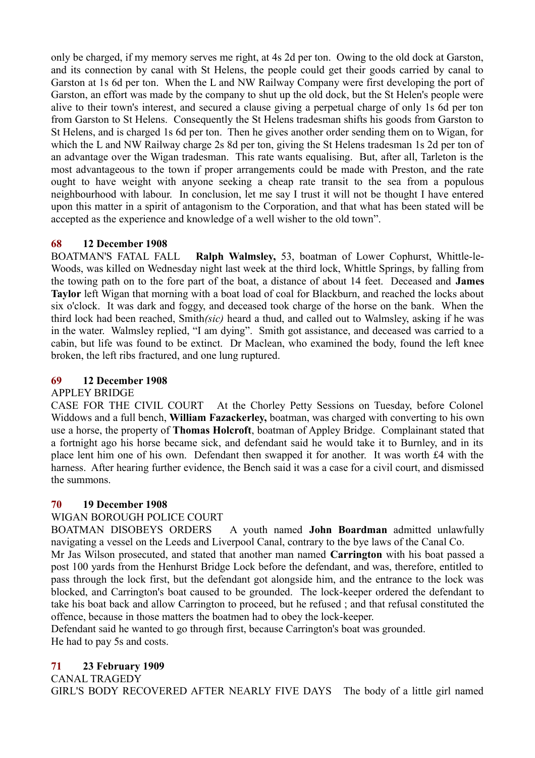only be charged, if my memory serves me right, at 4s 2d per ton. Owing to the old dock at Garston, and its connection by canal with St Helens, the people could get their goods carried by canal to Garston at 1s 6d per ton. When the L and NW Railway Company were first developing the port of Garston, an effort was made by the company to shut up the old dock, but the St Helen's people were alive to their town's interest, and secured a clause giving a perpetual charge of only 1s 6d per ton from Garston to St Helens. Consequently the St Helens tradesman shifts his goods from Garston to St Helens, and is charged 1s 6d per ton. Then he gives another order sending them on to Wigan, for which the L and NW Railway charge 2s 8d per ton, giving the St Helens tradesman 1s 2d per ton of an advantage over the Wigan tradesman. This rate wants equalising. But, after all, Tarleton is the most advantageous to the town if proper arrangements could be made with Preston, and the rate ought to have weight with anyone seeking a cheap rate transit to the sea from a populous neighbourhood with labour. In conclusion, let me say I trust it will not be thought I have entered upon this matter in a spirit of antagonism to the Corporation, and that what has been stated will be accepted as the experience and knowledge of a well wisher to the old town".

**68 12 December 1908**

BOATMAN'S FATAL FALL **Ralph Walmsley,** 53, boatman of Lower Cophurst, Whittle-le-Woods, was killed on Wednesday night last week at the third lock, Whittle Springs, by falling from the towing path on to the fore part of the boat, a distance of about 14 feet. Deceased and **James Taylor** left Wigan that morning with a boat load of coal for Blackburn, and reached the locks about six o'clock. It was dark and foggy, and deceased took charge of the horse on the bank. When the third lock had been reached, Smith*(sic)* heard a thud, and called out to Walmsley, asking if he was in the water. Walmsley replied, "I am dying". Smith got assistance, and deceased was carried to a cabin, but life was found to be extinct. Dr Maclean, who examined the body, found the left knee broken, the left ribs fractured, and one lung ruptured.

**69 12 December 1908**

APPLEY BRIDGE

CASE FOR THE CIVIL COURT At the Chorley Petty Sessions on Tuesday, before Colonel Widdows and a full bench, **William Fazackerley,** boatman, was charged with converting to his own use a horse, the property of **Thomas Holcroft**, boatman of Appley Bridge. Complainant stated that a fortnight ago his horse became sick, and defendant said he would take it to Burnley, and in its place lent him one of his own. Defendant then swapped it for another. It was worth £4 with the harness. After hearing further evidence, the Bench said it was a case for a civil court, and dismissed the summons.

**70 19 December 1908**

WIGAN BOROUGH POLICE COURT

BOATMAN DISOBEYS ORDERS A youth named **John Boardman** admitted unlawfully navigating a vessel on the Leeds and Liverpool Canal, contrary to the bye laws of the Canal Co.

Mr Jas Wilson prosecuted, and stated that another man named **Carrington** with his boat passed a post 100 yards from the Henhurst Bridge Lock before the defendant, and was, therefore, entitled to pass through the lock first, but the defendant got alongside him, and the entrance to the lock was blocked, and Carrington's boat caused to be grounded. The lock-keeper ordered the defendant to take his boat back and allow Carrington to proceed, but he refused ; and that refusal constituted the offence, because in those matters the boatmen had to obey the lock-keeper.

Defendant said he wanted to go through first, because Carrington's boat was grounded.

He had to pay 5s and costs.

**71 23 February 1909**

CANAL TRAGEDY

GIRL'S BODY RECOVERED AFTER NEARLY FIVE DAYS The body of a little girl named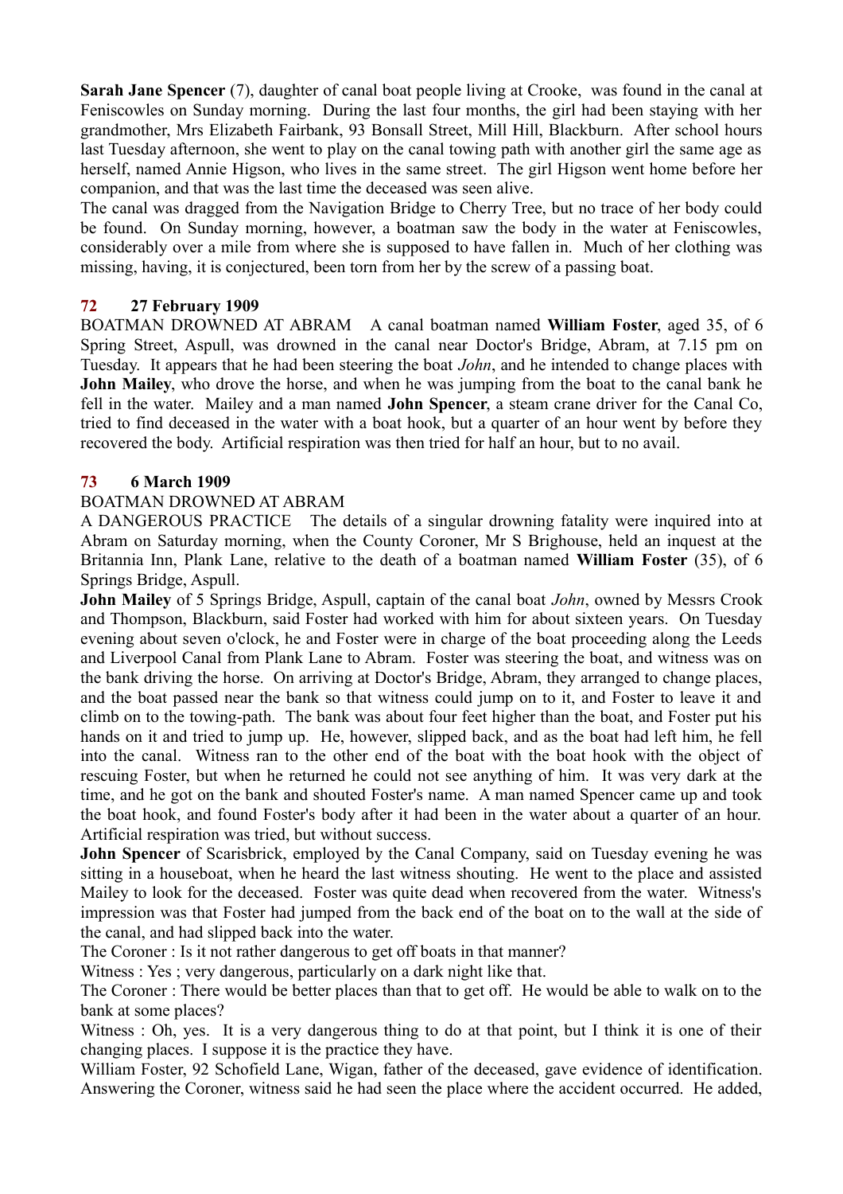**Sarah Jane Spencer** (7), daughter of canal boat people living at Crooke, was found in the canal at Feniscowles on Sunday morning. During the last four months, the girl had been staying with her grandmother, Mrs Elizabeth Fairbank, 93 Bonsall Street, Mill Hill, Blackburn. After school hours last Tuesday afternoon, she went to play on the canal towing path with another girl the same age as herself, named Annie Higson, who lives in the same street. The girl Higson went home before her companion, and that was the last time the deceased was seen alive.

The canal was dragged from the Navigation Bridge to Cherry Tree, but no trace of her body could be found. On Sunday morning, however, a boatman saw the body in the water at Feniscowles, considerably over a mile from where she is supposed to have fallen in. Much of her clothing was missing, having, it is conjectured, been torn from her by the screw of a passing boat.

### 72 27 February 1909

BOATMAN DROWNED AT ABRAM A canal boatman named **William Foster**, aged 35, of 6 Spring Street, Aspull, was drowned in the canal near Doctor's Bridge, Abram, at 7.15 pm on Tuesday. It appears that he had been steering the boat *John*, and he intended to change places with **John Mailey**, who drove the horse, and when he was jumping from the boat to the canal bank he fell in the water. Mailey and a man named **John Spencer**, a steam crane driver for the Canal Co, tried to find deceased in the water with a boat hook, but a quarter of an hour went by before they recovered the body. Artificial respiration was then tried for half an hour, but to no avail.

### 73 6 March 1909

BOATMAN DROWNED AT ABRAM

A DANGEROUS PRACTICE The details of a singular drowning fatality were inquired into at Abram on Saturday morning, when the County Coroner, Mr S Brighouse, held an inquest at the Britannia Inn, Plank Lane, relative to the death of a boatman named **William Foster** (35), of 6 Springs Bridge, Aspull.

**John Mailey** of 5 Springs Bridge, Aspull, captain of the canal boat *John*, owned by Messrs Crook and Thompson, Blackburn, said Foster had worked with him for about sixteen years. On Tuesday evening about seven o'clock, he and Foster were in charge of the boat proceeding along the Leeds and Liverpool Canal from Plank Lane to Abram. Foster was steering the boat, and witness was on the bank driving the horse. On arriving at Doctor's Bridge, Abram, they arranged to change places, and the boat passed near the bank so that witness could jump on to it, and Foster to leave it and climb on to the towing-path. The bank was about four feet higher than the boat, and Foster put his hands on it and tried to jump up. He, however, slipped back, and as the boat had left him, he fell into the canal. Witness ran to the other end of the boat with the boat hook with the object of rescuing Foster, but when he returned he could not see anything of him. It was very dark at the time, and he got on the bank and shouted Foster's name. A man named Spencer came up and took the boat hook, and found Foster's body after it had been in the water about a quarter of an hour. Artificial respiration was tried, but without success.

**John Spencer** of Scarisbrick, employed by the Canal Company, said on Tuesday evening he was sitting in a houseboat, when he heard the last witness shouting. He went to the place and assisted Mailey to look for the deceased. Foster was quite dead when recovered from the water. Witness's impression was that Foster had jumped from the back end of the boat on to the wall at the side of the canal, and had slipped back into the water.

The Coroner : Is it not rather dangerous to get off boats in that manner?

Witness : Yes ; very dangerous, particularly on a dark night like that.

The Coroner : There would be better places than that to get off. He would be able to walk on to the bank at some places?

Witness : Oh, yes. It is a very dangerous thing to do at that point, but I think it is one of their changing places. I suppose it is the practice they have.

William Foster, 92 Schofield Lane, Wigan, father of the deceased, gave evidence of identification. Answering the Coroner, witness said he had seen the place where the accident occurred. He added,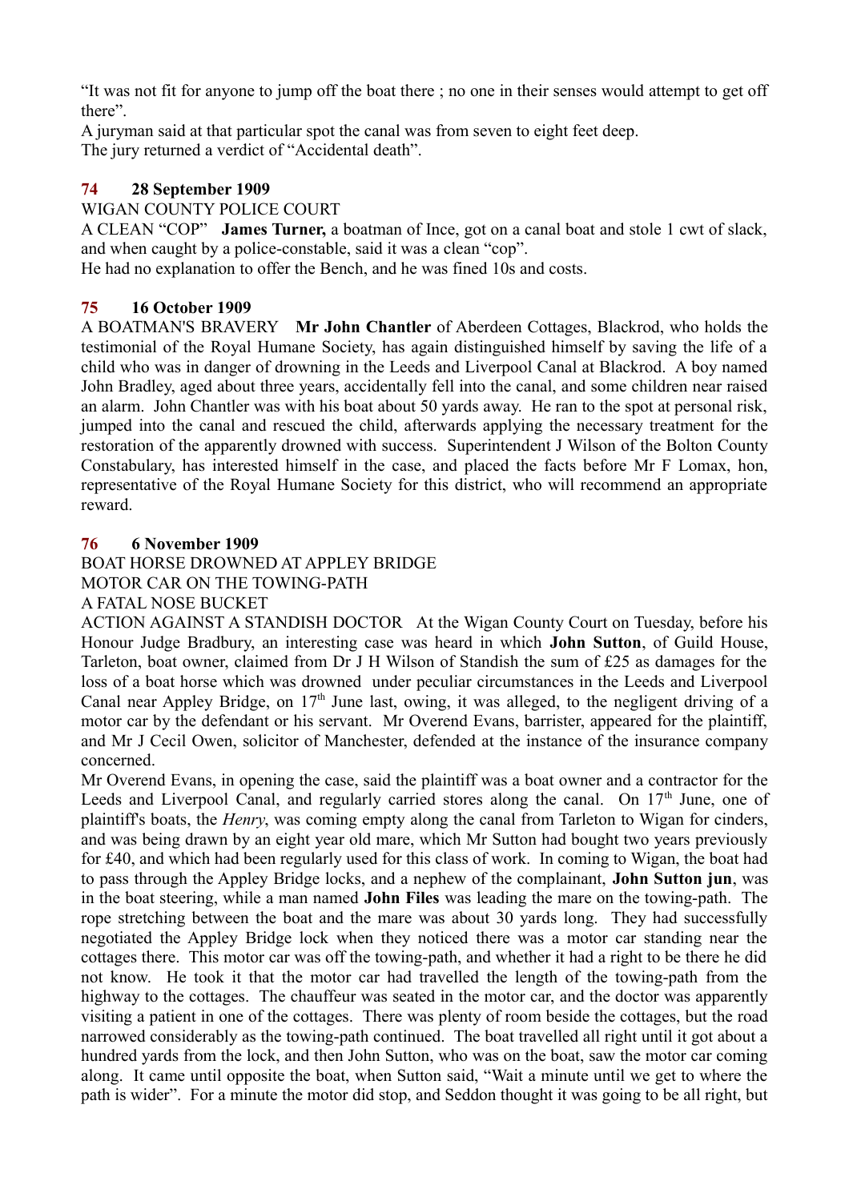"It was not fit for anyone to jump off the boat there ; no one in their senses would attempt to get off there".
A juryman said at that particular spot the canal was from seven to eight feet deep.
The jury returned a verdict of "Accidental death".

### 74 28 September 1909

WIGAN COUNTY POLICE COURT
A CLEAN "COP" **James Turner,** a boatman of Ince, got on a canal boat and stole 1 cwt of slack, and when caught by a police-constable, said it was a clean "cop".
He had no explanation to offer the Bench, and he was fined 10s and costs.

### 75 16 October 1909

A BOATMAN'S BRAVERY **Mr John Chantler** of Aberdeen Cottages, Blackrod, who holds the testimonial of the Royal Humane Society, has again distinguished himself by saving the life of a child who was in danger of drowning in the Leeds and Liverpool Canal at Blackrod. A boy named John Bradley, aged about three years, accidentally fell into the canal, and some children near raised an alarm. John Chantler was with his boat about 50 yards away. He ran to the spot at personal risk, jumped into the canal and rescued the child, afterwards applying the necessary treatment for the restoration of the apparently drowned with success. Superintendent J Wilson of the Bolton County Constabulary, has interested himself in the case, and placed the facts before Mr F Lomax, hon, representative of the Royal Humane Society for this district, who will recommend an appropriate reward.

### 76 6 November 1909

BOAT HORSE DROWNED AT APPLEY BRIDGE
MOTOR CAR ON THE TOWING-PATH
A FATAL NOSE BUCKET
ACTION AGAINST A STANDISH DOCTOR At the Wigan County Court on Tuesday, before his Honour Judge Bradbury, an interesting case was heard in which **John Sutton**, of Guild House, Tarleton, boat owner, claimed from Dr J H Wilson of Standish the sum of £25 as damages for the loss of a boat horse which was drowned under peculiar circumstances in the Leeds and Liverpool Canal near Appley Bridge, on 17th June last, owing, it was alleged, to the negligent driving of a motor car by the defendant or his servant. Mr Overend Evans, barrister, appeared for the plaintiff, and Mr J Cecil Owen, solicitor of Manchester, defended at the instance of the insurance company concerned.
Mr Overend Evans, in opening the case, said the plaintiff was a boat owner and a contractor for the Leeds and Liverpool Canal, and regularly carried stores along the canal. On 17th June, one of plaintiff's boats, the *Henry*, was coming empty along the canal from Tarleton to Wigan for cinders, and was being drawn by an eight year old mare, which Mr Sutton had bought two years previously for £40, and which had been regularly used for this class of work. In coming to Wigan, the boat had to pass through the Appley Bridge locks, and a nephew of the complainant, **John Sutton jun**, was in the boat steering, while a man named **John Files** was leading the mare on the towing-path. The rope stretching between the boat and the mare was about 30 yards long. They had successfully negotiated the Appley Bridge lock when they noticed there was a motor car standing near the cottages there. This motor car was off the towing-path, and whether it had a right to be there he did not know. He took it that the motor car had travelled the length of the towing-path from the highway to the cottages. The chauffeur was seated in the motor car, and the doctor was apparently visiting a patient in one of the cottages. There was plenty of room beside the cottages, but the road narrowed considerably as the towing-path continued. The boat travelled all right until it got about a hundred yards from the lock, and then John Sutton, who was on the boat, saw the motor car coming along. It came until opposite the boat, when Sutton said, "Wait a minute until we get to where the path is wider". For a minute the motor did stop, and Seddon thought it was going to be all right, but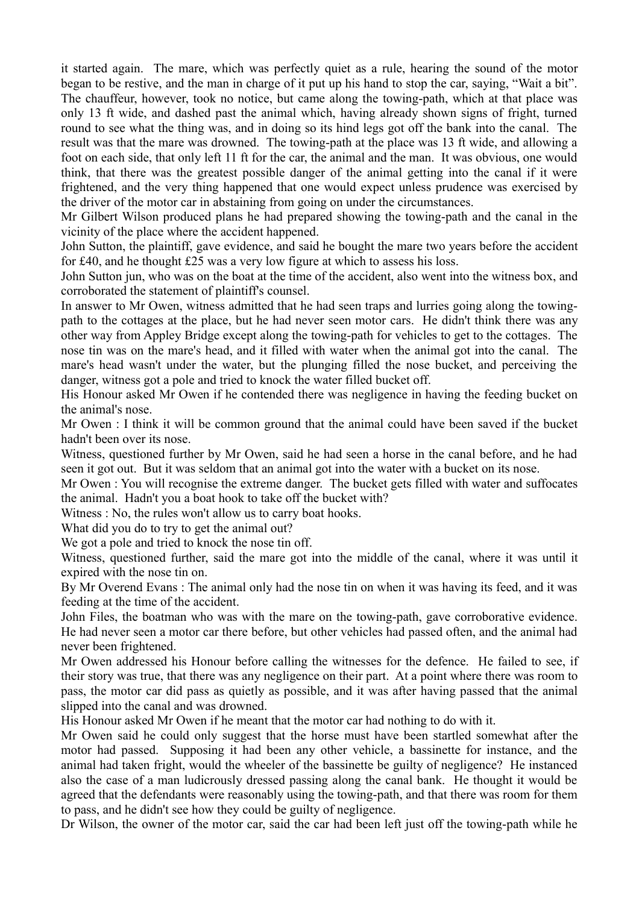it started again. The mare, which was perfectly quiet as a rule, hearing the sound of the motor began to be restive, and the man in charge of it put up his hand to stop the car, saying, "Wait a bit". The chauffeur, however, took no notice, but came along the towing-path, which at that place was only 13 ft wide, and dashed past the animal which, having already shown signs of fright, turned round to see what the thing was, and in doing so its hind legs got off the bank into the canal. The result was that the mare was drowned. The towing-path at the place was 13 ft wide, and allowing a foot on each side, that only left 11 ft for the car, the animal and the man. It was obvious, one would think, that there was the greatest possible danger of the animal getting into the canal if it were frightened, and the very thing happened that one would expect unless prudence was exercised by the driver of the motor car in abstaining from going on under the circumstances.

Mr Gilbert Wilson produced plans he had prepared showing the towing-path and the canal in the vicinity of the place where the accident happened.

John Sutton, the plaintiff, gave evidence, and said he bought the mare two years before the accident for £40, and he thought £25 was a very low figure at which to assess his loss.

John Sutton jun, who was on the boat at the time of the accident, also went into the witness box, and corroborated the statement of plaintiff's counsel.

In answer to Mr Owen, witness admitted that he had seen traps and lurries going along the towing-path to the cottages at the place, but he had never seen motor cars. He didn't think there was any other way from Appley Bridge except along the towing-path for vehicles to get to the cottages. The nose tin was on the mare's head, and it filled with water when the animal got into the canal. The mare's head wasn't under the water, but the plunging filled the nose bucket, and perceiving the danger, witness got a pole and tried to knock the water filled bucket off.

His Honour asked Mr Owen if he contended there was negligence in having the feeding bucket on the animal's nose.

Mr Owen : I think it will be common ground that the animal could have been saved if the bucket hadn't been over its nose.

Witness, questioned further by Mr Owen, said he had seen a horse in the canal before, and he had seen it got out. But it was seldom that an animal got into the water with a bucket on its nose.

Mr Owen : You will recognise the extreme danger. The bucket gets filled with water and suffocates the animal. Hadn't you a boat hook to take off the bucket with?

Witness : No, the rules won't allow us to carry boat hooks.

What did you do to try to get the animal out?

We got a pole and tried to knock the nose tin off.

Witness, questioned further, said the mare got into the middle of the canal, where it was until it expired with the nose tin on.

By Mr Overend Evans : The animal only had the nose tin on when it was having its feed, and it was feeding at the time of the accident.

John Files, the boatman who was with the mare on the towing-path, gave corroborative evidence. He had never seen a motor car there before, but other vehicles had passed often, and the animal had never been frightened.

Mr Owen addressed his Honour before calling the witnesses for the defence. He failed to see, if their story was true, that there was any negligence on their part. At a point where there was room to pass, the motor car did pass as quietly as possible, and it was after having passed that the animal slipped into the canal and was drowned.

His Honour asked Mr Owen if he meant that the motor car had nothing to do with it.

Mr Owen said he could only suggest that the horse must have been startled somewhat after the motor had passed. Supposing it had been any other vehicle, a bassinette for instance, and the animal had taken fright, would the wheeler of the bassinette be guilty of negligence? He instanced also the case of a man ludicrously dressed passing along the canal bank. He thought it would be agreed that the defendants were reasonably using the towing-path, and that there was room for them to pass, and he didn't see how they could be guilty of negligence.

Dr Wilson, the owner of the motor car, said the car had been left just off the towing-path while he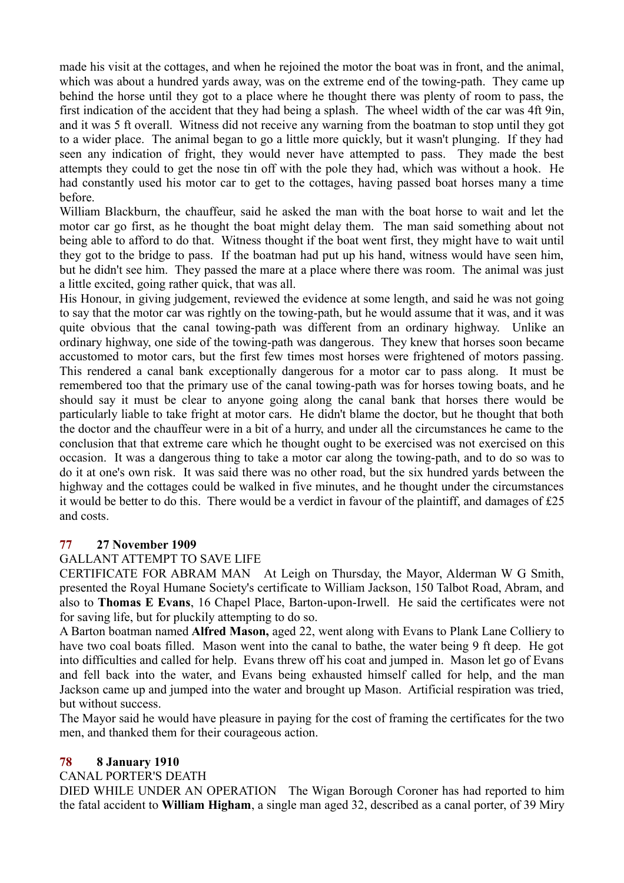made his visit at the cottages, and when he rejoined the motor the boat was in front, and the animal, which was about a hundred yards away, was on the extreme end of the towing-path. They came up behind the horse until they got to a place where he thought there was plenty of room to pass, the first indication of the accident that they had being a splash. The wheel width of the car was 4ft 9in, and it was 5 ft overall. Witness did not receive any warning from the boatman to stop until they got to a wider place. The animal began to go a little more quickly, but it wasn't plunging. If they had seen any indication of fright, they would never have attempted to pass. They made the best attempts they could to get the nose tin off with the pole they had, which was without a hook. He had constantly used his motor car to get to the cottages, having passed boat horses many a time before.

William Blackburn, the chauffeur, said he asked the man with the boat horse to wait and let the motor car go first, as he thought the boat might delay them. The man said something about not being able to afford to do that. Witness thought if the boat went first, they might have to wait until they got to the bridge to pass. If the boatman had put up his hand, witness would have seen him, but he didn't see him. They passed the mare at a place where there was room. The animal was just a little excited, going rather quick, that was all.

His Honour, in giving judgement, reviewed the evidence at some length, and said he was not going to say that the motor car was rightly on the towing-path, but he would assume that it was, and it was quite obvious that the canal towing-path was different from an ordinary highway. Unlike an ordinary highway, one side of the towing-path was dangerous. They knew that horses soon became accustomed to motor cars, but the first few times most horses were frightened of motors passing. This rendered a canal bank exceptionally dangerous for a motor car to pass along. It must be remembered too that the primary use of the canal towing-path was for horses towing boats, and he should say it must be clear to anyone going along the canal bank that horses there would be particularly liable to take fright at motor cars. He didn't blame the doctor, but he thought that both the doctor and the chauffeur were in a bit of a hurry, and under all the circumstances he came to the conclusion that that extreme care which he thought ought to be exercised was not exercised on this occasion. It was a dangerous thing to take a motor car along the towing-path, and to do so was to do it at one's own risk. It was said there was no other road, but the six hundred yards between the highway and the cottages could be walked in five minutes, and he thought under the circumstances it would be better to do this. There would be a verdict in favour of the plaintiff, and damages of £25 and costs.

## 77 27 November 1909

GALLANT ATTEMPT TO SAVE LIFE

CERTIFICATE FOR ABRAM MAN At Leigh on Thursday, the Mayor, Alderman W G Smith, presented the Royal Humane Society's certificate to William Jackson, 150 Talbot Road, Abram, and also to **Thomas E Evans**, 16 Chapel Place, Barton-upon-Irwell. He said the certificates were not for saving life, but for pluckily attempting to do so.

A Barton boatman named **Alfred Mason,** aged 22, went along with Evans to Plank Lane Colliery to have two coal boats filled. Mason went into the canal to bathe, the water being 9 ft deep. He got into difficulties and called for help. Evans threw off his coat and jumped in. Mason let go of Evans and fell back into the water, and Evans being exhausted himself called for help, and the man Jackson came up and jumped into the water and brought up Mason. Artificial respiration was tried, but without success.

The Mayor said he would have pleasure in paying for the cost of framing the certificates for the two men, and thanked them for their courageous action.

## 78 8 January 1910

CANAL PORTER'S DEATH

DIED WHILE UNDER AN OPERATION The Wigan Borough Coroner has had reported to him the fatal accident to **William Higham**, a single man aged 32, described as a canal porter, of 39 Miry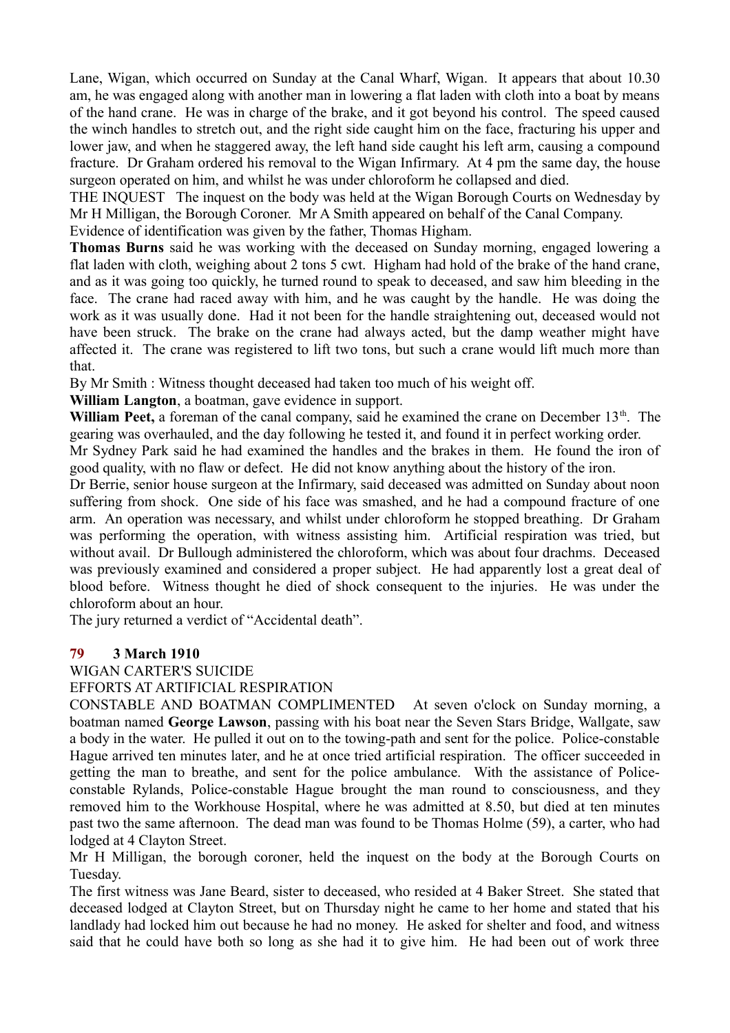Lane, Wigan, which occurred on Sunday at the Canal Wharf, Wigan. It appears that about 10.30 am, he was engaged along with another man in lowering a flat laden with cloth into a boat by means of the hand crane. He was in charge of the brake, and it got beyond his control. The speed caused the winch handles to stretch out, and the right side caught him on the face, fracturing his upper and lower jaw, and when he staggered away, the left hand side caught his left arm, causing a compound fracture. Dr Graham ordered his removal to the Wigan Infirmary. At 4 pm the same day, the house surgeon operated on him, and whilst he was under chloroform he collapsed and died.

THE INQUEST The inquest on the body was held at the Wigan Borough Courts on Wednesday by Mr H Milligan, the Borough Coroner. Mr A Smith appeared on behalf of the Canal Company.

Evidence of identification was given by the father, Thomas Higham.

**Thomas Burns** said he was working with the deceased on Sunday morning, engaged lowering a flat laden with cloth, weighing about 2 tons 5 cwt. Higham had hold of the brake of the hand crane, and as it was going too quickly, he turned round to speak to deceased, and saw him bleeding in the face. The crane had raced away with him, and he was caught by the handle. He was doing the work as it was usually done. Had it not been for the handle straightening out, deceased would not have been struck. The brake on the crane had always acted, but the damp weather might have affected it. The crane was registered to lift two tons, but such a crane would lift much more than that.

By Mr Smith : Witness thought deceased had taken too much of his weight off.

**William Langton**, a boatman, gave evidence in support.

**William Peet,** a foreman of the canal company, said he examined the crane on December 13th. The gearing was overhauled, and the day following he tested it, and found it in perfect working order.

Mr Sydney Park said he had examined the handles and the brakes in them. He found the iron of good quality, with no flaw or defect. He did not know anything about the history of the iron.

Dr Berrie, senior house surgeon at the Infirmary, said deceased was admitted on Sunday about noon suffering from shock. One side of his face was smashed, and he had a compound fracture of one arm. An operation was necessary, and whilst under chloroform he stopped breathing. Dr Graham was performing the operation, with witness assisting him. Artificial respiration was tried, but without avail. Dr Bullough administered the chloroform, which was about four drachms. Deceased was previously examined and considered a proper subject. He had apparently lost a great deal of blood before. Witness thought he died of shock consequent to the injuries. He was under the chloroform about an hour.

The jury returned a verdict of "Accidental death".

## 79 3 March 1910

WIGAN CARTER'S SUICIDE

EFFORTS AT ARTIFICIAL RESPIRATION

CONSTABLE AND BOATMAN COMPLIMENTED At seven o'clock on Sunday morning, a boatman named **George Lawson**, passing with his boat near the Seven Stars Bridge, Wallgate, saw a body in the water. He pulled it out on to the towing-path and sent for the police. Police-constable Hague arrived ten minutes later, and he at once tried artificial respiration. The officer succeeded in getting the man to breathe, and sent for the police ambulance. With the assistance of Police-constable Rylands, Police-constable Hague brought the man round to consciousness, and they removed him to the Workhouse Hospital, where he was admitted at 8.50, but died at ten minutes past two the same afternoon. The dead man was found to be Thomas Holme (59), a carter, who had lodged at 4 Clayton Street.

Mr H Milligan, the borough coroner, held the inquest on the body at the Borough Courts on Tuesday.

The first witness was Jane Beard, sister to deceased, who resided at 4 Baker Street. She stated that deceased lodged at Clayton Street, but on Thursday night he came to her home and stated that his landlady had locked him out because he had no money. He asked for shelter and food, and witness said that he could have both so long as she had it to give him. He had been out of work three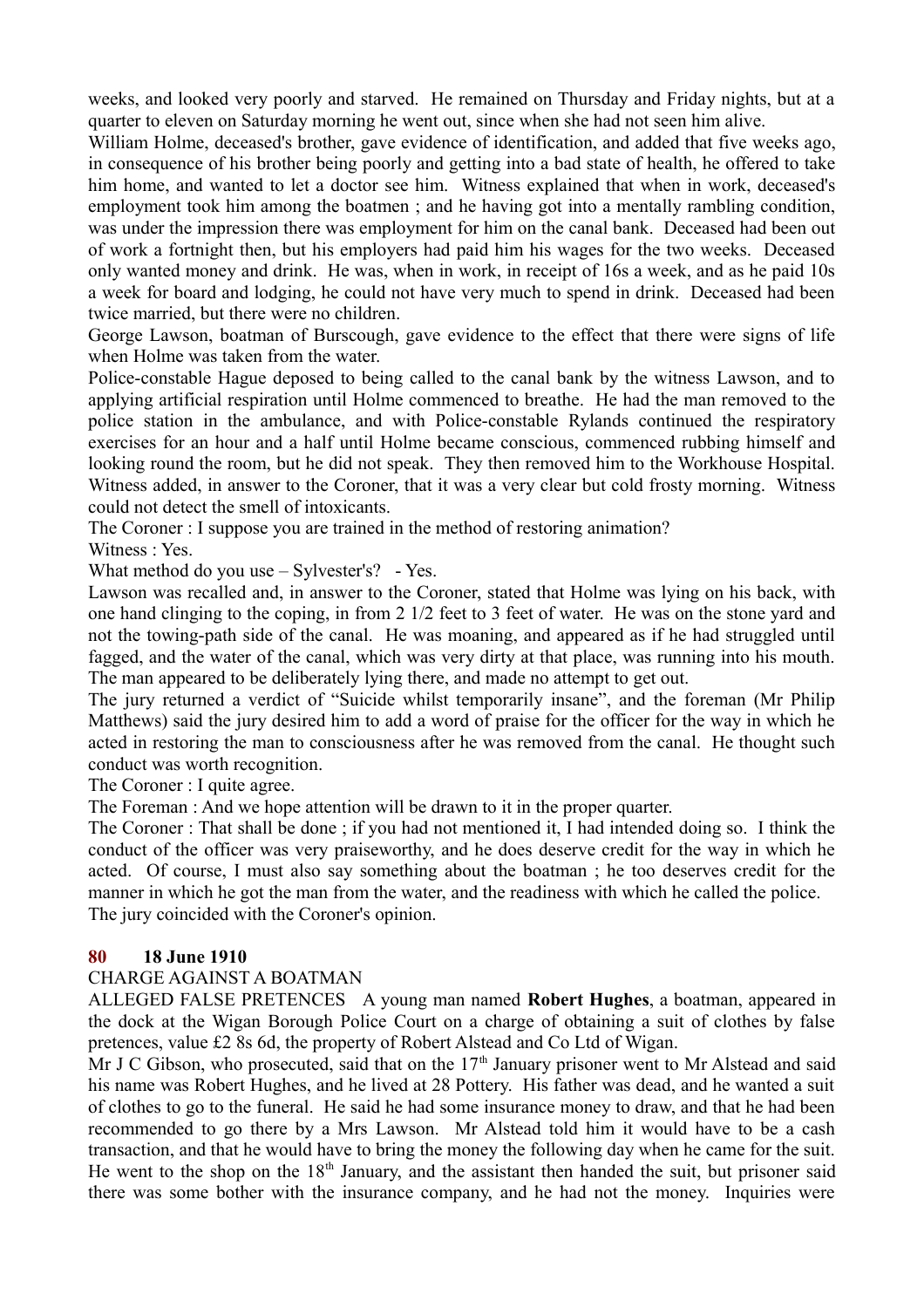weeks, and looked very poorly and starved. He remained on Thursday and Friday nights, but at a quarter to eleven on Saturday morning he went out, since when she had not seen him alive.

William Holme, deceased's brother, gave evidence of identification, and added that five weeks ago, in consequence of his brother being poorly and getting into a bad state of health, he offered to take him home, and wanted to let a doctor see him. Witness explained that when in work, deceased's employment took him among the boatmen ; and he having got into a mentally rambling condition, was under the impression there was employment for him on the canal bank. Deceased had been out of work a fortnight then, but his employers had paid him his wages for the two weeks. Deceased only wanted money and drink. He was, when in work, in receipt of 16s a week, and as he paid 10s a week for board and lodging, he could not have very much to spend in drink. Deceased had been twice married, but there were no children.

George Lawson, boatman of Burscough, gave evidence to the effect that there were signs of life when Holme was taken from the water.

Police-constable Hague deposed to being called to the canal bank by the witness Lawson, and to applying artificial respiration until Holme commenced to breathe. He had the man removed to the police station in the ambulance, and with Police-constable Rylands continued the respiratory exercises for an hour and a half until Holme became conscious, commenced rubbing himself and looking round the room, but he did not speak. They then removed him to the Workhouse Hospital. Witness added, in answer to the Coroner, that it was a very clear but cold frosty morning. Witness could not detect the smell of intoxicants.

The Coroner : I suppose you are trained in the method of restoring animation?

Witness : Yes.

What method do you use – Sylvester's? - Yes.

Lawson was recalled and, in answer to the Coroner, stated that Holme was lying on his back, with one hand clinging to the coping, in from 2 1/2 feet to 3 feet of water. He was on the stone yard and not the towing-path side of the canal. He was moaning, and appeared as if he had struggled until fagged, and the water of the canal, which was very dirty at that place, was running into his mouth. The man appeared to be deliberately lying there, and made no attempt to get out.

The jury returned a verdict of "Suicide whilst temporarily insane", and the foreman (Mr Philip Matthews) said the jury desired him to add a word of praise for the officer for the way in which he acted in restoring the man to consciousness after he was removed from the canal. He thought such conduct was worth recognition.

The Coroner : I quite agree.

The Foreman : And we hope attention will be drawn to it in the proper quarter.

The Coroner : That shall be done ; if you had not mentioned it, I had intended doing so. I think the conduct of the officer was very praiseworthy, and he does deserve credit for the way in which he acted. Of course, I must also say something about the boatman ; he too deserves credit for the manner in which he got the man from the water, and the readiness with which he called the police.

The jury coincided with the Coroner's opinion.

## 80 18 June 1910

CHARGE AGAINST A BOATMAN

ALLEGED FALSE PRETENCES A young man named **Robert Hughes**, a boatman, appeared in the dock at the Wigan Borough Police Court on a charge of obtaining a suit of clothes by false pretences, value £2 8s 6d, the property of Robert Alstead and Co Ltd of Wigan.

Mr J C Gibson, who prosecuted, said that on the 17th January prisoner went to Mr Alstead and said his name was Robert Hughes, and he lived at 28 Pottery. His father was dead, and he wanted a suit of clothes to go to the funeral. He said he had some insurance money to draw, and that he had been recommended to go there by a Mrs Lawson. Mr Alstead told him it would have to be a cash transaction, and that he would have to bring the money the following day when he came for the suit. He went to the shop on the 18th January, and the assistant then handed the suit, but prisoner said there was some bother with the insurance company, and he had not the money. Inquiries were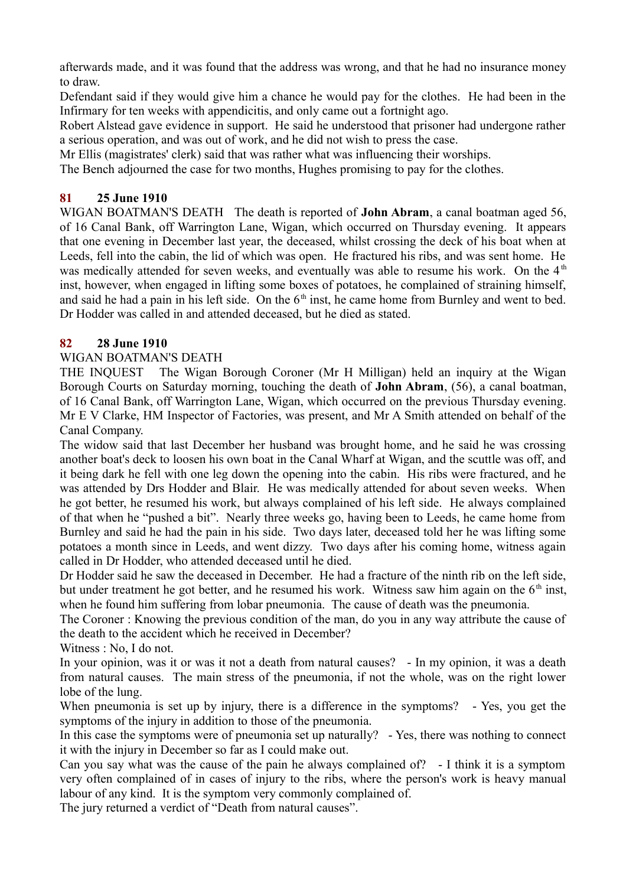afterwards made, and it was found that the address was wrong, and that he had no insurance money to draw.

Defendant said if they would give him a chance he would pay for the clothes. He had been in the Infirmary for ten weeks with appendicitis, and only came out a fortnight ago.

Robert Alstead gave evidence in support. He said he understood that prisoner had undergone rather a serious operation, and was out of work, and he did not wish to press the case.

Mr Ellis (magistrates' clerk) said that was rather what was influencing their worships.

The Bench adjourned the case for two months, Hughes promising to pay for the clothes.

### 81 25 June 1910

WIGAN BOATMAN'S DEATH The death is reported of **John Abram**, a canal boatman aged 56, of 16 Canal Bank, off Warrington Lane, Wigan, which occurred on Thursday evening. It appears that one evening in December last year, the deceased, whilst crossing the deck of his boat when at Leeds, fell into the cabin, the lid of which was open. He fractured his ribs, and was sent home. He was medically attended for seven weeks, and eventually was able to resume his work. On the 4th inst, however, when engaged in lifting some boxes of potatoes, he complained of straining himself, and said he had a pain in his left side. On the 6th inst, he came home from Burnley and went to bed. Dr Hodder was called in and attended deceased, but he died as stated.

### 82 28 June 1910

WIGAN BOATMAN'S DEATH

THE INQUEST The Wigan Borough Coroner (Mr H Milligan) held an inquiry at the Wigan Borough Courts on Saturday morning, touching the death of **John Abram**, (56), a canal boatman, of 16 Canal Bank, off Warrington Lane, Wigan, which occurred on the previous Thursday evening. Mr E V Clarke, HM Inspector of Factories, was present, and Mr A Smith attended on behalf of the Canal Company.

The widow said that last December her husband was brought home, and he said he was crossing another boat's deck to loosen his own boat in the Canal Wharf at Wigan, and the scuttle was off, and it being dark he fell with one leg down the opening into the cabin. His ribs were fractured, and he was attended by Drs Hodder and Blair. He was medically attended for about seven weeks. When he got better, he resumed his work, but always complained of his left side. He always complained of that when he "pushed a bit". Nearly three weeks go, having been to Leeds, he came home from Burnley and said he had the pain in his side. Two days later, deceased told her he was lifting some potatoes a month since in Leeds, and went dizzy. Two days after his coming home, witness again called in Dr Hodder, who attended deceased until he died.

Dr Hodder said he saw the deceased in December. He had a fracture of the ninth rib on the left side, but under treatment he got better, and he resumed his work. Witness saw him again on the 6th inst, when he found him suffering from lobar pneumonia. The cause of death was the pneumonia.

The Coroner : Knowing the previous condition of the man, do you in any way attribute the cause of the death to the accident which he received in December?

Witness : No, I do not.

In your opinion, was it or was it not a death from natural causes? - In my opinion, it was a death from natural causes. The main stress of the pneumonia, if not the whole, was on the right lower lobe of the lung.

When pneumonia is set up by injury, there is a difference in the symptoms? - Yes, you get the symptoms of the injury in addition to those of the pneumonia.

In this case the symptoms were of pneumonia set up naturally? - Yes, there was nothing to connect it with the injury in December so far as I could make out.

Can you say what was the cause of the pain he always complained of? - I think it is a symptom very often complained of in cases of injury to the ribs, where the person's work is heavy manual labour of any kind. It is the symptom very commonly complained of.

The jury returned a verdict of "Death from natural causes".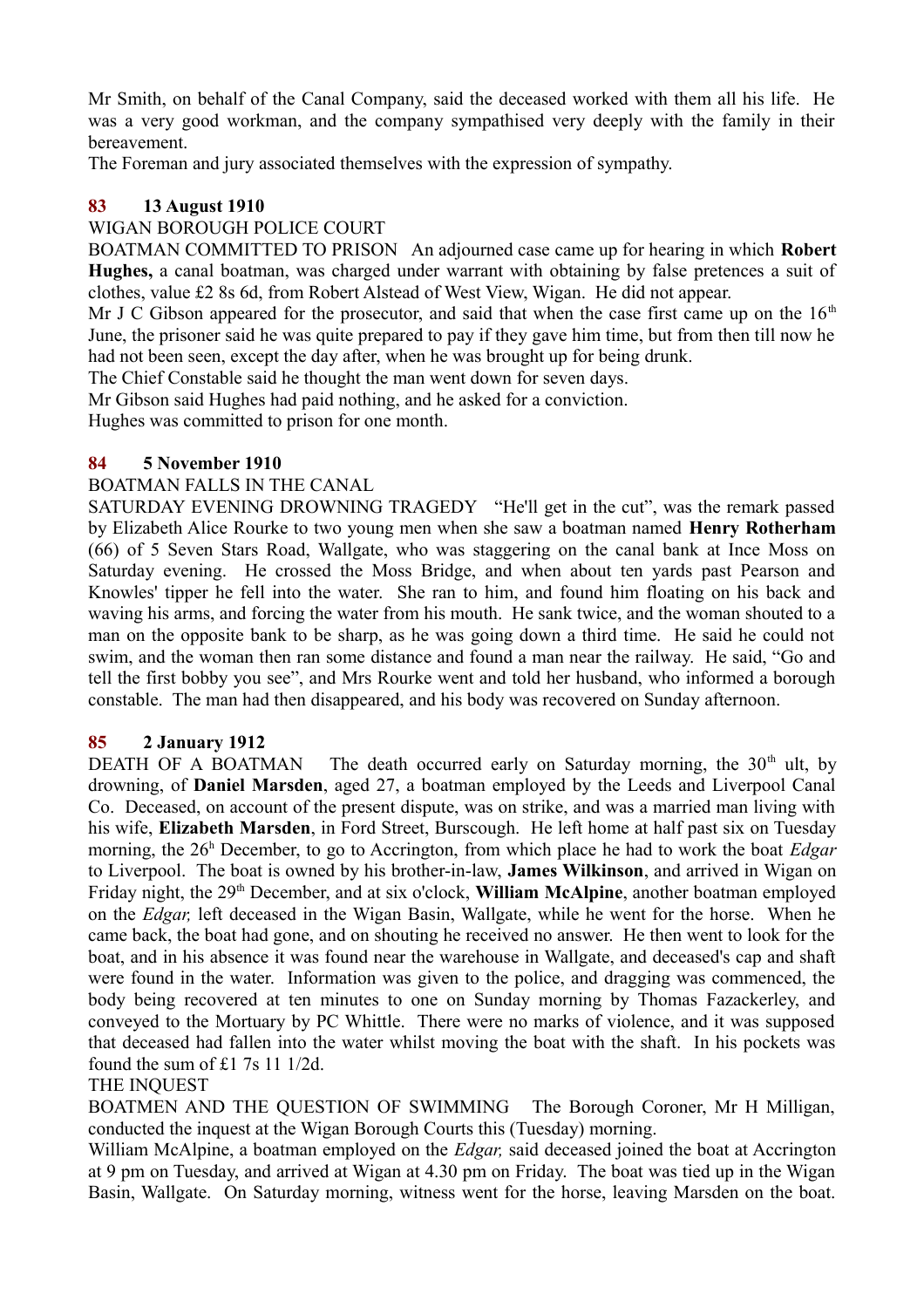Mr Smith, on behalf of the Canal Company, said the deceased worked with them all his life. He was a very good workman, and the company sympathised very deeply with the family in their bereavement.

The Foreman and jury associated themselves with the expression of sympathy.

### 83 13 August 1910

WIGAN BOROUGH POLICE COURT

BOATMAN COMMITTED TO PRISON An adjourned case came up for hearing in which **Robert Hughes,** a canal boatman, was charged under warrant with obtaining by false pretences a suit of clothes, value £2 8s 6d, from Robert Alstead of West View, Wigan. He did not appear.

Mr J C Gibson appeared for the prosecutor, and said that when the case first came up on the 16th June, the prisoner said he was quite prepared to pay if they gave him time, but from then till now he had not been seen, except the day after, when he was brought up for being drunk.

The Chief Constable said he thought the man went down for seven days.

Mr Gibson said Hughes had paid nothing, and he asked for a conviction.

Hughes was committed to prison for one month.

### 84 5 November 1910

BOATMAN FALLS IN THE CANAL

SATURDAY EVENING DROWNING TRAGEDY "He'll get in the cut", was the remark passed by Elizabeth Alice Rourke to two young men when she saw a boatman named **Henry Rotherham** (66) of 5 Seven Stars Road, Wallgate, who was staggering on the canal bank at Ince Moss on Saturday evening. He crossed the Moss Bridge, and when about ten yards past Pearson and Knowles' tipper he fell into the water. She ran to him, and found him floating on his back and waving his arms, and forcing the water from his mouth. He sank twice, and the woman shouted to a man on the opposite bank to be sharp, as he was going down a third time. He said he could not swim, and the woman then ran some distance and found a man near the railway. He said, "Go and tell the first bobby you see", and Mrs Rourke went and told her husband, who informed a borough constable. The man had then disappeared, and his body was recovered on Sunday afternoon.

### 85 2 January 1912

DEATH OF A BOATMAN The death occurred early on Saturday morning, the 30th ult, by drowning, of **Daniel Marsden**, aged 27, a boatman employed by the Leeds and Liverpool Canal Co. Deceased, on account of the present dispute, was on strike, and was a married man living with his wife, **Elizabeth Marsden**, in Ford Street, Burscough. He left home at half past six on Tuesday morning, the 26h December, to go to Accrington, from which place he had to work the boat *Edgar* to Liverpool. The boat is owned by his brother-in-law, **James Wilkinson**, and arrived in Wigan on Friday night, the 29th December, and at six o'clock, **William McAlpine**, another boatman employed on the *Edgar,* left deceased in the Wigan Basin, Wallgate, while he went for the horse. When he came back, the boat had gone, and on shouting he received no answer. He then went to look for the boat, and in his absence it was found near the warehouse in Wallgate, and deceased's cap and shaft were found in the water. Information was given to the police, and dragging was commenced, the body being recovered at ten minutes to one on Sunday morning by Thomas Fazackerley, and conveyed to the Mortuary by PC Whittle. There were no marks of violence, and it was supposed that deceased had fallen into the water whilst moving the boat with the shaft. In his pockets was found the sum of £1 7s 11 1/2d.

THE INQUEST

BOATMEN AND THE QUESTION OF SWIMMING The Borough Coroner, Mr H Milligan, conducted the inquest at the Wigan Borough Courts this (Tuesday) morning.

William McAlpine, a boatman employed on the *Edgar,* said deceased joined the boat at Accrington at 9 pm on Tuesday, and arrived at Wigan at 4.30 pm on Friday. The boat was tied up in the Wigan Basin, Wallgate. On Saturday morning, witness went for the horse, leaving Marsden on the boat.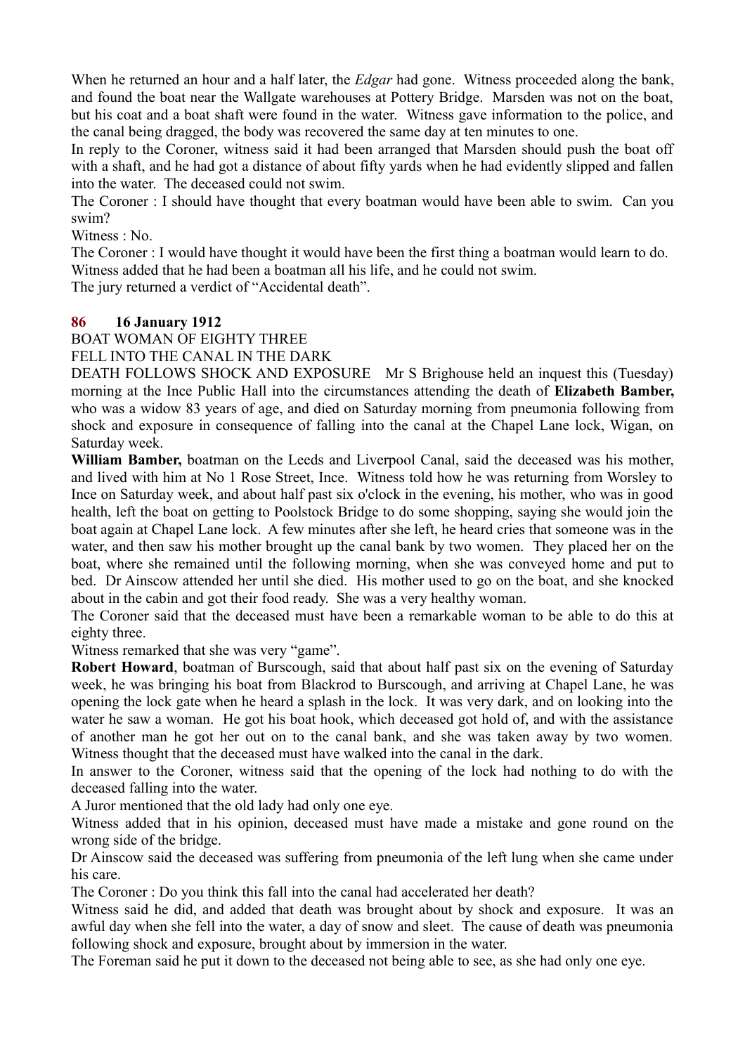When he returned an hour and a half later, the *Edgar* had gone. Witness proceeded along the bank, and found the boat near the Wallgate warehouses at Pottery Bridge. Marsden was not on the boat, but his coat and a boat shaft were found in the water. Witness gave information to the police, and the canal being dragged, the body was recovered the same day at ten minutes to one.

In reply to the Coroner, witness said it had been arranged that Marsden should push the boat off with a shaft, and he had got a distance of about fifty yards when he had evidently slipped and fallen into the water. The deceased could not swim.

The Coroner : I should have thought that every boatman would have been able to swim. Can you swim?

Witness : No.

The Coroner : I would have thought it would have been the first thing a boatman would learn to do.

Witness added that he had been a boatman all his life, and he could not swim.

The jury returned a verdict of "Accidental death".

**86 16 January 1912**

BOAT WOMAN OF EIGHTY THREE

FELL INTO THE CANAL IN THE DARK

DEATH FOLLOWS SHOCK AND EXPOSURE Mr S Brighouse held an inquest this (Tuesday) morning at the Ince Public Hall into the circumstances attending the death of **Elizabeth Bamber,** who was a widow 83 years of age, and died on Saturday morning from pneumonia following from shock and exposure in consequence of falling into the canal at the Chapel Lane lock, Wigan, on Saturday week.

**William Bamber,** boatman on the Leeds and Liverpool Canal, said the deceased was his mother, and lived with him at No 1 Rose Street, Ince. Witness told how he was returning from Worsley to Ince on Saturday week, and about half past six o'clock in the evening, his mother, who was in good health, left the boat on getting to Poolstock Bridge to do some shopping, saying she would join the boat again at Chapel Lane lock. A few minutes after she left, he heard cries that someone was in the water, and then saw his mother brought up the canal bank by two women. They placed her on the boat, where she remained until the following morning, when she was conveyed home and put to bed. Dr Ainscow attended her until she died. His mother used to go on the boat, and she knocked about in the cabin and got their food ready. She was a very healthy woman.

The Coroner said that the deceased must have been a remarkable woman to be able to do this at eighty three.

Witness remarked that she was very "game".

**Robert Howard**, boatman of Burscough, said that about half past six on the evening of Saturday week, he was bringing his boat from Blackrod to Burscough, and arriving at Chapel Lane, he was opening the lock gate when he heard a splash in the lock. It was very dark, and on looking into the water he saw a woman. He got his boat hook, which deceased got hold of, and with the assistance of another man he got her out on to the canal bank, and she was taken away by two women. Witness thought that the deceased must have walked into the canal in the dark.

In answer to the Coroner, witness said that the opening of the lock had nothing to do with the deceased falling into the water.

A Juror mentioned that the old lady had only one eye.

Witness added that in his opinion, deceased must have made a mistake and gone round on the wrong side of the bridge.

Dr Ainscow said the deceased was suffering from pneumonia of the left lung when she came under his care.

The Coroner : Do you think this fall into the canal had accelerated her death?

Witness said he did, and added that death was brought about by shock and exposure. It was an awful day when she fell into the water, a day of snow and sleet. The cause of death was pneumonia following shock and exposure, brought about by immersion in the water.

The Foreman said he put it down to the deceased not being able to see, as she had only one eye.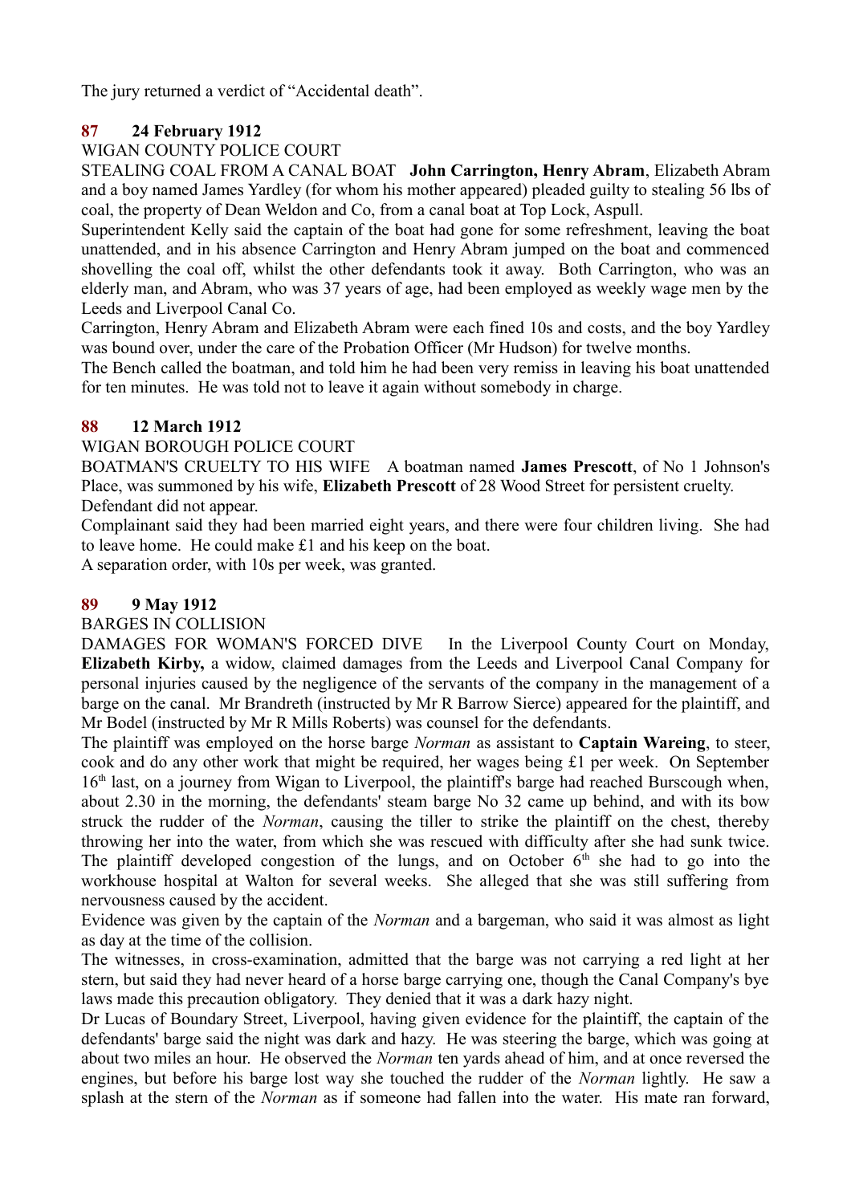The jury returned a verdict of "Accidental death".

**87 24 February 1912**

WIGAN COUNTY POLICE COURT

STEALING COAL FROM A CANAL BOAT **John Carrington, Henry Abram**, Elizabeth Abram and a boy named James Yardley (for whom his mother appeared) pleaded guilty to stealing 56 lbs of coal, the property of Dean Weldon and Co, from a canal boat at Top Lock, Aspull.

Superintendent Kelly said the captain of the boat had gone for some refreshment, leaving the boat unattended, and in his absence Carrington and Henry Abram jumped on the boat and commenced shovelling the coal off, whilst the other defendants took it away. Both Carrington, who was an elderly man, and Abram, who was 37 years of age, had been employed as weekly wage men by the Leeds and Liverpool Canal Co.

Carrington, Henry Abram and Elizabeth Abram were each fined 10s and costs, and the boy Yardley was bound over, under the care of the Probation Officer (Mr Hudson) for twelve months.

The Bench called the boatman, and told him he had been very remiss in leaving his boat unattended for ten minutes. He was told not to leave it again without somebody in charge.

**88 12 March 1912**

WIGAN BOROUGH POLICE COURT

BOATMAN'S CRUELTY TO HIS WIFE A boatman named **James Prescott**, of No 1 Johnson's Place, was summoned by his wife, **Elizabeth Prescott** of 28 Wood Street for persistent cruelty.

Defendant did not appear.

Complainant said they had been married eight years, and there were four children living. She had to leave home. He could make £1 and his keep on the boat.

A separation order, with 10s per week, was granted.

**89 9 May 1912**

BARGES IN COLLISION

DAMAGES FOR WOMAN'S FORCED DIVE In the Liverpool County Court on Monday, **Elizabeth Kirby,** a widow, claimed damages from the Leeds and Liverpool Canal Company for personal injuries caused by the negligence of the servants of the company in the management of a barge on the canal. Mr Brandreth (instructed by Mr R Barrow Sierce) appeared for the plaintiff, and Mr Bodel (instructed by Mr R Mills Roberts) was counsel for the defendants.

The plaintiff was employed on the horse barge *Norman* as assistant to **Captain Wareing**, to steer, cook and do any other work that might be required, her wages being £1 per week. On September 16th last, on a journey from Wigan to Liverpool, the plaintiff's barge had reached Burscough when, about 2.30 in the morning, the defendants' steam barge No 32 came up behind, and with its bow struck the rudder of the *Norman*, causing the tiller to strike the plaintiff on the chest, thereby throwing her into the water, from which she was rescued with difficulty after she had sunk twice. The plaintiff developed congestion of the lungs, and on October 6th she had to go into the workhouse hospital at Walton for several weeks. She alleged that she was still suffering from nervousness caused by the accident.

Evidence was given by the captain of the *Norman* and a bargeman, who said it was almost as light as day at the time of the collision.

The witnesses, in cross-examination, admitted that the barge was not carrying a red light at her stern, but said they had never heard of a horse barge carrying one, though the Canal Company's bye laws made this precaution obligatory. They denied that it was a dark hazy night.

Dr Lucas of Boundary Street, Liverpool, having given evidence for the plaintiff, the captain of the defendants' barge said the night was dark and hazy. He was steering the barge, which was going at about two miles an hour. He observed the *Norman* ten yards ahead of him, and at once reversed the engines, but before his barge lost way she touched the rudder of the *Norman* lightly. He saw a splash at the stern of the *Norman* as if someone had fallen into the water. His mate ran forward,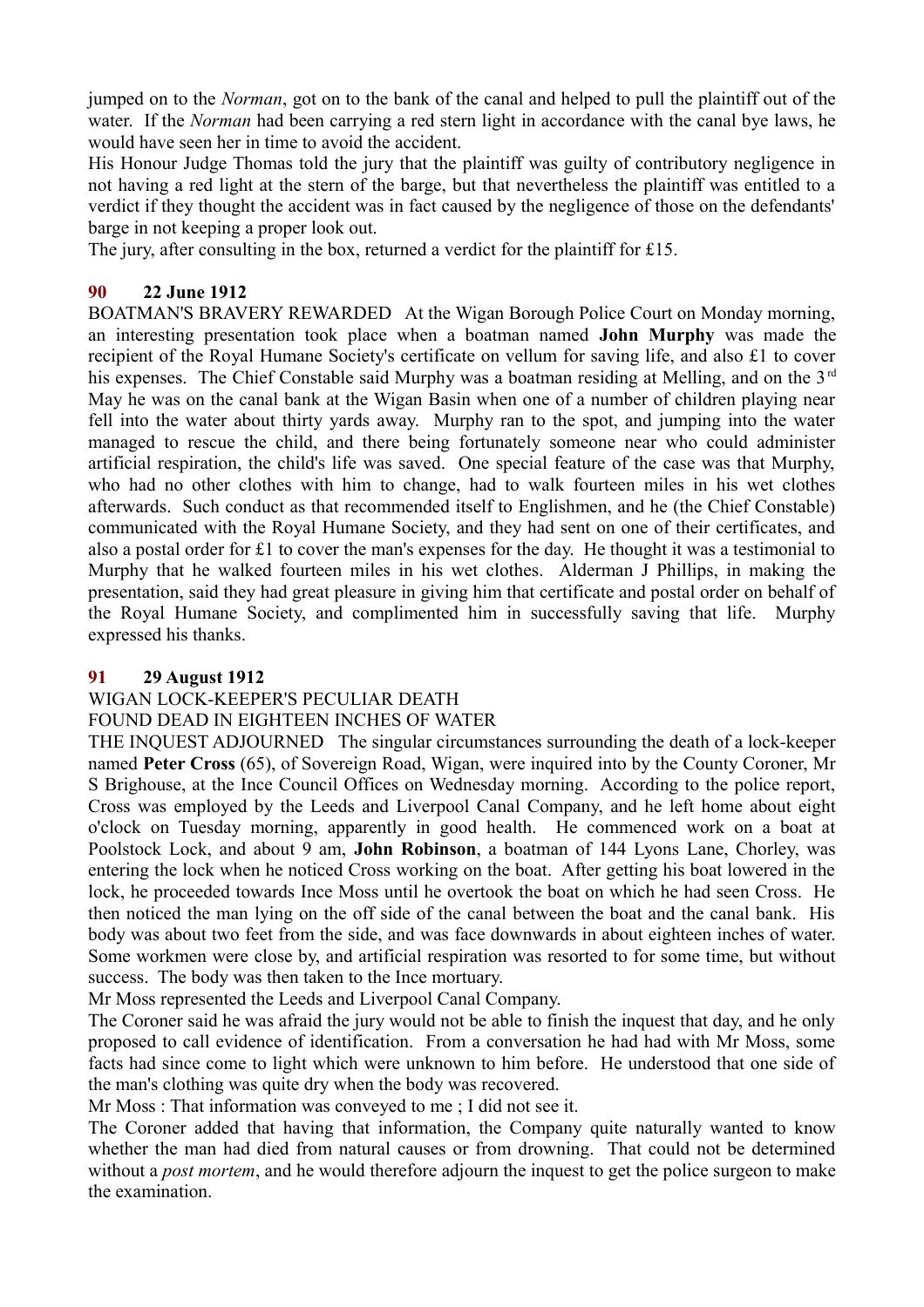jumped on to the *Norman*, got on to the bank of the canal and helped to pull the plaintiff out of the water. If the *Norman* had been carrying a red stern light in accordance with the canal bye laws, he would have seen her in time to avoid the accident.

His Honour Judge Thomas told the jury that the plaintiff was guilty of contributory negligence in not having a red light at the stern of the barge, but that nevertheless the plaintiff was entitled to a verdict if they thought the accident was in fact caused by the negligence of those on the defendants' barge in not keeping a proper look out.

The jury, after consulting in the box, returned a verdict for the plaintiff for £15.

### 90 22 June 1912

BOATMAN'S BRAVERY REWARDED At the Wigan Borough Police Court on Monday morning, an interesting presentation took place when a boatman named **John Murphy** was made the recipient of the Royal Humane Society's certificate on vellum for saving life, and also £1 to cover his expenses. The Chief Constable said Murphy was a boatman residing at Melling, and on the 3rd May he was on the canal bank at the Wigan Basin when one of a number of children playing near fell into the water about thirty yards away. Murphy ran to the spot, and jumping into the water managed to rescue the child, and there being fortunately someone near who could administer artificial respiration, the child's life was saved. One special feature of the case was that Murphy, who had no other clothes with him to change, had to walk fourteen miles in his wet clothes afterwards. Such conduct as that recommended itself to Englishmen, and he (the Chief Constable) communicated with the Royal Humane Society, and they had sent on one of their certificates, and also a postal order for £1 to cover the man's expenses for the day. He thought it was a testimonial to Murphy that he walked fourteen miles in his wet clothes. Alderman J Phillips, in making the presentation, said they had great pleasure in giving him that certificate and postal order on behalf of the Royal Humane Society, and complimented him in successfully saving that life. Murphy expressed his thanks.

### 91 29 August 1912

WIGAN LOCK-KEEPER'S PECULIAR DEATH

FOUND DEAD IN EIGHTEEN INCHES OF WATER

THE INQUEST ADJOURNED The singular circumstances surrounding the death of a lock-keeper named **Peter Cross** (65), of Sovereign Road, Wigan, were inquired into by the County Coroner, Mr S Brighouse, at the Ince Council Offices on Wednesday morning. According to the police report, Cross was employed by the Leeds and Liverpool Canal Company, and he left home about eight o'clock on Tuesday morning, apparently in good health. He commenced work on a boat at Poolstock Lock, and about 9 am, **John Robinson**, a boatman of 144 Lyons Lane, Chorley, was entering the lock when he noticed Cross working on the boat. After getting his boat lowered in the lock, he proceeded towards Ince Moss until he overtook the boat on which he had seen Cross. He then noticed the man lying on the off side of the canal between the boat and the canal bank. His body was about two feet from the side, and was face downwards in about eighteen inches of water. Some workmen were close by, and artificial respiration was resorted to for some time, but without success. The body was then taken to the Ince mortuary.

Mr Moss represented the Leeds and Liverpool Canal Company.

The Coroner said he was afraid the jury would not be able to finish the inquest that day, and he only proposed to call evidence of identification. From a conversation he had had with Mr Moss, some facts had since come to light which were unknown to him before. He understood that one side of the man's clothing was quite dry when the body was recovered.

Mr Moss : That information was conveyed to me ; I did not see it.

The Coroner added that having that information, the Company quite naturally wanted to know whether the man had died from natural causes or from drowning. That could not be determined without a *post mortem*, and he would therefore adjourn the inquest to get the police surgeon to make the examination.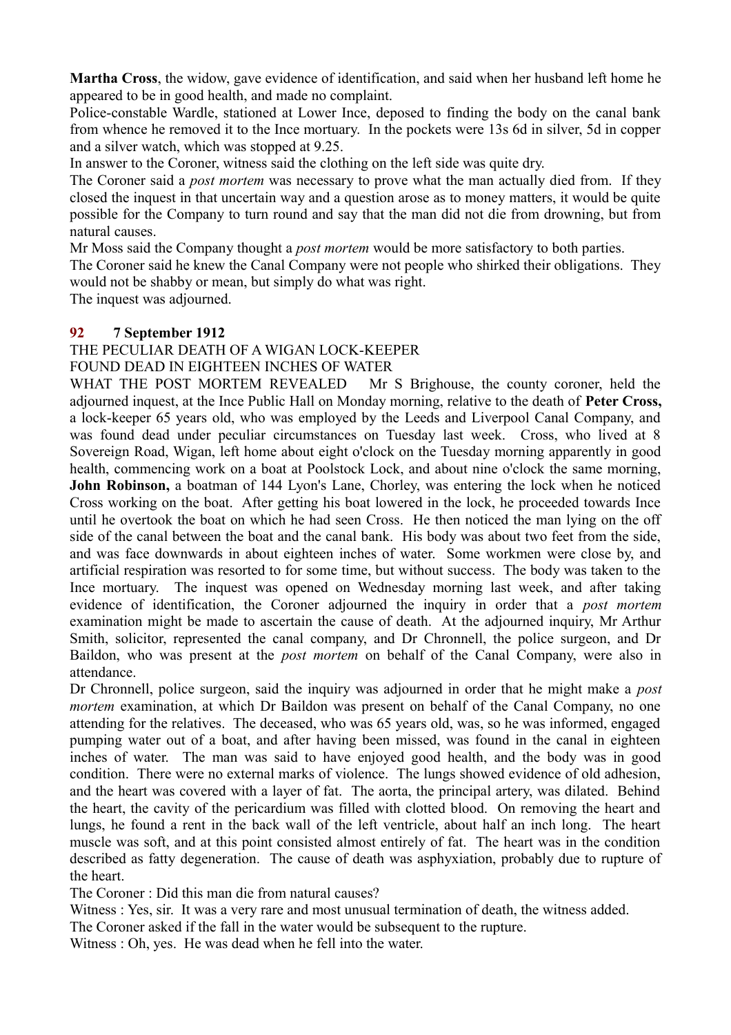**Martha Cross**, the widow, gave evidence of identification, and said when her husband left home he appeared to be in good health, and made no complaint.

Police-constable Wardle, stationed at Lower Ince, deposed to finding the body on the canal bank from whence he removed it to the Ince mortuary. In the pockets were 13s 6d in silver, 5d in copper and a silver watch, which was stopped at 9.25.

In answer to the Coroner, witness said the clothing on the left side was quite dry.

The Coroner said a *post mortem* was necessary to prove what the man actually died from. If they closed the inquest in that uncertain way and a question arose as to money matters, it would be quite possible for the Company to turn round and say that the man did not die from drowning, but from natural causes.

Mr Moss said the Company thought a *post mortem* would be more satisfactory to both parties.

The Coroner said he knew the Canal Company were not people who shirked their obligations. They would not be shabby or mean, but simply do what was right.

The inquest was adjourned.

**92 7 September 1912**

THE PECULIAR DEATH OF A WIGAN LOCK-KEEPER

FOUND DEAD IN EIGHTEEN INCHES OF WATER

WHAT THE POST MORTEM REVEALED Mr S Brighouse, the county coroner, held the adjourned inquest, at the Ince Public Hall on Monday morning, relative to the death of **Peter Cross,** a lock-keeper 65 years old, who was employed by the Leeds and Liverpool Canal Company, and was found dead under peculiar circumstances on Tuesday last week. Cross, who lived at 8 Sovereign Road, Wigan, left home about eight o'clock on the Tuesday morning apparently in good health, commencing work on a boat at Poolstock Lock, and about nine o'clock the same morning, **John Robinson,** a boatman of 144 Lyon's Lane, Chorley, was entering the lock when he noticed Cross working on the boat. After getting his boat lowered in the lock, he proceeded towards Ince until he overtook the boat on which he had seen Cross. He then noticed the man lying on the off side of the canal between the boat and the canal bank. His body was about two feet from the side, and was face downwards in about eighteen inches of water. Some workmen were close by, and artificial respiration was resorted to for some time, but without success. The body was taken to the Ince mortuary. The inquest was opened on Wednesday morning last week, and after taking evidence of identification, the Coroner adjourned the inquiry in order that a *post mortem* examination might be made to ascertain the cause of death. At the adjourned inquiry, Mr Arthur Smith, solicitor, represented the canal company, and Dr Chronnell, the police surgeon, and Dr Baildon, who was present at the *post mortem* on behalf of the Canal Company, were also in attendance.

Dr Chronnell, police surgeon, said the inquiry was adjourned in order that he might make a *post mortem* examination, at which Dr Baildon was present on behalf of the Canal Company, no one attending for the relatives. The deceased, who was 65 years old, was, so he was informed, engaged pumping water out of a boat, and after having been missed, was found in the canal in eighteen inches of water. The man was said to have enjoyed good health, and the body was in good condition. There were no external marks of violence. The lungs showed evidence of old adhesion, and the heart was covered with a layer of fat. The aorta, the principal artery, was dilated. Behind the heart, the cavity of the pericardium was filled with clotted blood. On removing the heart and lungs, he found a rent in the back wall of the left ventricle, about half an inch long. The heart muscle was soft, and at this point consisted almost entirely of fat. The heart was in the condition described as fatty degeneration. The cause of death was asphyxiation, probably due to rupture of the heart.

The Coroner : Did this man die from natural causes?

Witness : Yes, sir. It was a very rare and most unusual termination of death, the witness added.

The Coroner asked if the fall in the water would be subsequent to the rupture.

Witness : Oh, yes. He was dead when he fell into the water.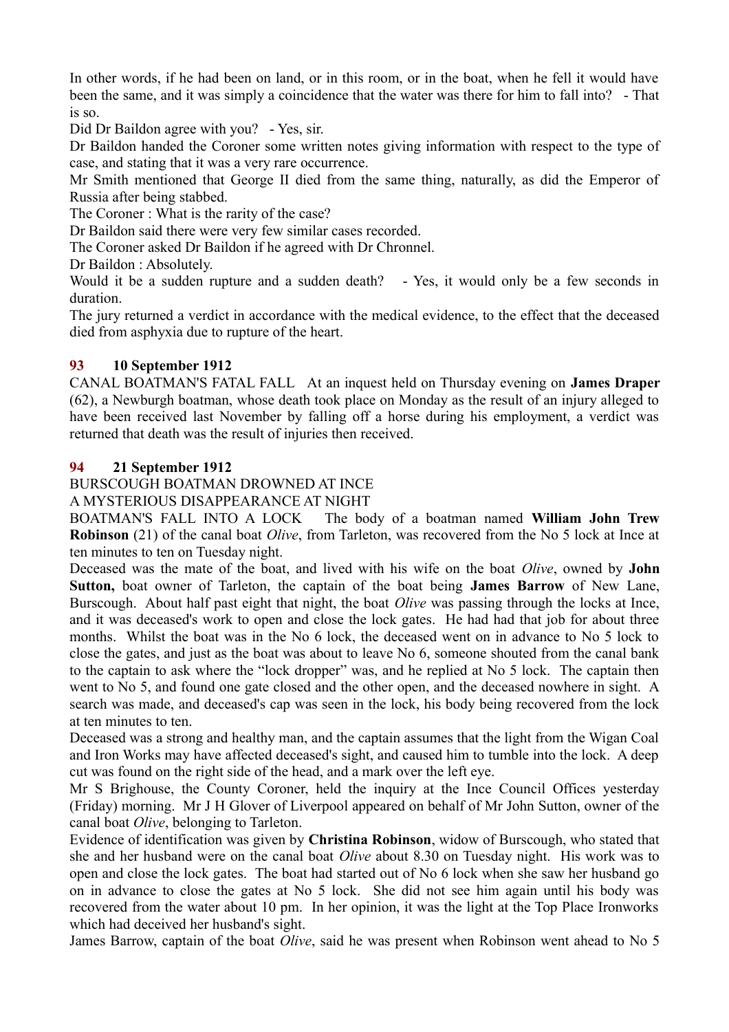In other words, if he had been on land, or in this room, or in the boat, when he fell it would have been the same, and it was simply a coincidence that the water was there for him to fall into? - That is so.

Did Dr Baildon agree with you? - Yes, sir.

Dr Baildon handed the Coroner some written notes giving information with respect to the type of case, and stating that it was a very rare occurrence.

Mr Smith mentioned that George II died from the same thing, naturally, as did the Emperor of Russia after being stabbed.

The Coroner : What is the rarity of the case?

Dr Baildon said there were very few similar cases recorded.

The Coroner asked Dr Baildon if he agreed with Dr Chronnel.

Dr Baildon : Absolutely.

Would it be a sudden rupture and a sudden death? - Yes, it would only be a few seconds in duration.

The jury returned a verdict in accordance with the medical evidence, to the effect that the deceased died from asphyxia due to rupture of the heart.

## 93 10 September 1912

CANAL BOATMAN'S FATAL FALL At an inquest held on Thursday evening on **James Draper** (62), a Newburgh boatman, whose death took place on Monday as the result of an injury alleged to have been received last November by falling off a horse during his employment, a verdict was returned that death was the result of injuries then received.

## 94 21 September 1912

BURSCOUGH BOATMAN DROWNED AT INCE

A MYSTERIOUS DISAPPEARANCE AT NIGHT

BOATMAN'S FALL INTO A LOCK The body of a boatman named **William John Trew Robinson** (21) of the canal boat *Olive*, from Tarleton, was recovered from the No 5 lock at Ince at ten minutes to ten on Tuesday night.

Deceased was the mate of the boat, and lived with his wife on the boat *Olive*, owned by **John Sutton,** boat owner of Tarleton, the captain of the boat being **James Barrow** of New Lane, Burscough. About half past eight that night, the boat *Olive* was passing through the locks at Ince, and it was deceased's work to open and close the lock gates. He had had that job for about three months. Whilst the boat was in the No 6 lock, the deceased went on in advance to No 5 lock to close the gates, and just as the boat was about to leave No 6, someone shouted from the canal bank to the captain to ask where the "lock dropper" was, and he replied at No 5 lock. The captain then went to No 5, and found one gate closed and the other open, and the deceased nowhere in sight. A search was made, and deceased's cap was seen in the lock, his body being recovered from the lock at ten minutes to ten.

Deceased was a strong and healthy man, and the captain assumes that the light from the Wigan Coal and Iron Works may have affected deceased's sight, and caused him to tumble into the lock. A deep cut was found on the right side of the head, and a mark over the left eye.

Mr S Brighouse, the County Coroner, held the inquiry at the Ince Council Offices yesterday (Friday) morning. Mr J H Glover of Liverpool appeared on behalf of Mr John Sutton, owner of the canal boat *Olive*, belonging to Tarleton.

Evidence of identification was given by **Christina Robinson**, widow of Burscough, who stated that she and her husband were on the canal boat *Olive* about 8.30 on Tuesday night. His work was to open and close the lock gates. The boat had started out of No 6 lock when she saw her husband go on in advance to close the gates at No 5 lock. She did not see him again until his body was recovered from the water about 10 pm. In her opinion, it was the light at the Top Place Ironworks which had deceived her husband's sight.

James Barrow, captain of the boat *Olive*, said he was present when Robinson went ahead to No 5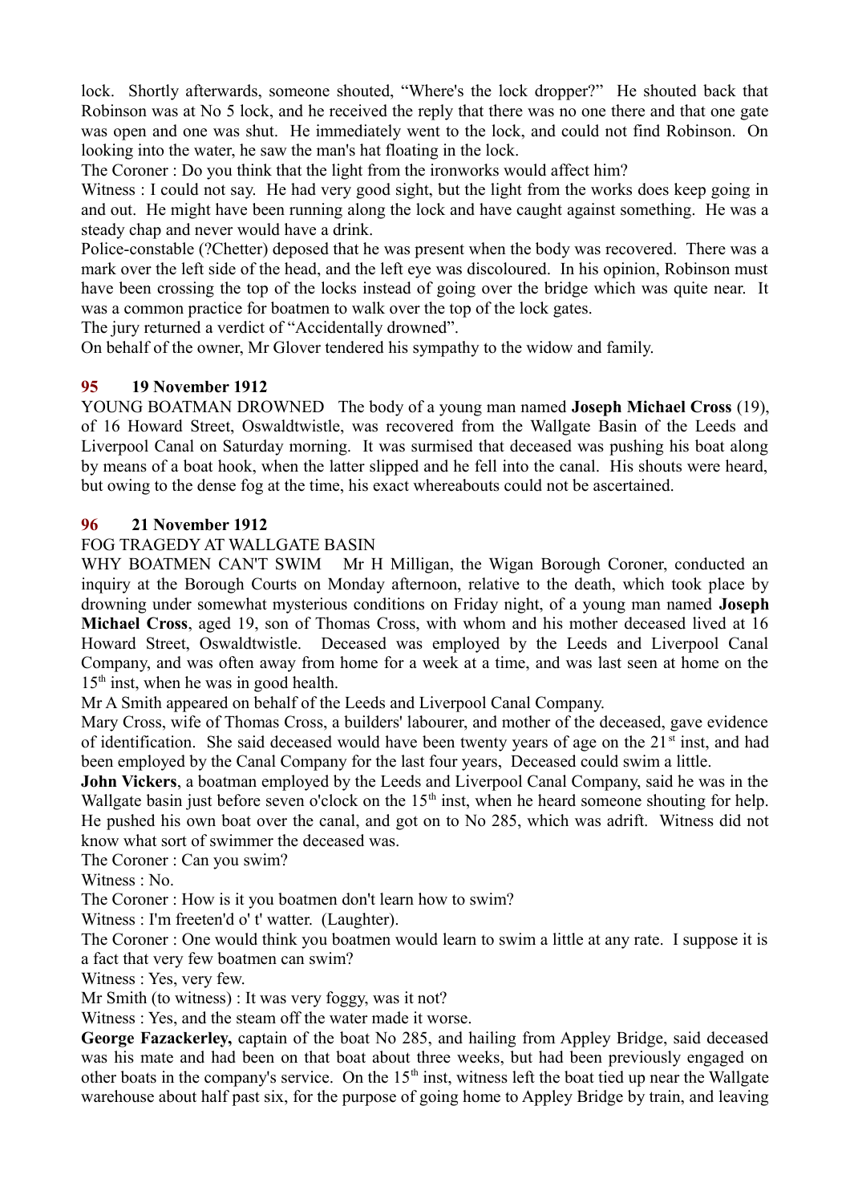lock. Shortly afterwards, someone shouted, "Where's the lock dropper?" He shouted back that Robinson was at No 5 lock, and he received the reply that there was no one there and that one gate was open and one was shut. He immediately went to the lock, and could not find Robinson. On looking into the water, he saw the man's hat floating in the lock.

The Coroner : Do you think that the light from the ironworks would affect him?

Witness : I could not say. He had very good sight, but the light from the works does keep going in and out. He might have been running along the lock and have caught against something. He was a steady chap and never would have a drink.

Police-constable (?Chetter) deposed that he was present when the body was recovered. There was a mark over the left side of the head, and the left eye was discoloured. In his opinion, Robinson must have been crossing the top of the locks instead of going over the bridge which was quite near. It was a common practice for boatmen to walk over the top of the lock gates.

The jury returned a verdict of "Accidentally drowned".

On behalf of the owner, Mr Glover tendered his sympathy to the widow and family.

### 95 19 November 1912

YOUNG BOATMAN DROWNED The body of a young man named **Joseph Michael Cross** (19), of 16 Howard Street, Oswaldtwistle, was recovered from the Wallgate Basin of the Leeds and Liverpool Canal on Saturday morning. It was surmised that deceased was pushing his boat along by means of a boat hook, when the latter slipped and he fell into the canal. His shouts were heard, but owing to the dense fog at the time, his exact whereabouts could not be ascertained.

### 96 21 November 1912

FOG TRAGEDY AT WALLGATE BASIN

WHY BOATMEN CAN'T SWIM Mr H Milligan, the Wigan Borough Coroner, conducted an inquiry at the Borough Courts on Monday afternoon, relative to the death, which took place by drowning under somewhat mysterious conditions on Friday night, of a young man named **Joseph Michael Cross**, aged 19, son of Thomas Cross, with whom and his mother deceased lived at 16 Howard Street, Oswaldtwistle. Deceased was employed by the Leeds and Liverpool Canal Company, and was often away from home for a week at a time, and was last seen at home on the 15th inst, when he was in good health.

Mr A Smith appeared on behalf of the Leeds and Liverpool Canal Company.

Mary Cross, wife of Thomas Cross, a builders' labourer, and mother of the deceased, gave evidence of identification. She said deceased would have been twenty years of age on the 21st inst, and had been employed by the Canal Company for the last four years, Deceased could swim a little.

**John Vickers**, a boatman employed by the Leeds and Liverpool Canal Company, said he was in the Wallgate basin just before seven o'clock on the 15th inst, when he heard someone shouting for help. He pushed his own boat over the canal, and got on to No 285, which was adrift. Witness did not know what sort of swimmer the deceased was.

The Coroner : Can you swim?

Witness : No.

The Coroner : How is it you boatmen don't learn how to swim?

Witness : I'm freeten'd o' t' watter. (Laughter).

The Coroner : One would think you boatmen would learn to swim a little at any rate. I suppose it is a fact that very few boatmen can swim?

Witness : Yes, very few.

Mr Smith (to witness) : It was very foggy, was it not?

Witness : Yes, and the steam off the water made it worse.

**George Fazackerley,** captain of the boat No 285, and hailing from Appley Bridge, said deceased was his mate and had been on that boat about three weeks, but had been previously engaged on other boats in the company's service. On the 15th inst, witness left the boat tied up near the Wallgate warehouse about half past six, for the purpose of going home to Appley Bridge by train, and leaving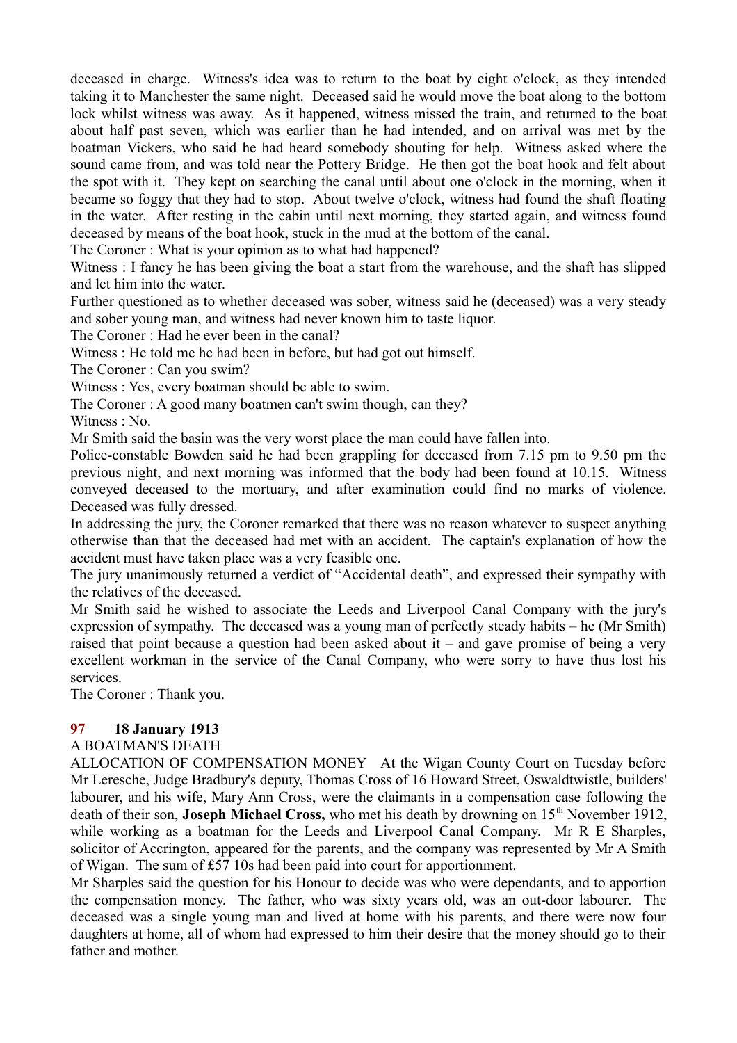deceased in charge. Witness's idea was to return to the boat by eight o'clock, as they intended taking it to Manchester the same night. Deceased said he would move the boat along to the bottom lock whilst witness was away. As it happened, witness missed the train, and returned to the boat about half past seven, which was earlier than he had intended, and on arrival was met by the boatman Vickers, who said he had heard somebody shouting for help. Witness asked where the sound came from, and was told near the Pottery Bridge. He then got the boat hook and felt about the spot with it. They kept on searching the canal until about one o'clock in the morning, when it became so foggy that they had to stop. About twelve o'clock, witness had found the shaft floating in the water. After resting in the cabin until next morning, they started again, and witness found deceased by means of the boat hook, stuck in the mud at the bottom of the canal.

The Coroner : What is your opinion as to what had happened?

Witness : I fancy he has been giving the boat a start from the warehouse, and the shaft has slipped and let him into the water.

Further questioned as to whether deceased was sober, witness said he (deceased) was a very steady and sober young man, and witness had never known him to taste liquor.

The Coroner : Had he ever been in the canal?

Witness : He told me he had been in before, but had got out himself.

The Coroner : Can you swim?

Witness : Yes, every boatman should be able to swim.

The Coroner : A good many boatmen can't swim though, can they?

Witness : No.

Mr Smith said the basin was the very worst place the man could have fallen into.

Police-constable Bowden said he had been grappling for deceased from 7.15 pm to 9.50 pm the previous night, and next morning was informed that the body had been found at 10.15. Witness conveyed deceased to the mortuary, and after examination could find no marks of violence. Deceased was fully dressed.

In addressing the jury, the Coroner remarked that there was no reason whatever to suspect anything otherwise than that the deceased had met with an accident. The captain's explanation of how the accident must have taken place was a very feasible one.

The jury unanimously returned a verdict of "Accidental death", and expressed their sympathy with the relatives of the deceased.

Mr Smith said he wished to associate the Leeds and Liverpool Canal Company with the jury's expression of sympathy. The deceased was a young man of perfectly steady habits – he (Mr Smith) raised that point because a question had been asked about it – and gave promise of being a very excellent workman in the service of the Canal Company, who were sorry to have thus lost his services.

The Coroner : Thank you.

### 97 18 January 1913

A BOATMAN'S DEATH

ALLOCATION OF COMPENSATION MONEY At the Wigan County Court on Tuesday before Mr Leresche, Judge Bradbury's deputy, Thomas Cross of 16 Howard Street, Oswaldtwistle, builders' labourer, and his wife, Mary Ann Cross, were the claimants in a compensation case following the death of their son, **Joseph Michael Cross,** who met his death by drowning on 15th November 1912, while working as a boatman for the Leeds and Liverpool Canal Company. Mr R E Sharples, solicitor of Accrington, appeared for the parents, and the company was represented by Mr A Smith of Wigan. The sum of £57 10s had been paid into court for apportionment.

Mr Sharples said the question for his Honour to decide was who were dependants, and to apportion the compensation money. The father, who was sixty years old, was an out-door labourer. The deceased was a single young man and lived at home with his parents, and there were now four daughters at home, all of whom had expressed to him their desire that the money should go to their father and mother.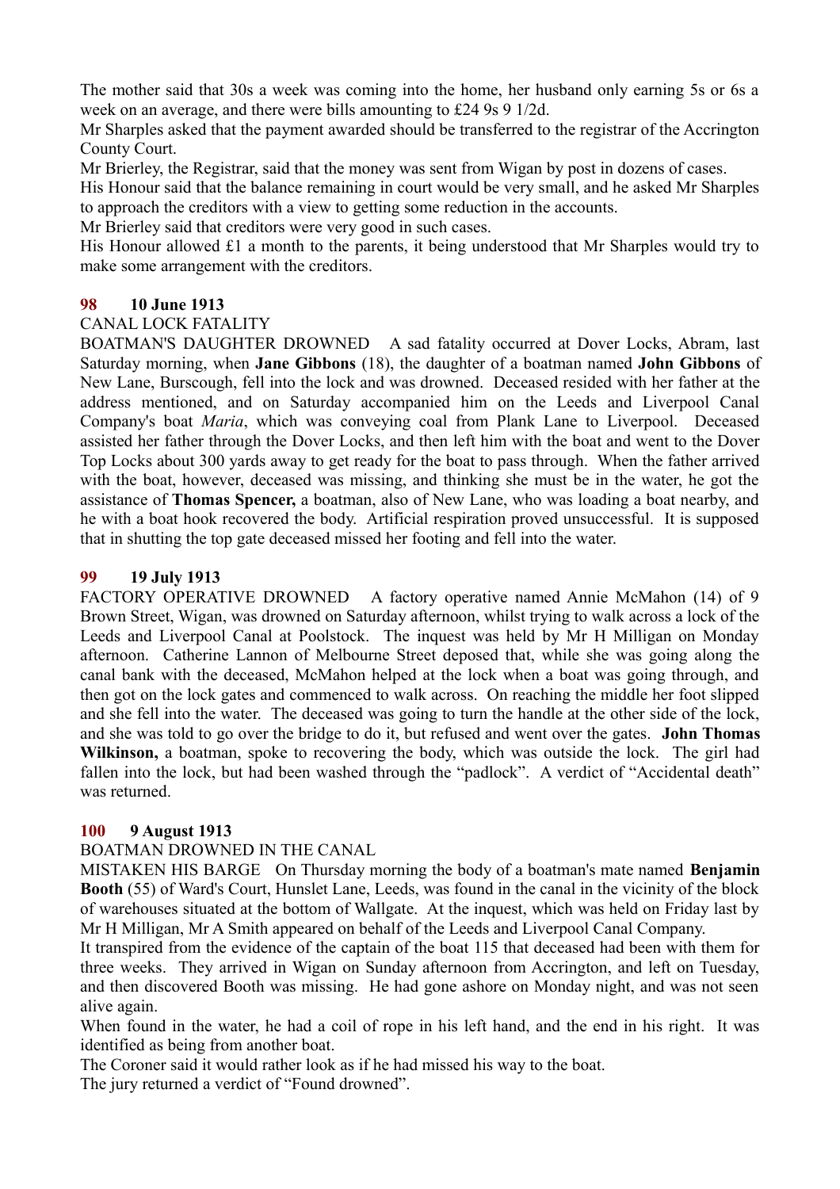The mother said that 30s a week was coming into the home, her husband only earning 5s or 6s a week on an average, and there were bills amounting to £24 9s 9 1/2d.

Mr Sharples asked that the payment awarded should be transferred to the registrar of the Accrington County Court.

Mr Brierley, the Registrar, said that the money was sent from Wigan by post in dozens of cases.

His Honour said that the balance remaining in court would be very small, and he asked Mr Sharples to approach the creditors with a view to getting some reduction in the accounts.

Mr Brierley said that creditors were very good in such cases.

His Honour allowed £1 a month to the parents, it being understood that Mr Sharples would try to make some arrangement with the creditors.

**98 10 June 1913**

CANAL LOCK FATALITY

BOATMAN'S DAUGHTER DROWNED  A sad fatality occurred at Dover Locks, Abram, last Saturday morning, when **Jane Gibbons** (18), the daughter of a boatman named **John Gibbons** of New Lane, Burscough, fell into the lock and was drowned. Deceased resided with her father at the address mentioned, and on Saturday accompanied him on the Leeds and Liverpool Canal Company's boat *Maria*, which was conveying coal from Plank Lane to Liverpool. Deceased assisted her father through the Dover Locks, and then left him with the boat and went to the Dover Top Locks about 300 yards away to get ready for the boat to pass through. When the father arrived with the boat, however, deceased was missing, and thinking she must be in the water, he got the assistance of **Thomas Spencer,** a boatman, also of New Lane, who was loading a boat nearby, and he with a boat hook recovered the body. Artificial respiration proved unsuccessful. It is supposed that in shutting the top gate deceased missed her footing and fell into the water.

**99 19 July 1913**

FACTORY OPERATIVE DROWNED  A factory operative named Annie McMahon (14) of 9 Brown Street, Wigan, was drowned on Saturday afternoon, whilst trying to walk across a lock of the Leeds and Liverpool Canal at Poolstock. The inquest was held by Mr H Milligan on Monday afternoon. Catherine Lannon of Melbourne Street deposed that, while she was going along the canal bank with the deceased, McMahon helped at the lock when a boat was going through, and then got on the lock gates and commenced to walk across. On reaching the middle her foot slipped and she fell into the water. The deceased was going to turn the handle at the other side of the lock, and she was told to go over the bridge to do it, but refused and went over the gates. **John Thomas Wilkinson,** a boatman, spoke to recovering the body, which was outside the lock. The girl had fallen into the lock, but had been washed through the "padlock". A verdict of "Accidental death" was returned.

**100 9 August 1913**

BOATMAN DROWNED IN THE CANAL

MISTAKEN HIS BARGE  On Thursday morning the body of a boatman's mate named **Benjamin Booth** (55) of Ward's Court, Hunslet Lane, Leeds, was found in the canal in the vicinity of the block of warehouses situated at the bottom of Wallgate. At the inquest, which was held on Friday last by Mr H Milligan, Mr A Smith appeared on behalf of the Leeds and Liverpool Canal Company.

It transpired from the evidence of the captain of the boat 115 that deceased had been with them for three weeks. They arrived in Wigan on Sunday afternoon from Accrington, and left on Tuesday, and then discovered Booth was missing. He had gone ashore on Monday night, and was not seen alive again.

When found in the water, he had a coil of rope in his left hand, and the end in his right. It was identified as being from another boat.

The Coroner said it would rather look as if he had missed his way to the boat.

The jury returned a verdict of "Found drowned".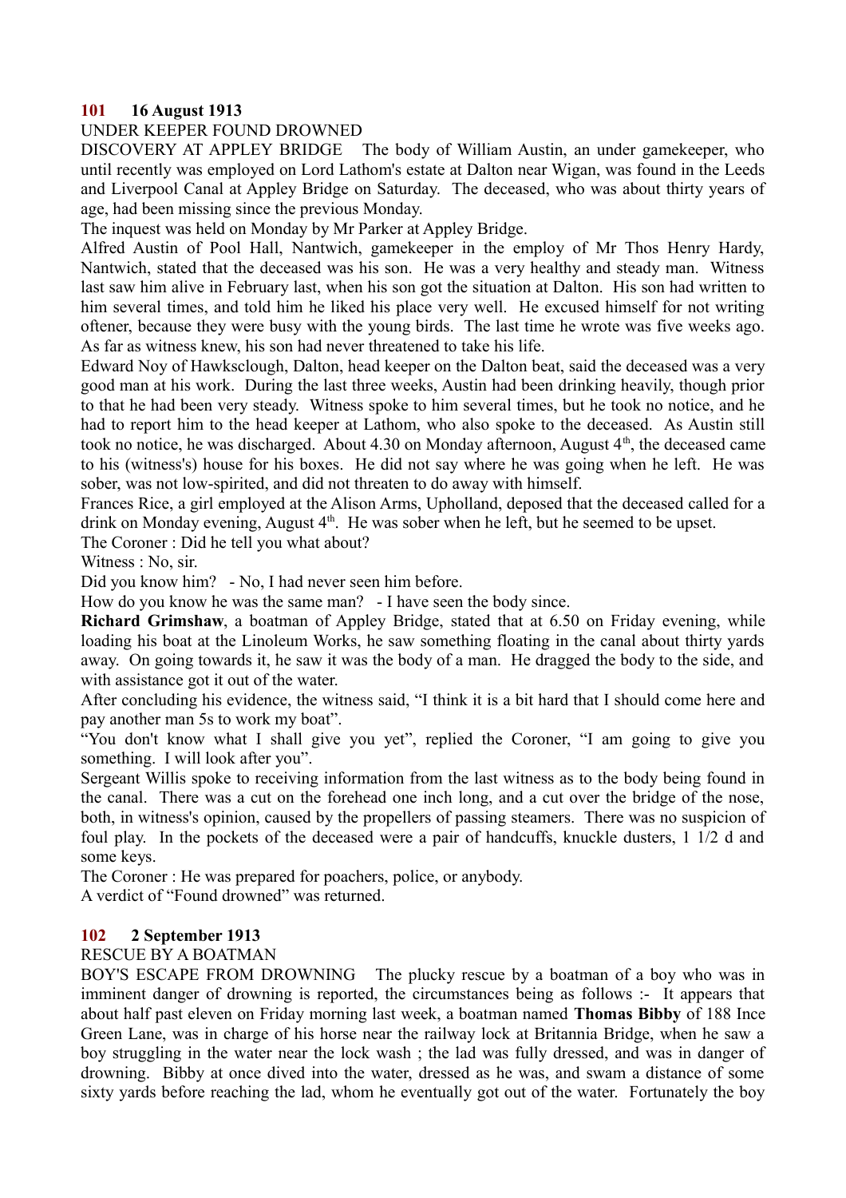**101 16 August 1913**

UNDER KEEPER FOUND DROWNED

DISCOVERY AT APPLEY BRIDGE The body of William Austin, an under gamekeeper, who until recently was employed on Lord Lathom's estate at Dalton near Wigan, was found in the Leeds and Liverpool Canal at Appley Bridge on Saturday. The deceased, who was about thirty years of age, had been missing since the previous Monday.

The inquest was held on Monday by Mr Parker at Appley Bridge.

Alfred Austin of Pool Hall, Nantwich, gamekeeper in the employ of Mr Thos Henry Hardy, Nantwich, stated that the deceased was his son. He was a very healthy and steady man. Witness last saw him alive in February last, when his son got the situation at Dalton. His son had written to him several times, and told him he liked his place very well. He excused himself for not writing oftener, because they were busy with the young birds. The last time he wrote was five weeks ago. As far as witness knew, his son had never threatened to take his life.

Edward Noy of Hawksclough, Dalton, head keeper on the Dalton beat, said the deceased was a very good man at his work. During the last three weeks, Austin had been drinking heavily, though prior to that he had been very steady. Witness spoke to him several times, but he took no notice, and he had to report him to the head keeper at Lathom, who also spoke to the deceased. As Austin still took no notice, he was discharged. About 4.30 on Monday afternoon, August 4th, the deceased came to his (witness's) house for his boxes. He did not say where he was going when he left. He was sober, was not low-spirited, and did not threaten to do away with himself.

Frances Rice, a girl employed at the Alison Arms, Upholland, deposed that the deceased called for a drink on Monday evening, August 4th. He was sober when he left, but he seemed to be upset.

The Coroner : Did he tell you what about?

Witness : No, sir.

Did you know him? - No, I had never seen him before.

How do you know he was the same man? - I have seen the body since.

**Richard Grimshaw**, a boatman of Appley Bridge, stated that at 6.50 on Friday evening, while loading his boat at the Linoleum Works, he saw something floating in the canal about thirty yards away. On going towards it, he saw it was the body of a man. He dragged the body to the side, and with assistance got it out of the water.

After concluding his evidence, the witness said, "I think it is a bit hard that I should come here and pay another man 5s to work my boat".

"You don't know what I shall give you yet", replied the Coroner, "I am going to give you something. I will look after you".

Sergeant Willis spoke to receiving information from the last witness as to the body being found in the canal. There was a cut on the forehead one inch long, and a cut over the bridge of the nose, both, in witness's opinion, caused by the propellers of passing steamers. There was no suspicion of foul play. In the pockets of the deceased were a pair of handcuffs, knuckle dusters, 1 1/2 d and some keys.

The Coroner : He was prepared for poachers, police, or anybody.

A verdict of "Found drowned" was returned.

**102 2 September 1913**

RESCUE BY A BOATMAN

BOY'S ESCAPE FROM DROWNING The plucky rescue by a boatman of a boy who was in imminent danger of drowning is reported, the circumstances being as follows :- It appears that about half past eleven on Friday morning last week, a boatman named **Thomas Bibby** of 188 Ince Green Lane, was in charge of his horse near the railway lock at Britannia Bridge, when he saw a boy struggling in the water near the lock wash ; the lad was fully dressed, and was in danger of drowning. Bibby at once dived into the water, dressed as he was, and swam a distance of some sixty yards before reaching the lad, whom he eventually got out of the water. Fortunately the boy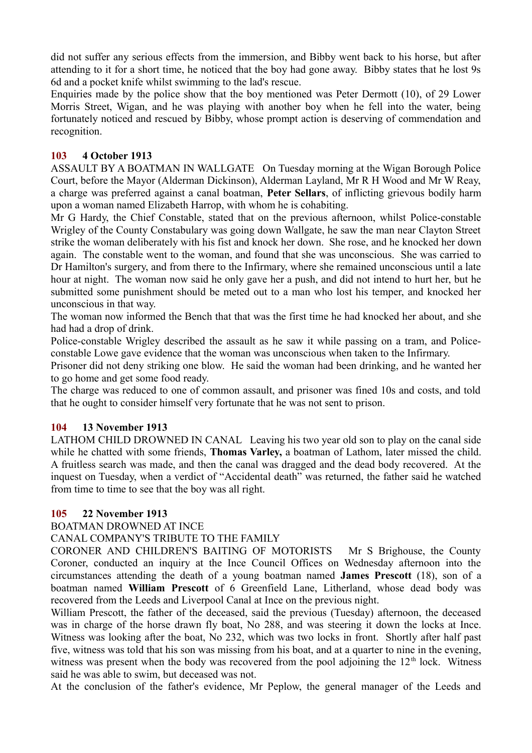did not suffer any serious effects from the immersion, and Bibby went back to his horse, but after attending to it for a short time, he noticed that the boy had gone away. Bibby states that he lost 9s 6d and a pocket knife whilst swimming to the lad's rescue.

Enquiries made by the police show that the boy mentioned was Peter Dermott (10), of 29 Lower Morris Street, Wigan, and he was playing with another boy when he fell into the water, being fortunately noticed and rescued by Bibby, whose prompt action is deserving of commendation and recognition.

### 103 4 October 1913

ASSAULT BY A BOATMAN IN WALLGATE On Tuesday morning at the Wigan Borough Police Court, before the Mayor (Alderman Dickinson), Alderman Layland, Mr R H Wood and Mr W Reay, a charge was preferred against a canal boatman, **Peter Sellars**, of inflicting grievous bodily harm upon a woman named Elizabeth Harrop, with whom he is cohabiting.

Mr G Hardy, the Chief Constable, stated that on the previous afternoon, whilst Police-constable Wrigley of the County Constabulary was going down Wallgate, he saw the man near Clayton Street strike the woman deliberately with his fist and knock her down. She rose, and he knocked her down again. The constable went to the woman, and found that she was unconscious. She was carried to Dr Hamilton's surgery, and from there to the Infirmary, where she remained unconscious until a late hour at night. The woman now said he only gave her a push, and did not intend to hurt her, but he submitted some punishment should be meted out to a man who lost his temper, and knocked her unconscious in that way.

The woman now informed the Bench that that was the first time he had knocked her about, and she had had a drop of drink.

Police-constable Wrigley described the assault as he saw it while passing on a tram, and Police-constable Lowe gave evidence that the woman was unconscious when taken to the Infirmary.

Prisoner did not deny striking one blow. He said the woman had been drinking, and he wanted her to go home and get some food ready.

The charge was reduced to one of common assault, and prisoner was fined 10s and costs, and told that he ought to consider himself very fortunate that he was not sent to prison.

### 104 13 November 1913

LATHOM CHILD DROWNED IN CANAL Leaving his two year old son to play on the canal side while he chatted with some friends, **Thomas Varley,** a boatman of Lathom, later missed the child. A fruitless search was made, and then the canal was dragged and the dead body recovered. At the inquest on Tuesday, when a verdict of "Accidental death" was returned, the father said he watched from time to time to see that the boy was all right.

### 105 22 November 1913

BOATMAN DROWNED AT INCE

CANAL COMPANY'S TRIBUTE TO THE FAMILY

CORONER AND CHILDREN'S BAITING OF MOTORISTS Mr S Brighouse, the County Coroner, conducted an inquiry at the Ince Council Offices on Wednesday afternoon into the circumstances attending the death of a young boatman named **James Prescott** (18), son of a boatman named **William Prescott** of 6 Greenfield Lane, Litherland, whose dead body was recovered from the Leeds and Liverpool Canal at Ince on the previous night.

William Prescott, the father of the deceased, said the previous (Tuesday) afternoon, the deceased was in charge of the horse drawn fly boat, No 288, and was steering it down the locks at Ince. Witness was looking after the boat, No 232, which was two locks in front. Shortly after half past five, witness was told that his son was missing from his boat, and at a quarter to nine in the evening, witness was present when the body was recovered from the pool adjoining the 12th lock. Witness said he was able to swim, but deceased was not.

At the conclusion of the father's evidence, Mr Peplow, the general manager of the Leeds and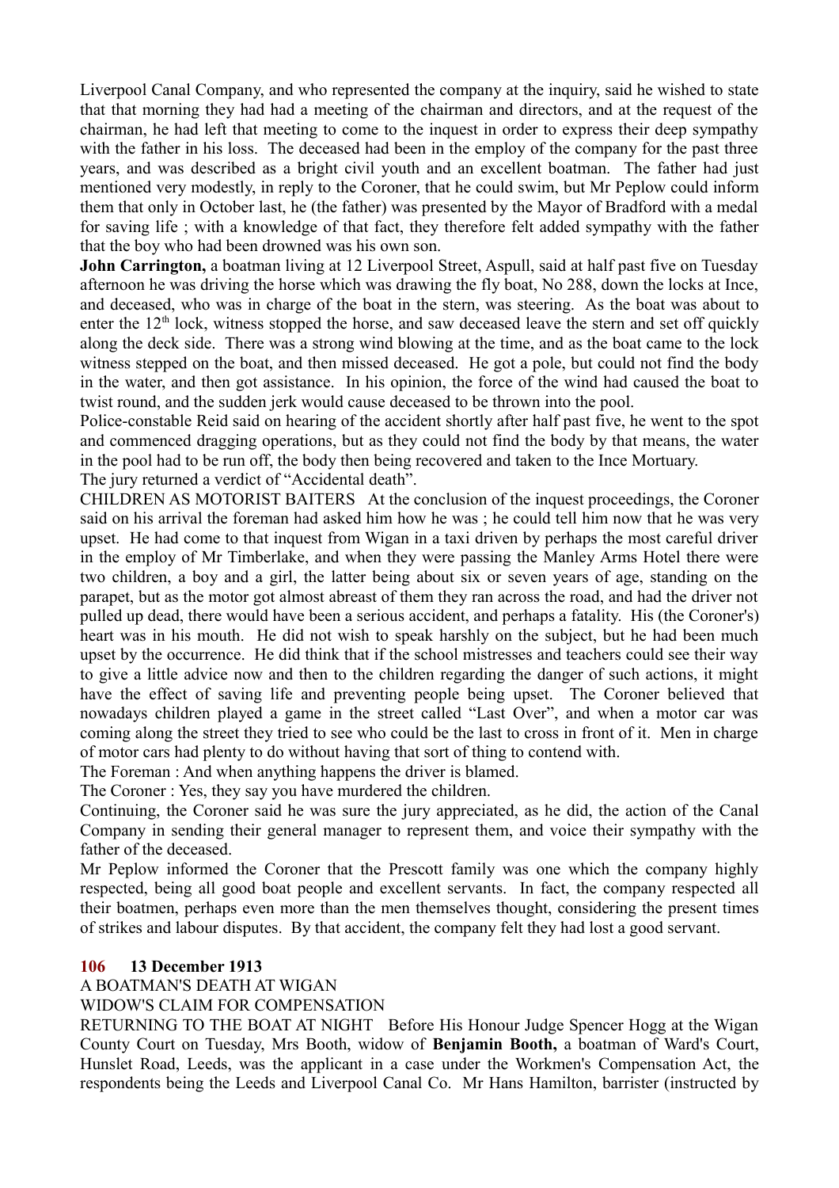Liverpool Canal Company, and who represented the company at the inquiry, said he wished to state that that morning they had had a meeting of the chairman and directors, and at the request of the chairman, he had left that meeting to come to the inquest in order to express their deep sympathy with the father in his loss. The deceased had been in the employ of the company for the past three years, and was described as a bright civil youth and an excellent boatman. The father had just mentioned very modestly, in reply to the Coroner, that he could swim, but Mr Peplow could inform them that only in October last, he (the father) was presented by the Mayor of Bradford with a medal for saving life ; with a knowledge of that fact, they therefore felt added sympathy with the father that the boy who had been drowned was his own son.

**John Carrington,** a boatman living at 12 Liverpool Street, Aspull, said at half past five on Tuesday afternoon he was driving the horse which was drawing the fly boat, No 288, down the locks at Ince, and deceased, who was in charge of the boat in the stern, was steering. As the boat was about to enter the 12th lock, witness stopped the horse, and saw deceased leave the stern and set off quickly along the deck side. There was a strong wind blowing at the time, and as the boat came to the lock witness stepped on the boat, and then missed deceased. He got a pole, but could not find the body in the water, and then got assistance. In his opinion, the force of the wind had caused the boat to twist round, and the sudden jerk would cause deceased to be thrown into the pool.

Police-constable Reid said on hearing of the accident shortly after half past five, he went to the spot and commenced dragging operations, but as they could not find the body by that means, the water in the pool had to be run off, the body then being recovered and taken to the Ince Mortuary.

The jury returned a verdict of "Accidental death".

CHILDREN AS MOTORIST BAITERS At the conclusion of the inquest proceedings, the Coroner said on his arrival the foreman had asked him how he was ; he could tell him now that he was very upset. He had come to that inquest from Wigan in a taxi driven by perhaps the most careful driver in the employ of Mr Timberlake, and when they were passing the Manley Arms Hotel there were two children, a boy and a girl, the latter being about six or seven years of age, standing on the parapet, but as the motor got almost abreast of them they ran across the road, and had the driver not pulled up dead, there would have been a serious accident, and perhaps a fatality. His (the Coroner's) heart was in his mouth. He did not wish to speak harshly on the subject, but he had been much upset by the occurrence. He did think that if the school mistresses and teachers could see their way to give a little advice now and then to the children regarding the danger of such actions, it might have the effect of saving life and preventing people being upset. The Coroner believed that nowadays children played a game in the street called "Last Over", and when a motor car was coming along the street they tried to see who could be the last to cross in front of it. Men in charge of motor cars had plenty to do without having that sort of thing to contend with.

The Foreman : And when anything happens the driver is blamed.

The Coroner : Yes, they say you have murdered the children.

Continuing, the Coroner said he was sure the jury appreciated, as he did, the action of the Canal Company in sending their general manager to represent them, and voice their sympathy with the father of the deceased.

Mr Peplow informed the Coroner that the Prescott family was one which the company highly respected, being all good boat people and excellent servants. In fact, the company respected all their boatmen, perhaps even more than the men themselves thought, considering the present times of strikes and labour disputes. By that accident, the company felt they had lost a good servant.

### 106 13 December 1913

A BOATMAN'S DEATH AT WIGAN

WIDOW'S CLAIM FOR COMPENSATION

RETURNING TO THE BOAT AT NIGHT Before His Honour Judge Spencer Hogg at the Wigan County Court on Tuesday, Mrs Booth, widow of **Benjamin Booth,** a boatman of Ward's Court, Hunslet Road, Leeds, was the applicant in a case under the Workmen's Compensation Act, the respondents being the Leeds and Liverpool Canal Co. Mr Hans Hamilton, barrister (instructed by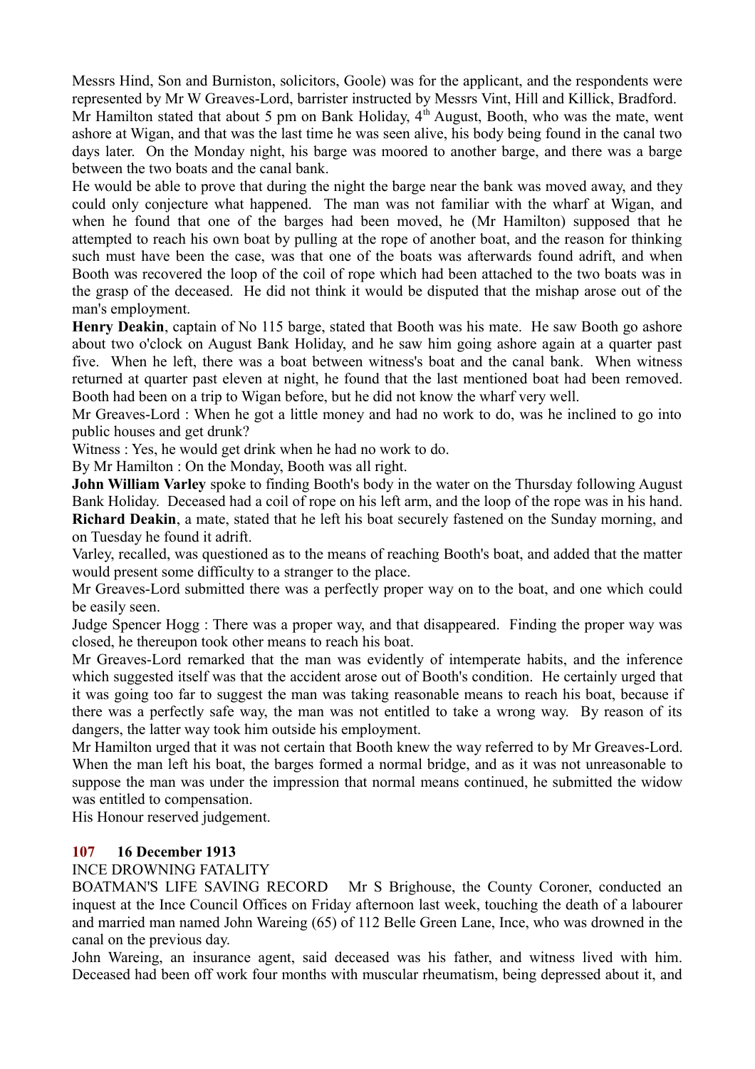Messrs Hind, Son and Burniston, solicitors, Goole) was for the applicant, and the respondents were represented by Mr W Greaves-Lord, barrister instructed by Messrs Vint, Hill and Killick, Bradford.

Mr Hamilton stated that about 5 pm on Bank Holiday, 4th August, Booth, who was the mate, went ashore at Wigan, and that was the last time he was seen alive, his body being found in the canal two days later. On the Monday night, his barge was moored to another barge, and there was a barge between the two boats and the canal bank.

He would be able to prove that during the night the barge near the bank was moved away, and they could only conjecture what happened. The man was not familiar with the wharf at Wigan, and when he found that one of the barges had been moved, he (Mr Hamilton) supposed that he attempted to reach his own boat by pulling at the rope of another boat, and the reason for thinking such must have been the case, was that one of the boats was afterwards found adrift, and when Booth was recovered the loop of the coil of rope which had been attached to the two boats was in the grasp of the deceased. He did not think it would be disputed that the mishap arose out of the man's employment.

**Henry Deakin**, captain of No 115 barge, stated that Booth was his mate. He saw Booth go ashore about two o'clock on August Bank Holiday, and he saw him going ashore again at a quarter past five. When he left, there was a boat between witness's boat and the canal bank. When witness returned at quarter past eleven at night, he found that the last mentioned boat had been removed. Booth had been on a trip to Wigan before, but he did not know the wharf very well.

Mr Greaves-Lord : When he got a little money and had no work to do, was he inclined to go into public houses and get drunk?

Witness : Yes, he would get drink when he had no work to do.

By Mr Hamilton : On the Monday, Booth was all right.

**John William Varley** spoke to finding Booth's body in the water on the Thursday following August Bank Holiday. Deceased had a coil of rope on his left arm, and the loop of the rope was in his hand.

**Richard Deakin**, a mate, stated that he left his boat securely fastened on the Sunday morning, and on Tuesday he found it adrift.

Varley, recalled, was questioned as to the means of reaching Booth's boat, and added that the matter would present some difficulty to a stranger to the place.

Mr Greaves-Lord submitted there was a perfectly proper way on to the boat, and one which could be easily seen.

Judge Spencer Hogg : There was a proper way, and that disappeared. Finding the proper way was closed, he thereupon took other means to reach his boat.

Mr Greaves-Lord remarked that the man was evidently of intemperate habits, and the inference which suggested itself was that the accident arose out of Booth's condition. He certainly urged that it was going too far to suggest the man was taking reasonable means to reach his boat, because if there was a perfectly safe way, the man was not entitled to take a wrong way. By reason of its dangers, the latter way took him outside his employment.

Mr Hamilton urged that it was not certain that Booth knew the way referred to by Mr Greaves-Lord. When the man left his boat, the barges formed a normal bridge, and as it was not unreasonable to suppose the man was under the impression that normal means continued, he submitted the widow was entitled to compensation.

His Honour reserved judgement.

### 107 16 December 1913

INCE DROWNING FATALITY

BOATMAN'S LIFE SAVING RECORD Mr S Brighouse, the County Coroner, conducted an inquest at the Ince Council Offices on Friday afternoon last week, touching the death of a labourer and married man named John Wareing (65) of 112 Belle Green Lane, Ince, who was drowned in the canal on the previous day.

John Wareing, an insurance agent, said deceased was his father, and witness lived with him. Deceased had been off work four months with muscular rheumatism, being depressed about it, and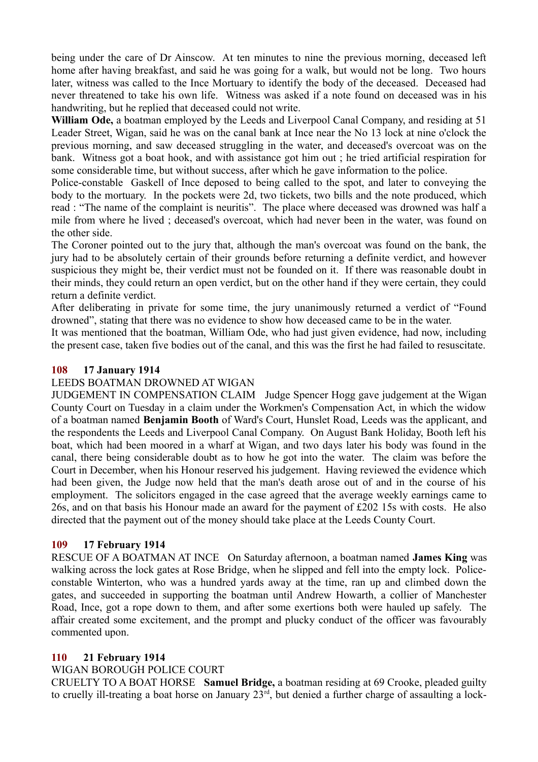being under the care of Dr Ainscow. At ten minutes to nine the previous morning, deceased left home after having breakfast, and said he was going for a walk, but would not be long. Two hours later, witness was called to the Ince Mortuary to identify the body of the deceased. Deceased had never threatened to take his own life. Witness was asked if a note found on deceased was in his handwriting, but he replied that deceased could not write.

**William Ode,** a boatman employed by the Leeds and Liverpool Canal Company, and residing at 51 Leader Street, Wigan, said he was on the canal bank at Ince near the No 13 lock at nine o'clock the previous morning, and saw deceased struggling in the water, and deceased's overcoat was on the bank. Witness got a boat hook, and with assistance got him out ; he tried artificial respiration for some considerable time, but without success, after which he gave information to the police.

Police-constable Gaskell of Ince deposed to being called to the spot, and later to conveying the body to the mortuary. In the pockets were 2d, two tickets, two bills and the note produced, which read : "The name of the complaint is neuritis". The place where deceased was drowned was half a mile from where he lived ; deceased's overcoat, which had never been in the water, was found on the other side.

The Coroner pointed out to the jury that, although the man's overcoat was found on the bank, the jury had to be absolutely certain of their grounds before returning a definite verdict, and however suspicious they might be, their verdict must not be founded on it. If there was reasonable doubt in their minds, they could return an open verdict, but on the other hand if they were certain, they could return a definite verdict.

After deliberating in private for some time, the jury unanimously returned a verdict of "Found drowned", stating that there was no evidence to show how deceased came to be in the water.

It was mentioned that the boatman, William Ode, who had just given evidence, had now, including the present case, taken five bodies out of the canal, and this was the first he had failed to resuscitate.

### 108 17 January 1914

LEEDS BOATMAN DROWNED AT WIGAN

JUDGEMENT IN COMPENSATION CLAIM Judge Spencer Hogg gave judgement at the Wigan County Court on Tuesday in a claim under the Workmen's Compensation Act, in which the widow of a boatman named **Benjamin Booth** of Ward's Court, Hunslet Road, Leeds was the applicant, and the respondents the Leeds and Liverpool Canal Company. On August Bank Holiday, Booth left his boat, which had been moored in a wharf at Wigan, and two days later his body was found in the canal, there being considerable doubt as to how he got into the water. The claim was before the Court in December, when his Honour reserved his judgement. Having reviewed the evidence which had been given, the Judge now held that the man's death arose out of and in the course of his employment. The solicitors engaged in the case agreed that the average weekly earnings came to 26s, and on that basis his Honour made an award for the payment of £202 15s with costs. He also directed that the payment out of the money should take place at the Leeds County Court.

### 109 17 February 1914

RESCUE OF A BOATMAN AT INCE On Saturday afternoon, a boatman named **James King** was walking across the lock gates at Rose Bridge, when he slipped and fell into the empty lock. Police-constable Winterton, who was a hundred yards away at the time, ran up and climbed down the gates, and succeeded in supporting the boatman until Andrew Howarth, a collier of Manchester Road, Ince, got a rope down to them, and after some exertions both were hauled up safely. The affair created some excitement, and the prompt and plucky conduct of the officer was favourably commented upon.

### 110 21 February 1914

WIGAN BOROUGH POLICE COURT

CRUELTY TO A BOAT HORSE **Samuel Bridge,** a boatman residing at 69 Crooke, pleaded guilty to cruelly ill-treating a boat horse on January 23rd, but denied a further charge of assaulting a lock-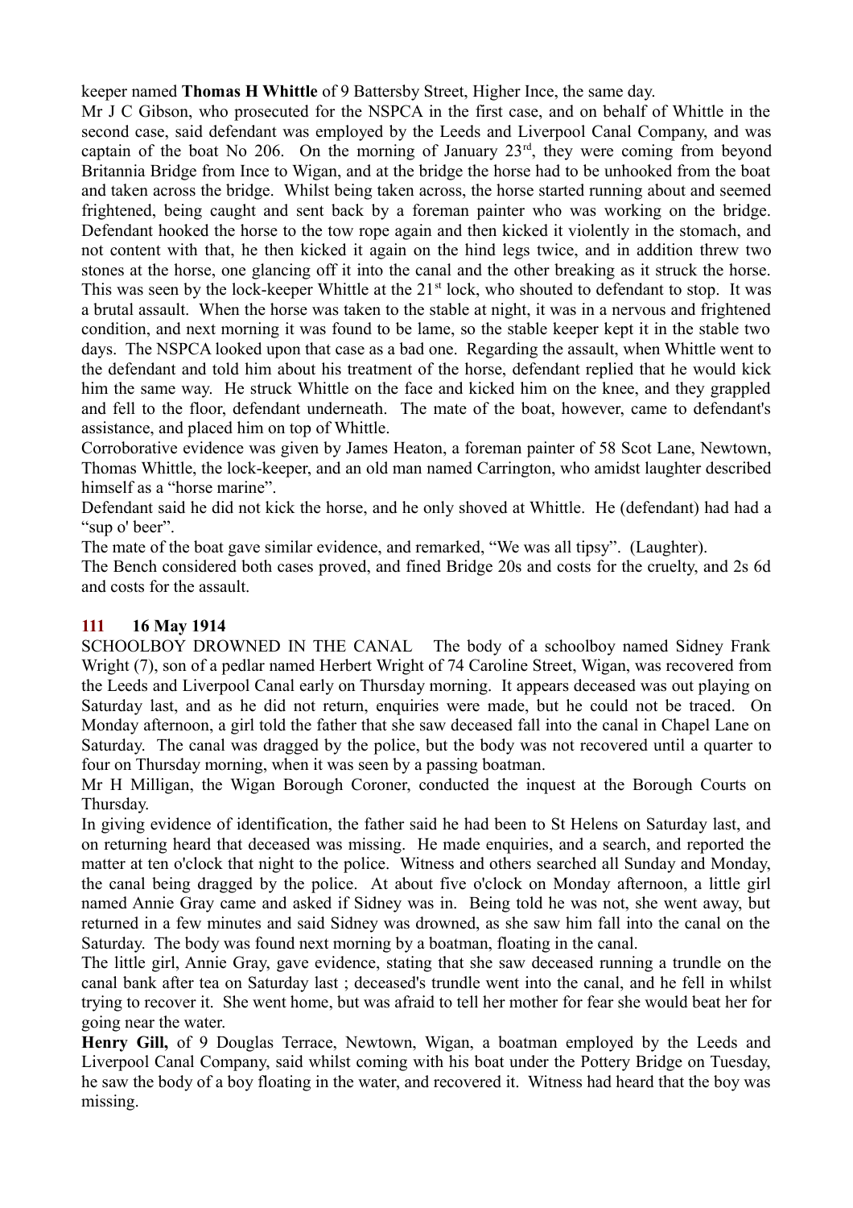keeper named **Thomas H Whittle** of 9 Battersby Street, Higher Ince, the same day.

Mr J C Gibson, who prosecuted for the NSPCA in the first case, and on behalf of Whittle in the second case, said defendant was employed by the Leeds and Liverpool Canal Company, and was captain of the boat No 206. On the morning of January 23rd, they were coming from beyond Britannia Bridge from Ince to Wigan, and at the bridge the horse had to be unhooked from the boat and taken across the bridge. Whilst being taken across, the horse started running about and seemed frightened, being caught and sent back by a foreman painter who was working on the bridge. Defendant hooked the horse to the tow rope again and then kicked it violently in the stomach, and not content with that, he then kicked it again on the hind legs twice, and in addition threw two stones at the horse, one glancing off it into the canal and the other breaking as it struck the horse. This was seen by the lock-keeper Whittle at the 21st lock, who shouted to defendant to stop. It was a brutal assault. When the horse was taken to the stable at night, it was in a nervous and frightened condition, and next morning it was found to be lame, so the stable keeper kept it in the stable two days. The NSPCA looked upon that case as a bad one. Regarding the assault, when Whittle went to the defendant and told him about his treatment of the horse, defendant replied that he would kick him the same way. He struck Whittle on the face and kicked him on the knee, and they grappled and fell to the floor, defendant underneath. The mate of the boat, however, came to defendant's assistance, and placed him on top of Whittle.

Corroborative evidence was given by James Heaton, a foreman painter of 58 Scot Lane, Newtown, Thomas Whittle, the lock-keeper, and an old man named Carrington, who amidst laughter described himself as a "horse marine".

Defendant said he did not kick the horse, and he only shoved at Whittle. He (defendant) had had a "sup o' beer".

The mate of the boat gave similar evidence, and remarked, "We was all tipsy". (Laughter).

The Bench considered both cases proved, and fined Bridge 20s and costs for the cruelty, and 2s 6d and costs for the assault.

## 111 16 May 1914

SCHOOLBOY DROWNED IN THE CANAL The body of a schoolboy named Sidney Frank Wright (7), son of a pedlar named Herbert Wright of 74 Caroline Street, Wigan, was recovered from the Leeds and Liverpool Canal early on Thursday morning. It appears deceased was out playing on Saturday last, and as he did not return, enquiries were made, but he could not be traced. On Monday afternoon, a girl told the father that she saw deceased fall into the canal in Chapel Lane on Saturday. The canal was dragged by the police, but the body was not recovered until a quarter to four on Thursday morning, when it was seen by a passing boatman.

Mr H Milligan, the Wigan Borough Coroner, conducted the inquest at the Borough Courts on Thursday.

In giving evidence of identification, the father said he had been to St Helens on Saturday last, and on returning heard that deceased was missing. He made enquiries, and a search, and reported the matter at ten o'clock that night to the police. Witness and others searched all Sunday and Monday, the canal being dragged by the police. At about five o'clock on Monday afternoon, a little girl named Annie Gray came and asked if Sidney was in. Being told he was not, she went away, but returned in a few minutes and said Sidney was drowned, as she saw him fall into the canal on the Saturday. The body was found next morning by a boatman, floating in the canal.

The little girl, Annie Gray, gave evidence, stating that she saw deceased running a trundle on the canal bank after tea on Saturday last ; deceased's trundle went into the canal, and he fell in whilst trying to recover it. She went home, but was afraid to tell her mother for fear she would beat her for going near the water.

**Henry Gill,** of 9 Douglas Terrace, Newtown, Wigan, a boatman employed by the Leeds and Liverpool Canal Company, said whilst coming with his boat under the Pottery Bridge on Tuesday, he saw the body of a boy floating in the water, and recovered it. Witness had heard that the boy was missing.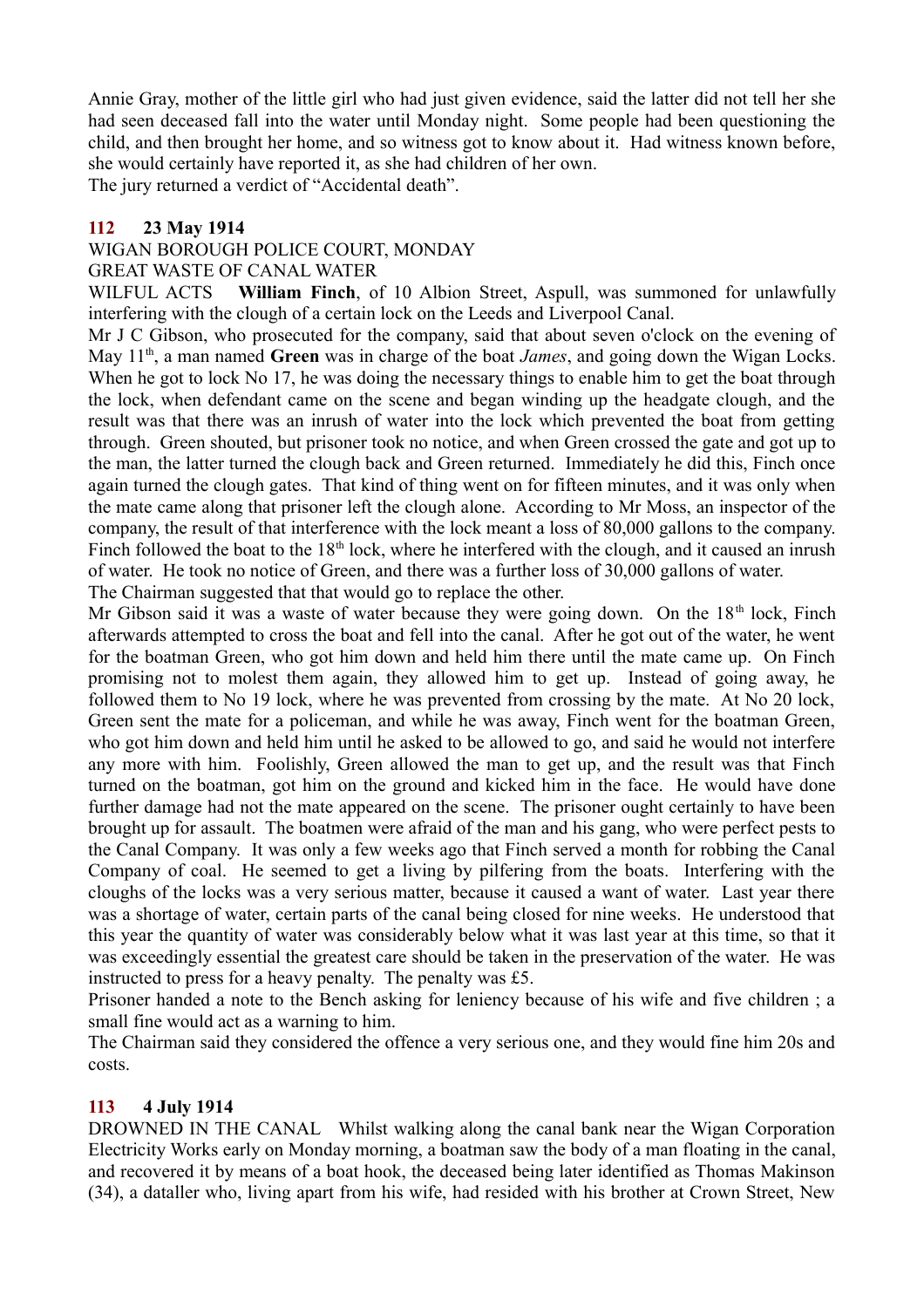Annie Gray, mother of the little girl who had just given evidence, said the latter did not tell her she had seen deceased fall into the water until Monday night. Some people had been questioning the child, and then brought her home, and so witness got to know about it. Had witness known before, she would certainly have reported it, as she had children of her own.
The jury returned a verdict of "Accidental death".

**112 23 May 1914**

WIGAN BOROUGH POLICE COURT, MONDAY
GREAT WASTE OF CANAL WATER
WILFUL ACTS **William Finch**, of 10 Albion Street, Aspull, was summoned for unlawfully interfering with the clough of a certain lock on the Leeds and Liverpool Canal.
Mr J C Gibson, who prosecuted for the company, said that about seven o'clock on the evening of May 11th, a man named **Green** was in charge of the boat *James*, and going down the Wigan Locks. When he got to lock No 17, he was doing the necessary things to enable him to get the boat through the lock, when defendant came on the scene and began winding up the headgate clough, and the result was that there was an inrush of water into the lock which prevented the boat from getting through. Green shouted, but prisoner took no notice, and when Green crossed the gate and got up to the man, the latter turned the clough back and Green returned. Immediately he did this, Finch once again turned the clough gates. That kind of thing went on for fifteen minutes, and it was only when the mate came along that prisoner left the clough alone. According to Mr Moss, an inspector of the company, the result of that interference with the lock meant a loss of 80,000 gallons to the company. Finch followed the boat to the 18th lock, where he interfered with the clough, and it caused an inrush of water. He took no notice of Green, and there was a further loss of 30,000 gallons of water.
The Chairman suggested that that would go to replace the other.
Mr Gibson said it was a waste of water because they were going down. On the 18th lock, Finch afterwards attempted to cross the boat and fell into the canal. After he got out of the water, he went for the boatman Green, who got him down and held him there until the mate came up. On Finch promising not to molest them again, they allowed him to get up. Instead of going away, he followed them to No 19 lock, where he was prevented from crossing by the mate. At No 20 lock, Green sent the mate for a policeman, and while he was away, Finch went for the boatman Green, who got him down and held him until he asked to be allowed to go, and said he would not interfere any more with him. Foolishly, Green allowed the man to get up, and the result was that Finch turned on the boatman, got him on the ground and kicked him in the face. He would have done further damage had not the mate appeared on the scene. The prisoner ought certainly to have been brought up for assault. The boatmen were afraid of the man and his gang, who were perfect pests to the Canal Company. It was only a few weeks ago that Finch served a month for robbing the Canal Company of coal. He seemed to get a living by pilfering from the boats. Interfering with the cloughs of the locks was a very serious matter, because it caused a want of water. Last year there was a shortage of water, certain parts of the canal being closed for nine weeks. He understood that this year the quantity of water was considerably below what it was last year at this time, so that it was exceedingly essential the greatest care should be taken in the preservation of the water. He was instructed to press for a heavy penalty. The penalty was £5.
Prisoner handed a note to the Bench asking for leniency because of his wife and five children ; a small fine would act as a warning to him.
The Chairman said they considered the offence a very serious one, and they would fine him 20s and costs.

**113 4 July 1914**

DROWNED IN THE CANAL Whilst walking along the canal bank near the Wigan Corporation Electricity Works early on Monday morning, a boatman saw the body of a man floating in the canal, and recovered it by means of a boat hook, the deceased being later identified as Thomas Makinson (34), a dataller who, living apart from his wife, had resided with his brother at Crown Street, New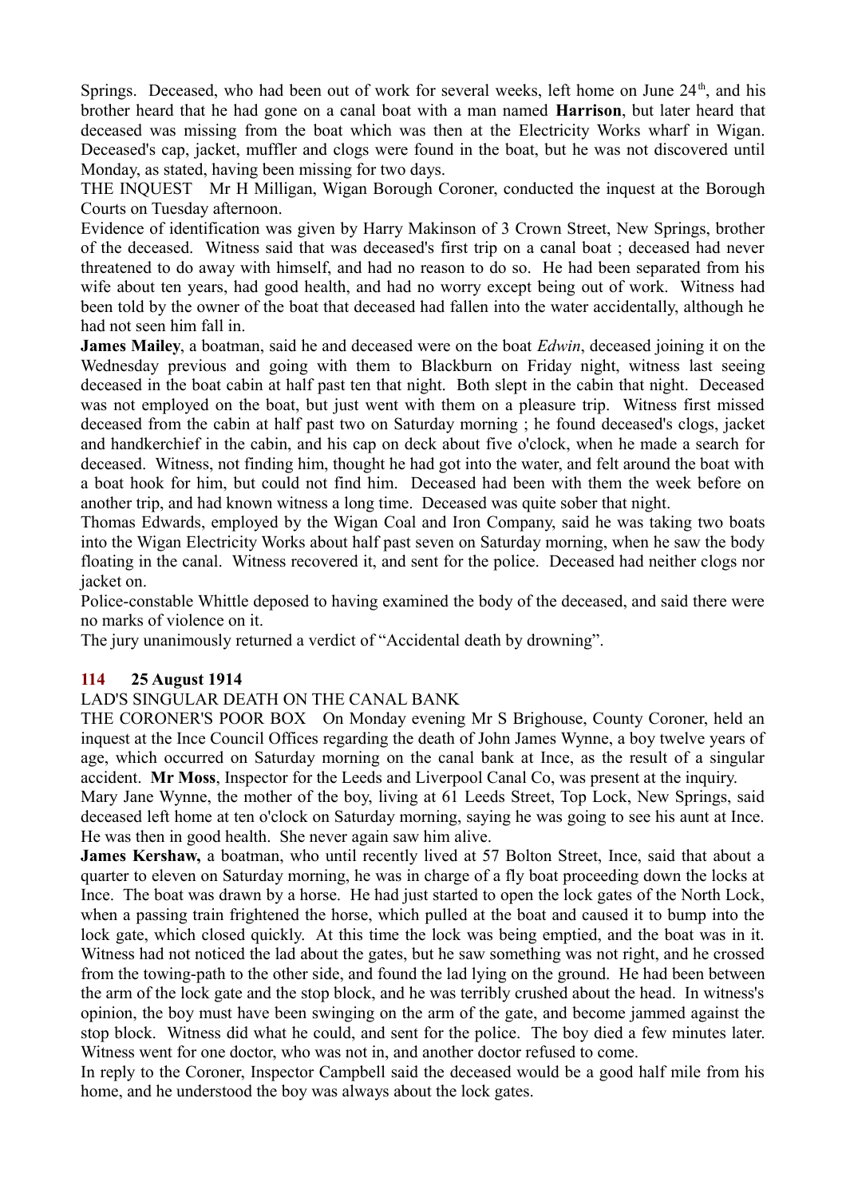Springs. Deceased, who had been out of work for several weeks, left home on June 24th, and his brother heard that he had gone on a canal boat with a man named **Harrison**, but later heard that deceased was missing from the boat which was then at the Electricity Works wharf in Wigan. Deceased's cap, jacket, muffler and clogs were found in the boat, but he was not discovered until Monday, as stated, having been missing for two days.

THE INQUEST Mr H Milligan, Wigan Borough Coroner, conducted the inquest at the Borough Courts on Tuesday afternoon.

Evidence of identification was given by Harry Makinson of 3 Crown Street, New Springs, brother of the deceased. Witness said that was deceased's first trip on a canal boat ; deceased had never threatened to do away with himself, and had no reason to do so. He had been separated from his wife about ten years, had good health, and had no worry except being out of work. Witness had been told by the owner of the boat that deceased had fallen into the water accidentally, although he had not seen him fall in.

**James Mailey**, a boatman, said he and deceased were on the boat *Edwin*, deceased joining it on the Wednesday previous and going with them to Blackburn on Friday night, witness last seeing deceased in the boat cabin at half past ten that night. Both slept in the cabin that night. Deceased was not employed on the boat, but just went with them on a pleasure trip. Witness first missed deceased from the cabin at half past two on Saturday morning ; he found deceased's clogs, jacket and handkerchief in the cabin, and his cap on deck about five o'clock, when he made a search for deceased. Witness, not finding him, thought he had got into the water, and felt around the boat with a boat hook for him, but could not find him. Deceased had been with them the week before on another trip, and had known witness a long time. Deceased was quite sober that night.

Thomas Edwards, employed by the Wigan Coal and Iron Company, said he was taking two boats into the Wigan Electricity Works about half past seven on Saturday morning, when he saw the body floating in the canal. Witness recovered it, and sent for the police. Deceased had neither clogs nor jacket on.

Police-constable Whittle deposed to having examined the body of the deceased, and said there were no marks of violence on it.

The jury unanimously returned a verdict of "Accidental death by drowning".

### 114 25 August 1914

LAD'S SINGULAR DEATH ON THE CANAL BANK

THE CORONER'S POOR BOX On Monday evening Mr S Brighouse, County Coroner, held an inquest at the Ince Council Offices regarding the death of John James Wynne, a boy twelve years of age, which occurred on Saturday morning on the canal bank at Ince, as the result of a singular accident. **Mr Moss**, Inspector for the Leeds and Liverpool Canal Co, was present at the inquiry.

Mary Jane Wynne, the mother of the boy, living at 61 Leeds Street, Top Lock, New Springs, said deceased left home at ten o'clock on Saturday morning, saying he was going to see his aunt at Ince. He was then in good health. She never again saw him alive.

**James Kershaw,** a boatman, who until recently lived at 57 Bolton Street, Ince, said that about a quarter to eleven on Saturday morning, he was in charge of a fly boat proceeding down the locks at Ince. The boat was drawn by a horse. He had just started to open the lock gates of the North Lock, when a passing train frightened the horse, which pulled at the boat and caused it to bump into the lock gate, which closed quickly. At this time the lock was being emptied, and the boat was in it. Witness had not noticed the lad about the gates, but he saw something was not right, and he crossed from the towing-path to the other side, and found the lad lying on the ground. He had been between the arm of the lock gate and the stop block, and he was terribly crushed about the head. In witness's opinion, the boy must have been swinging on the arm of the gate, and become jammed against the stop block. Witness did what he could, and sent for the police. The boy died a few minutes later. Witness went for one doctor, who was not in, and another doctor refused to come.

In reply to the Coroner, Inspector Campbell said the deceased would be a good half mile from his home, and he understood the boy was always about the lock gates.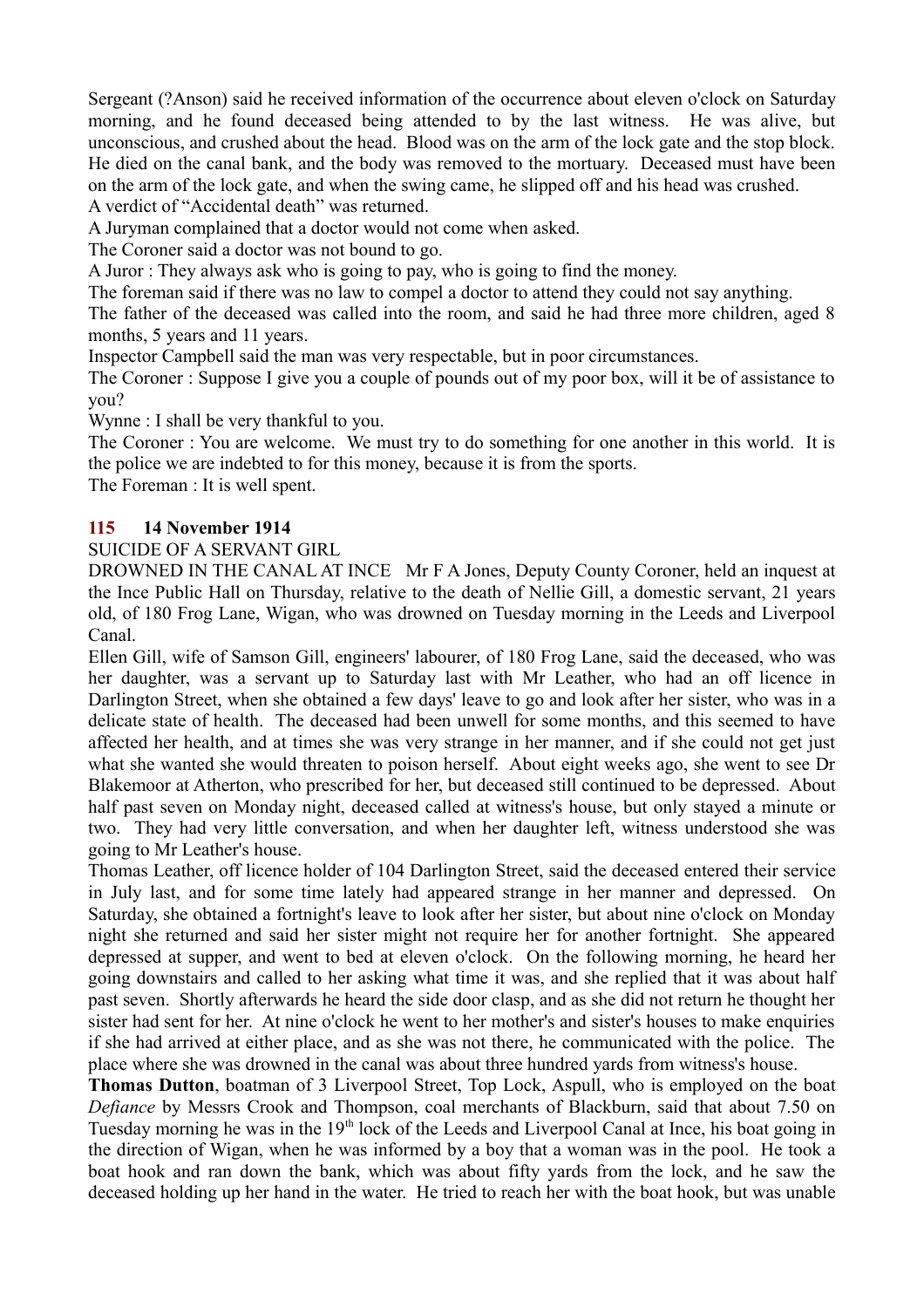Sergeant (?Anson) said he received information of the occurrence about eleven o'clock on Saturday morning, and he found deceased being attended to by the last witness. He was alive, but unconscious, and crushed about the head. Blood was on the arm of the lock gate and the stop block. He died on the canal bank, and the body was removed to the mortuary. Deceased must have been on the arm of the lock gate, and when the swing came, he slipped off and his head was crushed.

A verdict of "Accidental death" was returned.

A Juryman complained that a doctor would not come when asked.

The Coroner said a doctor was not bound to go.

A Juror : They always ask who is going to pay, who is going to find the money.

The foreman said if there was no law to compel a doctor to attend they could not say anything.

The father of the deceased was called into the room, and said he had three more children, aged 8 months, 5 years and 11 years.

Inspector Campbell said the man was very respectable, but in poor circumstances.

The Coroner : Suppose I give you a couple of pounds out of my poor box, will it be of assistance to you?

Wynne : I shall be very thankful to you.

The Coroner : You are welcome. We must try to do something for one another in this world. It is the police we are indebted to for this money, because it is from the sports.

The Foreman : It is well spent.

### 115 14 November 1914

SUICIDE OF A SERVANT GIRL

DROWNED IN THE CANAL AT INCE Mr F A Jones, Deputy County Coroner, held an inquest at the Ince Public Hall on Thursday, relative to the death of Nellie Gill, a domestic servant, 21 years old, of 180 Frog Lane, Wigan, who was drowned on Tuesday morning in the Leeds and Liverpool Canal.

Ellen Gill, wife of Samson Gill, engineers' labourer, of 180 Frog Lane, said the deceased, who was her daughter, was a servant up to Saturday last with Mr Leather, who had an off licence in Darlington Street, when she obtained a few days' leave to go and look after her sister, who was in a delicate state of health. The deceased had been unwell for some months, and this seemed to have affected her health, and at times she was very strange in her manner, and if she could not get just what she wanted she would threaten to poison herself. About eight weeks ago, she went to see Dr Blakemoor at Atherton, who prescribed for her, but deceased still continued to be depressed. About half past seven on Monday night, deceased called at witness's house, but only stayed a minute or two. They had very little conversation, and when her daughter left, witness understood she was going to Mr Leather's house.

Thomas Leather, off licence holder of 104 Darlington Street, said the deceased entered their service in July last, and for some time lately had appeared strange in her manner and depressed. On Saturday, she obtained a fortnight's leave to look after her sister, but about nine o'clock on Monday night she returned and said her sister might not require her for another fortnight. She appeared depressed at supper, and went to bed at eleven o'clock. On the following morning, he heard her going downstairs and called to her asking what time it was, and she replied that it was about half past seven. Shortly afterwards he heard the side door clasp, and as she did not return he thought her sister had sent for her. At nine o'clock he went to her mother's and sister's houses to make enquiries if she had arrived at either place, and as she was not there, he communicated with the police. The place where she was drowned in the canal was about three hundred yards from witness's house.

**Thomas Dutton**, boatman of 3 Liverpool Street, Top Lock, Aspull, who is employed on the boat *Defiance* by Messrs Crook and Thompson, coal merchants of Blackburn, said that about 7.50 on Tuesday morning he was in the 19th lock of the Leeds and Liverpool Canal at Ince, his boat going in the direction of Wigan, when he was informed by a boy that a woman was in the pool. He took a boat hook and ran down the bank, which was about fifty yards from the lock, and he saw the deceased holding up her hand in the water. He tried to reach her with the boat hook, but was unable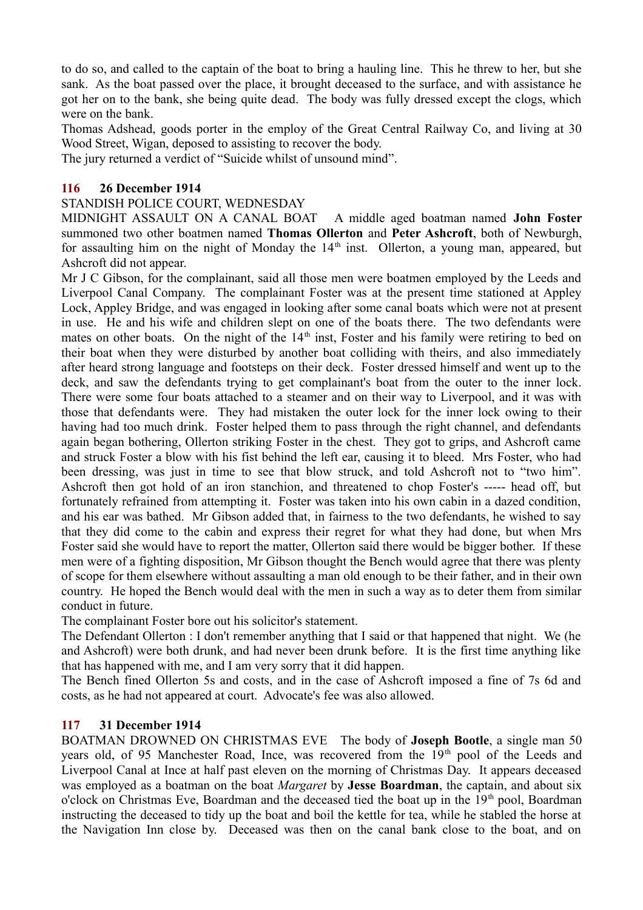to do so, and called to the captain of the boat to bring a hauling line. This he threw to her, but she sank. As the boat passed over the place, it brought deceased to the surface, and with assistance he got her on to the bank, she being quite dead. The body was fully dressed except the clogs, which were on the bank.

Thomas Adshead, goods porter in the employ of the Great Central Railway Co, and living at 30 Wood Street, Wigan, deposed to assisting to recover the body.

The jury returned a verdict of "Suicide whilst of unsound mind".

### 116 26 December 1914

STANDISH POLICE COURT, WEDNESDAY

MIDNIGHT ASSAULT ON A CANAL BOAT A middle aged boatman named **John Foster** summoned two other boatmen named **Thomas Ollerton** and **Peter Ashcroft**, both of Newburgh, for assaulting him on the night of Monday the 14th inst. Ollerton, a young man, appeared, but Ashcroft did not appear.

Mr J C Gibson, for the complainant, said all those men were boatmen employed by the Leeds and Liverpool Canal Company. The complainant Foster was at the present time stationed at Appley Lock, Appley Bridge, and was engaged in looking after some canal boats which were not at present in use. He and his wife and children slept on one of the boats there. The two defendants were mates on other boats. On the night of the 14th inst, Foster and his family were retiring to bed on their boat when they were disturbed by another boat colliding with theirs, and also immediately after heard strong language and footsteps on their deck. Foster dressed himself and went up to the deck, and saw the defendants trying to get complainant's boat from the outer to the inner lock. There were some four boats attached to a steamer and on their way to Liverpool, and it was with those that defendants were. They had mistaken the outer lock for the inner lock owing to their having had too much drink. Foster helped them to pass through the right channel, and defendants again began bothering, Ollerton striking Foster in the chest. They got to grips, and Ashcroft came and struck Foster a blow with his fist behind the left ear, causing it to bleed. Mrs Foster, who had been dressing, was just in time to see that blow struck, and told Ashcroft not to "two him". Ashcroft then got hold of an iron stanchion, and threatened to chop Foster's ----- head off, but fortunately refrained from attempting it. Foster was taken into his own cabin in a dazed condition, and his ear was bathed. Mr Gibson added that, in fairness to the two defendants, he wished to say that they did come to the cabin and express their regret for what they had done, but when Mrs Foster said she would have to report the matter, Ollerton said there would be bigger bother. If these men were of a fighting disposition, Mr Gibson thought the Bench would agree that there was plenty of scope for them elsewhere without assaulting a man old enough to be their father, and in their own country. He hoped the Bench would deal with the men in such a way as to deter them from similar conduct in future.

The complainant Foster bore out his solicitor's statement.

The Defendant Ollerton : I don't remember anything that I said or that happened that night. We (he and Ashcroft) were both drunk, and had never been drunk before. It is the first time anything like that has happened with me, and I am very sorry that it did happen.

The Bench fined Ollerton 5s and costs, and in the case of Ashcroft imposed a fine of 7s 6d and costs, as he had not appeared at court. Advocate's fee was also allowed.

### 117 31 December 1914

BOATMAN DROWNED ON CHRISTMAS EVE The body of **Joseph Bootle**, a single man 50 years old, of 95 Manchester Road, Ince, was recovered from the 19th pool of the Leeds and Liverpool Canal at Ince at half past eleven on the morning of Christmas Day. It appears deceased was employed as a boatman on the boat *Margaret* by **Jesse Boardman**, the captain, and about six o'clock on Christmas Eve, Boardman and the deceased tied the boat up in the 19th pool, Boardman instructing the deceased to tidy up the boat and boil the kettle for tea, while he stabled the horse at the Navigation Inn close by. Deceased was then on the canal bank close to the boat, and on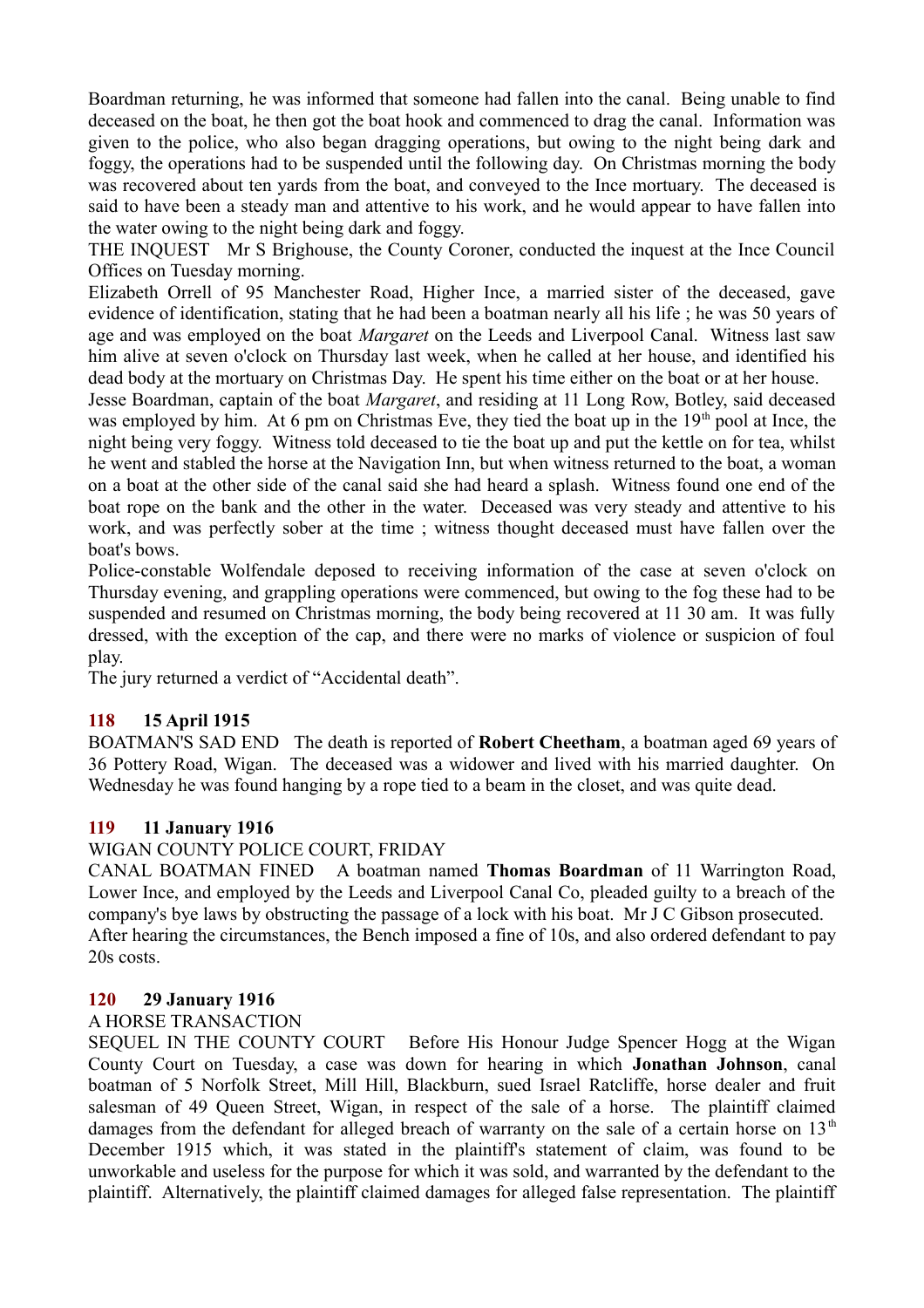Boardman returning, he was informed that someone had fallen into the canal. Being unable to find deceased on the boat, he then got the boat hook and commenced to drag the canal. Information was given to the police, who also began dragging operations, but owing to the night being dark and foggy, the operations had to be suspended until the following day. On Christmas morning the body was recovered about ten yards from the boat, and conveyed to the Ince mortuary. The deceased is said to have been a steady man and attentive to his work, and he would appear to have fallen into the water owing to the night being dark and foggy.

THE INQUEST Mr S Brighouse, the County Coroner, conducted the inquest at the Ince Council Offices on Tuesday morning.

Elizabeth Orrell of 95 Manchester Road, Higher Ince, a married sister of the deceased, gave evidence of identification, stating that he had been a boatman nearly all his life ; he was 50 years of age and was employed on the boat *Margaret* on the Leeds and Liverpool Canal. Witness last saw him alive at seven o'clock on Thursday last week, when he called at her house, and identified his dead body at the mortuary on Christmas Day. He spent his time either on the boat or at her house.

Jesse Boardman, captain of the boat *Margaret*, and residing at 11 Long Row, Botley, said deceased was employed by him. At 6 pm on Christmas Eve, they tied the boat up in the 19th pool at Ince, the night being very foggy. Witness told deceased to tie the boat up and put the kettle on for tea, whilst he went and stabled the horse at the Navigation Inn, but when witness returned to the boat, a woman on a boat at the other side of the canal said she had heard a splash. Witness found one end of the boat rope on the bank and the other in the water. Deceased was very steady and attentive to his work, and was perfectly sober at the time ; witness thought deceased must have fallen over the boat's bows.

Police-constable Wolfendale deposed to receiving information of the case at seven o'clock on Thursday evening, and grappling operations were commenced, but owing to the fog these had to be suspended and resumed on Christmas morning, the body being recovered at 11 30 am. It was fully dressed, with the exception of the cap, and there were no marks of violence or suspicion of foul play.

The jury returned a verdict of “Accidental death”.

### 118 15 April 1915

BOATMAN'S SAD END The death is reported of **Robert Cheetham**, a boatman aged 69 years of 36 Pottery Road, Wigan. The deceased was a widower and lived with his married daughter. On Wednesday he was found hanging by a rope tied to a beam in the closet, and was quite dead.

### 119 11 January 1916

WIGAN COUNTY POLICE COURT, FRIDAY

CANAL BOATMAN FINED A boatman named **Thomas Boardman** of 11 Warrington Road, Lower Ince, and employed by the Leeds and Liverpool Canal Co, pleaded guilty to a breach of the company's bye laws by obstructing the passage of a lock with his boat. Mr J C Gibson prosecuted.

After hearing the circumstances, the Bench imposed a fine of 10s, and also ordered defendant to pay 20s costs.

### 120 29 January 1916

A HORSE TRANSACTION

SEQUEL IN THE COUNTY COURT Before His Honour Judge Spencer Hogg at the Wigan County Court on Tuesday, a case was down for hearing in which **Jonathan Johnson**, canal boatman of 5 Norfolk Street, Mill Hill, Blackburn, sued Israel Ratcliffe, horse dealer and fruit salesman of 49 Queen Street, Wigan, in respect of the sale of a horse. The plaintiff claimed damages from the defendant for alleged breach of warranty on the sale of a certain horse on 13th December 1915 which, it was stated in the plaintiff's statement of claim, was found to be unworkable and useless for the purpose for which it was sold, and warranted by the defendant to the plaintiff. Alternatively, the plaintiff claimed damages for alleged false representation. The plaintiff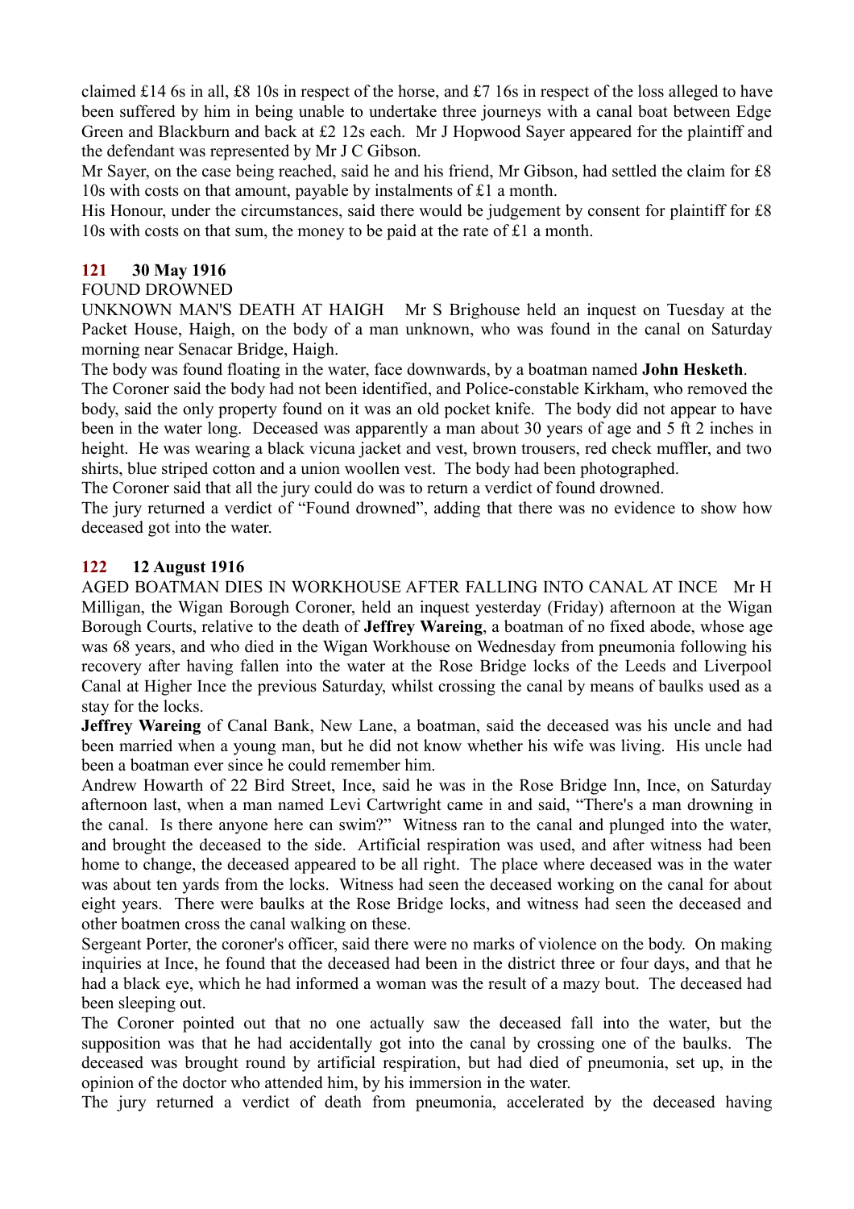claimed £14 6s in all, £8 10s in respect of the horse, and £7 16s in respect of the loss alleged to have been suffered by him in being unable to undertake three journeys with a canal boat between Edge Green and Blackburn and back at £2 12s each. Mr J Hopwood Sayer appeared for the plaintiff and the defendant was represented by Mr J C Gibson.

Mr Sayer, on the case being reached, said he and his friend, Mr Gibson, had settled the claim for £8 10s with costs on that amount, payable by instalments of £1 a month.

His Honour, under the circumstances, said there would be judgement by consent for plaintiff for £8 10s with costs on that sum, the money to be paid at the rate of £1 a month.

### 121 30 May 1916

FOUND DROWNED

UNKNOWN MAN'S DEATH AT HAIGH Mr S Brighouse held an inquest on Tuesday at the Packet House, Haigh, on the body of a man unknown, who was found in the canal on Saturday morning near Senacar Bridge, Haigh.

The body was found floating in the water, face downwards, by a boatman named **John Hesketh**.

The Coroner said the body had not been identified, and Police-constable Kirkham, who removed the body, said the only property found on it was an old pocket knife. The body did not appear to have been in the water long. Deceased was apparently a man about 30 years of age and 5 ft 2 inches in height. He was wearing a black vicuna jacket and vest, brown trousers, red check muffler, and two shirts, blue striped cotton and a union woollen vest. The body had been photographed.

The Coroner said that all the jury could do was to return a verdict of found drowned.

The jury returned a verdict of "Found drowned", adding that there was no evidence to show how deceased got into the water.

### 122 12 August 1916

AGED BOATMAN DIES IN WORKHOUSE AFTER FALLING INTO CANAL AT INCE Mr H Milligan, the Wigan Borough Coroner, held an inquest yesterday (Friday) afternoon at the Wigan Borough Courts, relative to the death of **Jeffrey Wareing**, a boatman of no fixed abode, whose age was 68 years, and who died in the Wigan Workhouse on Wednesday from pneumonia following his recovery after having fallen into the water at the Rose Bridge locks of the Leeds and Liverpool Canal at Higher Ince the previous Saturday, whilst crossing the canal by means of baulks used as a stay for the locks.

**Jeffrey Wareing** of Canal Bank, New Lane, a boatman, said the deceased was his uncle and had been married when a young man, but he did not know whether his wife was living. His uncle had been a boatman ever since he could remember him.

Andrew Howarth of 22 Bird Street, Ince, said he was in the Rose Bridge Inn, Ince, on Saturday afternoon last, when a man named Levi Cartwright came in and said, "There's a man drowning in the canal. Is there anyone here can swim?" Witness ran to the canal and plunged into the water, and brought the deceased to the side. Artificial respiration was used, and after witness had been home to change, the deceased appeared to be all right. The place where deceased was in the water was about ten yards from the locks. Witness had seen the deceased working on the canal for about eight years. There were baulks at the Rose Bridge locks, and witness had seen the deceased and other boatmen cross the canal walking on these.

Sergeant Porter, the coroner's officer, said there were no marks of violence on the body. On making inquiries at Ince, he found that the deceased had been in the district three or four days, and that he had a black eye, which he had informed a woman was the result of a mazy bout. The deceased had been sleeping out.

The Coroner pointed out that no one actually saw the deceased fall into the water, but the supposition was that he had accidentally got into the canal by crossing one of the baulks. The deceased was brought round by artificial respiration, but had died of pneumonia, set up, in the opinion of the doctor who attended him, by his immersion in the water.

The jury returned a verdict of death from pneumonia, accelerated by the deceased having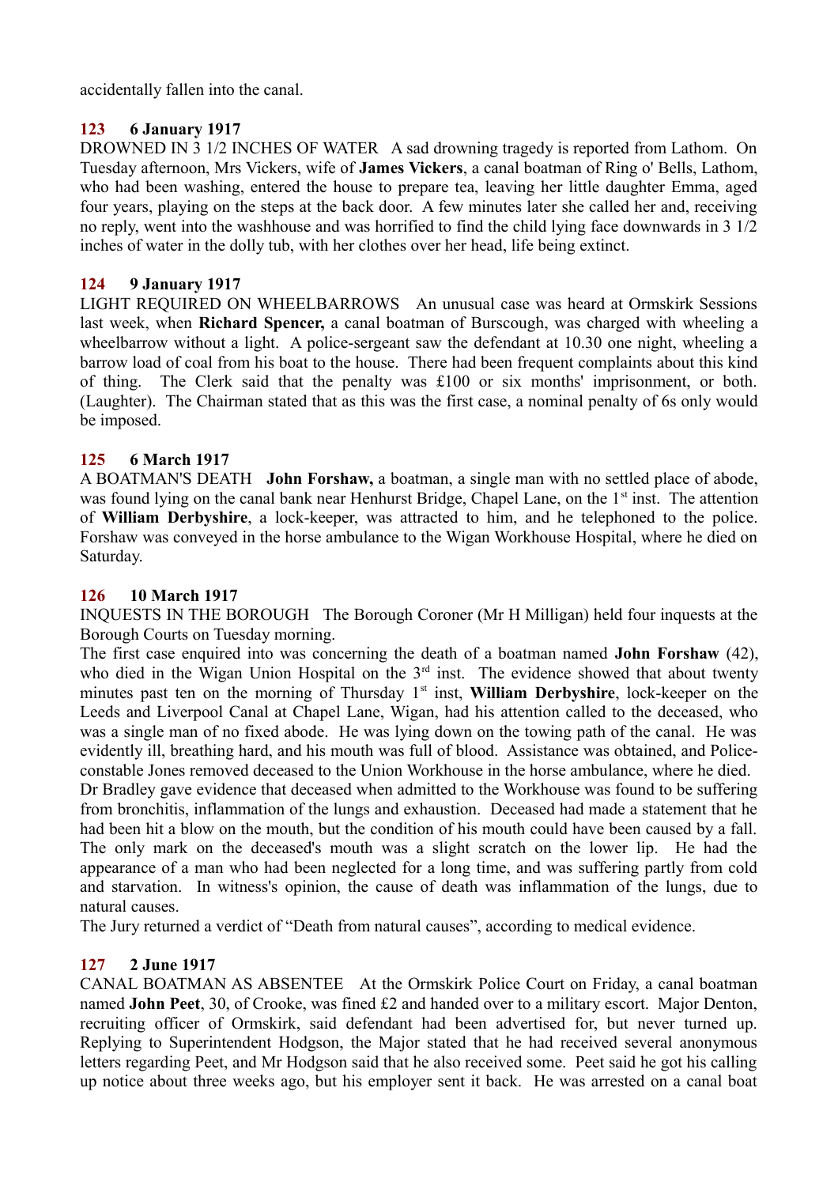accidentally fallen into the canal.

### 123 6 January 1917

DROWNED IN 3 1/2 INCHES OF WATER A sad drowning tragedy is reported from Lathom. On Tuesday afternoon, Mrs Vickers, wife of **James Vickers**, a canal boatman of Ring o' Bells, Lathom, who had been washing, entered the house to prepare tea, leaving her little daughter Emma, aged four years, playing on the steps at the back door. A few minutes later she called her and, receiving no reply, went into the washhouse and was horrified to find the child lying face downwards in 3 1/2 inches of water in the dolly tub, with her clothes over her head, life being extinct.

### 124 9 January 1917

LIGHT REQUIRED ON WHEELBARROWS An unusual case was heard at Ormskirk Sessions last week, when **Richard Spencer,** a canal boatman of Burscough, was charged with wheeling a wheelbarrow without a light. A police-sergeant saw the defendant at 10.30 one night, wheeling a barrow load of coal from his boat to the house. There had been frequent complaints about this kind of thing. The Clerk said that the penalty was £100 or six months' imprisonment, or both. (Laughter). The Chairman stated that as this was the first case, a nominal penalty of 6s only would be imposed.

### 125 6 March 1917

A BOATMAN'S DEATH **John Forshaw,** a boatman, a single man with no settled place of abode, was found lying on the canal bank near Henhurst Bridge, Chapel Lane, on the 1st inst. The attention of **William Derbyshire**, a lock-keeper, was attracted to him, and he telephoned to the police. Forshaw was conveyed in the horse ambulance to the Wigan Workhouse Hospital, where he died on Saturday.

### 126 10 March 1917

INQUESTS IN THE BOROUGH The Borough Coroner (Mr H Milligan) held four inquests at the Borough Courts on Tuesday morning.

The first case enquired into was concerning the death of a boatman named **John Forshaw** (42), who died in the Wigan Union Hospital on the 3rd inst. The evidence showed that about twenty minutes past ten on the morning of Thursday 1st inst, **William Derbyshire**, lock-keeper on the Leeds and Liverpool Canal at Chapel Lane, Wigan, had his attention called to the deceased, who was a single man of no fixed abode. He was lying down on the towing path of the canal. He was evidently ill, breathing hard, and his mouth was full of blood. Assistance was obtained, and Police-constable Jones removed deceased to the Union Workhouse in the horse ambulance, where he died.

Dr Bradley gave evidence that deceased when admitted to the Workhouse was found to be suffering from bronchitis, inflammation of the lungs and exhaustion. Deceased had made a statement that he had been hit a blow on the mouth, but the condition of his mouth could have been caused by a fall. The only mark on the deceased's mouth was a slight scratch on the lower lip. He had the appearance of a man who had been neglected for a long time, and was suffering partly from cold and starvation. In witness's opinion, the cause of death was inflammation of the lungs, due to natural causes.

The Jury returned a verdict of "Death from natural causes", according to medical evidence.

### 127 2 June 1917

CANAL BOATMAN AS ABSENTEE At the Ormskirk Police Court on Friday, a canal boatman named **John Peet**, 30, of Crooke, was fined £2 and handed over to a military escort. Major Denton, recruiting officer of Ormskirk, said defendant had been advertised for, but never turned up. Replying to Superintendent Hodgson, the Major stated that he had received several anonymous letters regarding Peet, and Mr Hodgson said that he also received some. Peet said he got his calling up notice about three weeks ago, but his employer sent it back. He was arrested on a canal boat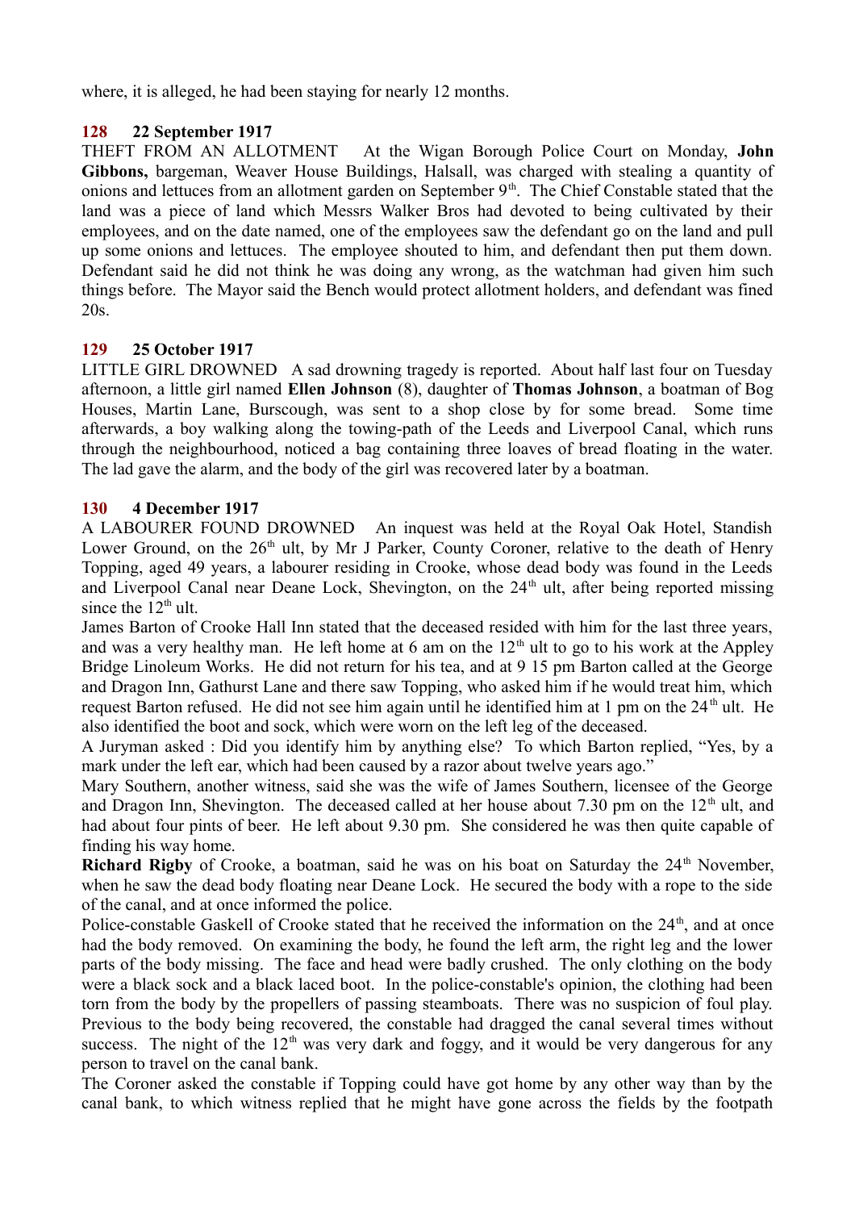where, it is alleged, he had been staying for nearly 12 months.

**128 22 September 1917**

THEFT FROM AN ALLOTMENT At the Wigan Borough Police Court on Monday, **John Gibbons,** bargeman, Weaver House Buildings, Halsall, was charged with stealing a quantity of onions and lettuces from an allotment garden on September 9th. The Chief Constable stated that the land was a piece of land which Messrs Walker Bros had devoted to being cultivated by their employees, and on the date named, one of the employees saw the defendant go on the land and pull up some onions and lettuces. The employee shouted to him, and defendant then put them down. Defendant said he did not think he was doing any wrong, as the watchman had given him such things before. The Mayor said the Bench would protect allotment holders, and defendant was fined 20s.

**129 25 October 1917**

LITTLE GIRL DROWNED A sad drowning tragedy is reported. About half last four on Tuesday afternoon, a little girl named **Ellen Johnson** (8), daughter of **Thomas Johnson**, a boatman of Bog Houses, Martin Lane, Burscough, was sent to a shop close by for some bread. Some time afterwards, a boy walking along the towing-path of the Leeds and Liverpool Canal, which runs through the neighbourhood, noticed a bag containing three loaves of bread floating in the water. The lad gave the alarm, and the body of the girl was recovered later by a boatman.

**130 4 December 1917**

A LABOURER FOUND DROWNED An inquest was held at the Royal Oak Hotel, Standish Lower Ground, on the 26th ult, by Mr J Parker, County Coroner, relative to the death of Henry Topping, aged 49 years, a labourer residing in Crooke, whose dead body was found in the Leeds and Liverpool Canal near Deane Lock, Shevington, on the 24th ult, after being reported missing since the 12th ult.

James Barton of Crooke Hall Inn stated that the deceased resided with him for the last three years, and was a very healthy man. He left home at 6 am on the 12th ult to go to his work at the Appley Bridge Linoleum Works. He did not return for his tea, and at 9 15 pm Barton called at the George and Dragon Inn, Gathurst Lane and there saw Topping, who asked him if he would treat him, which request Barton refused. He did not see him again until he identified him at 1 pm on the 24th ult. He also identified the boot and sock, which were worn on the left leg of the deceased.

A Juryman asked : Did you identify him by anything else? To which Barton replied, "Yes, by a mark under the left ear, which had been caused by a razor about twelve years ago."

Mary Southern, another witness, said she was the wife of James Southern, licensee of the George and Dragon Inn, Shevington. The deceased called at her house about 7.30 pm on the 12th ult, and had about four pints of beer. He left about 9.30 pm. She considered he was then quite capable of finding his way home.

**Richard Rigby** of Crooke, a boatman, said he was on his boat on Saturday the 24th November, when he saw the dead body floating near Deane Lock. He secured the body with a rope to the side of the canal, and at once informed the police.

Police-constable Gaskell of Crooke stated that he received the information on the 24th, and at once had the body removed. On examining the body, he found the left arm, the right leg and the lower parts of the body missing. The face and head were badly crushed. The only clothing on the body were a black sock and a black laced boot. In the police-constable's opinion, the clothing had been torn from the body by the propellers of passing steamboats. There was no suspicion of foul play. Previous to the body being recovered, the constable had dragged the canal several times without success. The night of the 12th was very dark and foggy, and it would be very dangerous for any person to travel on the canal bank.

The Coroner asked the constable if Topping could have got home by any other way than by the canal bank, to which witness replied that he might have gone across the fields by the footpath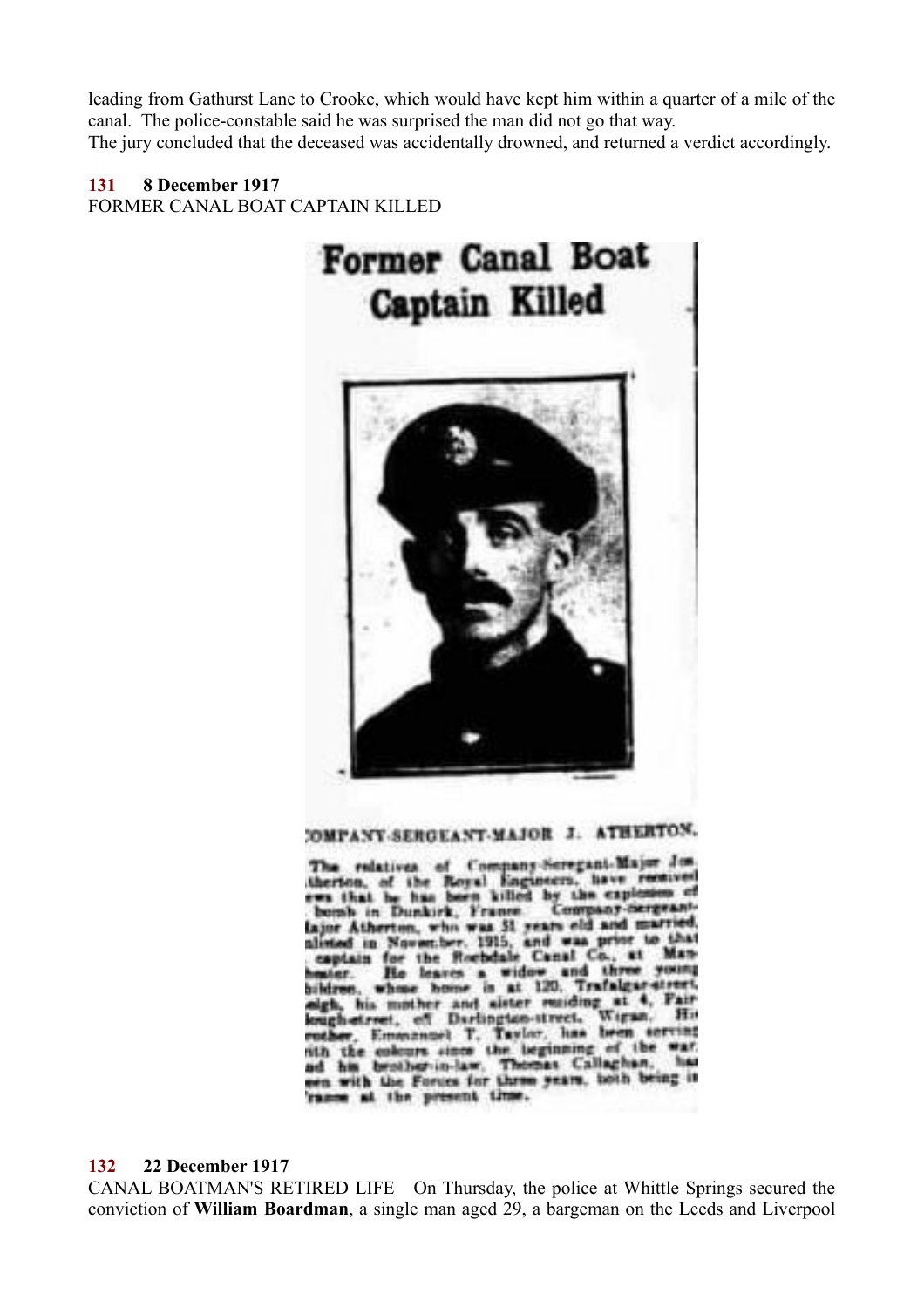leading from Gathurst Lane to Crooke, which would have kept him within a quarter of a mile of the canal. The police-constable said he was surprised the man did not go that way.
The jury concluded that the deceased was accidentally drowned, and returned a verdict accordingly.

**131 8 December 1917**
FORMER CANAL BOAT CAPTAIN KILLED

**Former Canal Boat Captain Killed**

COMPANY-SERGEANT-MAJOR J. ATHERTON.

The relatives of Company-Sergeant-Major Jim Atherton, of the Royal Engineers, have received news that he has been killed by the explosion of a bomb in Dunkirk, France. Company-Sergeant-Major Atherton, who was 31 years old and married, enlisted in November, 1915, and was prior to that a captain for the Rochdale Canal Co., at Manchester. He leaves a widow and three young children, whose home is at 120, Trafalgar-street, Leigh, his mother and sister residing at 4, Fairclough-street, off Darlington-street, Wigan. His brother, Emmanuel T. Taylor, has been serving with the colours since the beginning of the war, and his brother-in-law, Thomas Callaghan, has been with the Forces for three years, both being in France at the present time.

**132 22 December 1917**
CANAL BOATMAN'S RETIRED LIFE On Thursday, the police at Whittle Springs secured the conviction of **William Boardman**, a single man aged 29, a bargeman on the Leeds and Liverpool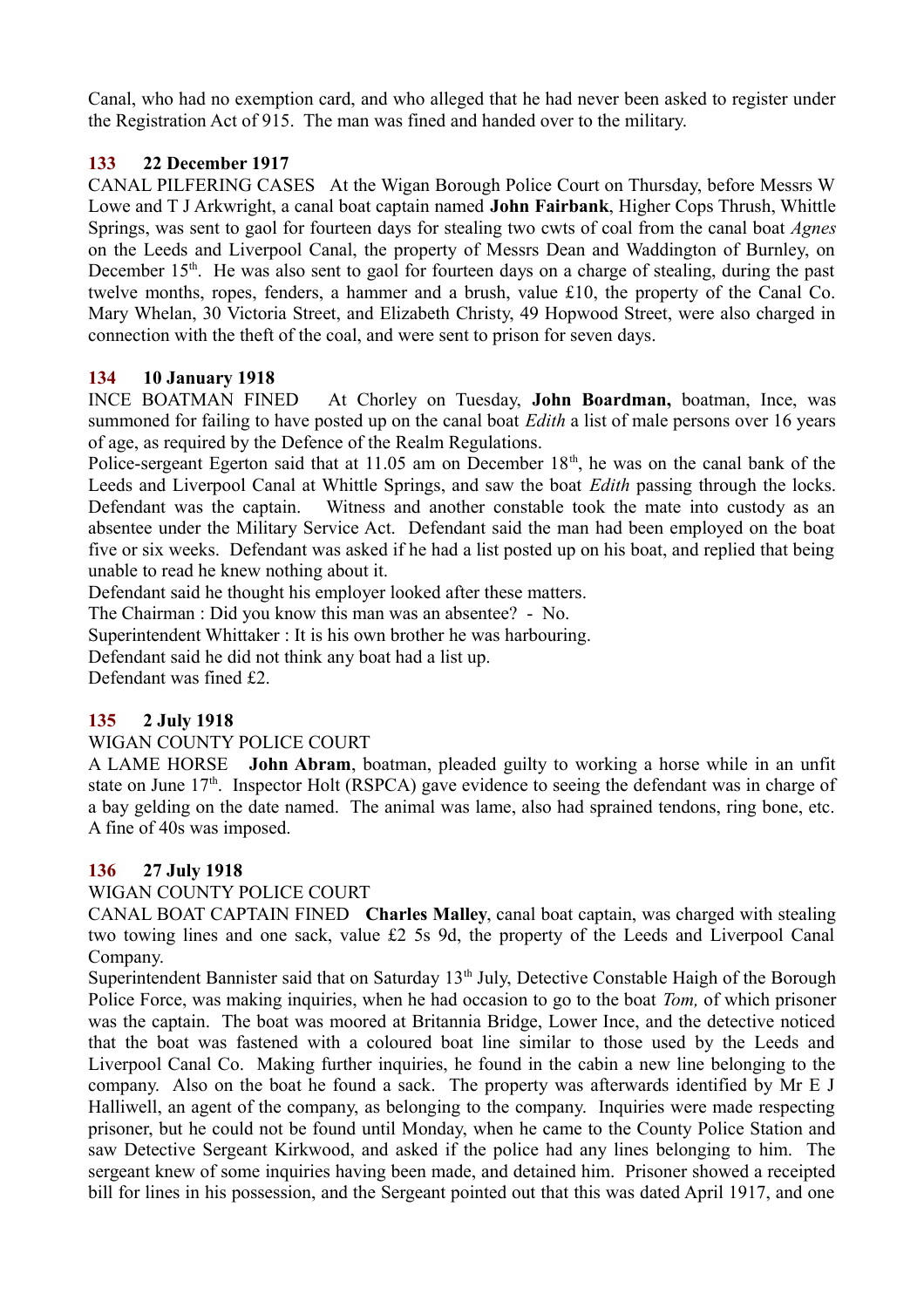Canal, who had no exemption card, and who alleged that he had never been asked to register under the Registration Act of 915. The man was fined and handed over to the military.

### 133 22 December 1917

CANAL PILFERING CASES At the Wigan Borough Police Court on Thursday, before Messrs W Lowe and T J Arkwright, a canal boat captain named **John Fairbank**, Higher Cops Thrush, Whittle Springs, was sent to gaol for fourteen days for stealing two cwts of coal from the canal boat *Agnes* on the Leeds and Liverpool Canal, the property of Messrs Dean and Waddington of Burnley, on December 15th. He was also sent to gaol for fourteen days on a charge of stealing, during the past twelve months, ropes, fenders, a hammer and a brush, value £10, the property of the Canal Co. Mary Whelan, 30 Victoria Street, and Elizabeth Christy, 49 Hopwood Street, were also charged in connection with the theft of the coal, and were sent to prison for seven days.

### 134 10 January 1918

INCE BOATMAN FINED At Chorley on Tuesday, **John Boardman,** boatman, Ince, was summoned for failing to have posted up on the canal boat *Edith* a list of male persons over 16 years of age, as required by the Defence of the Realm Regulations.

Police-sergeant Egerton said that at 11.05 am on December 18th, he was on the canal bank of the Leeds and Liverpool Canal at Whittle Springs, and saw the boat *Edith* passing through the locks. Defendant was the captain. Witness and another constable took the mate into custody as an absentee under the Military Service Act. Defendant said the man had been employed on the boat five or six weeks. Defendant was asked if he had a list posted up on his boat, and replied that being unable to read he knew nothing about it.

Defendant said he thought his employer looked after these matters.

The Chairman : Did you know this man was an absentee? - No.

Superintendent Whittaker : It is his own brother he was harbouring.

Defendant said he did not think any boat had a list up.

Defendant was fined £2.

### 135 2 July 1918

WIGAN COUNTY POLICE COURT

A LAME HORSE **John Abram**, boatman, pleaded guilty to working a horse while in an unfit state on June 17th. Inspector Holt (RSPCA) gave evidence to seeing the defendant was in charge of a bay gelding on the date named. The animal was lame, also had sprained tendons, ring bone, etc. A fine of 40s was imposed.

### 136 27 July 1918

WIGAN COUNTY POLICE COURT

CANAL BOAT CAPTAIN FINED **Charles Malley**, canal boat captain, was charged with stealing two towing lines and one sack, value £2 5s 9d, the property of the Leeds and Liverpool Canal Company.

Superintendent Bannister said that on Saturday 13th July, Detective Constable Haigh of the Borough Police Force, was making inquiries, when he had occasion to go to the boat *Tom,* of which prisoner was the captain. The boat was moored at Britannia Bridge, Lower Ince, and the detective noticed that the boat was fastened with a coloured boat line similar to those used by the Leeds and Liverpool Canal Co. Making further inquiries, he found in the cabin a new line belonging to the company. Also on the boat he found a sack. The property was afterwards identified by Mr E J Halliwell, an agent of the company, as belonging to the company. Inquiries were made respecting prisoner, but he could not be found until Monday, when he came to the County Police Station and saw Detective Sergeant Kirkwood, and asked if the police had any lines belonging to him. The sergeant knew of some inquiries having been made, and detained him. Prisoner showed a receipted bill for lines in his possession, and the Sergeant pointed out that this was dated April 1917, and one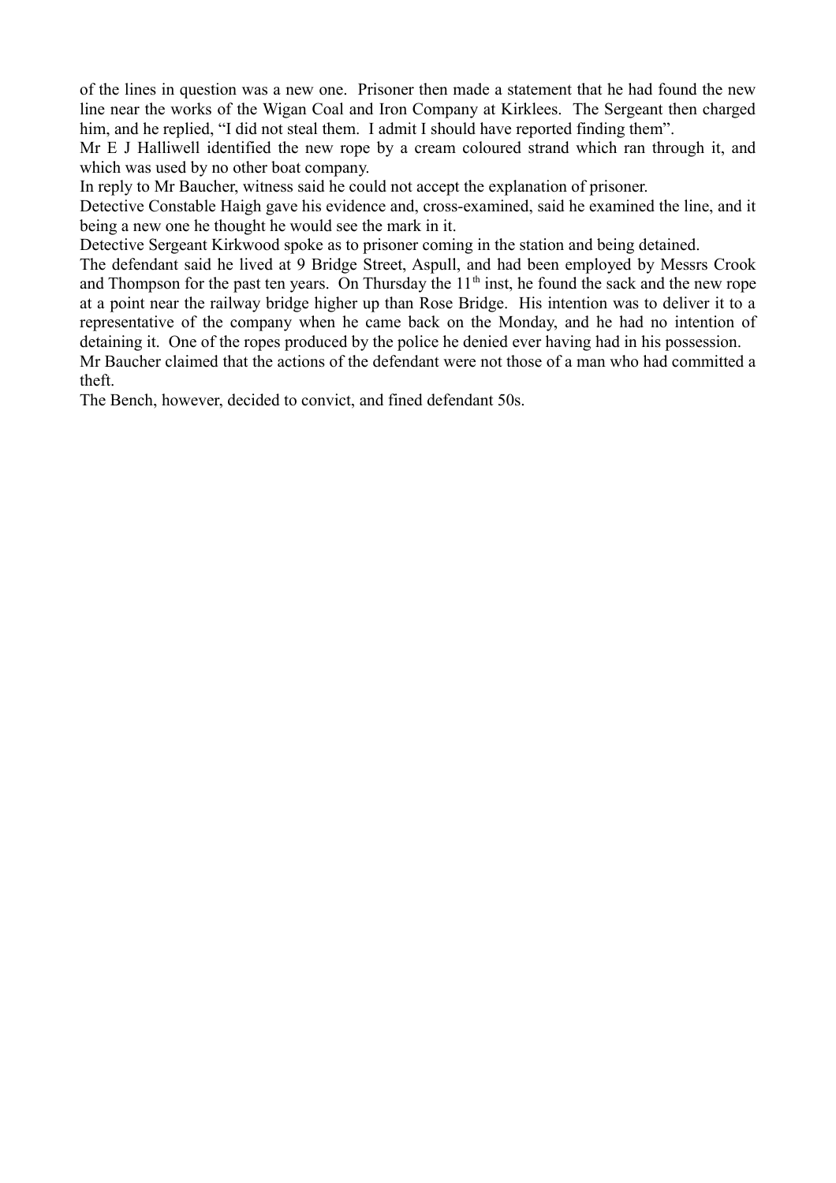of the lines in question was a new one. Prisoner then made a statement that he had found the new line near the works of the Wigan Coal and Iron Company at Kirklees. The Sergeant then charged him, and he replied, "I did not steal them. I admit I should have reported finding them".

Mr E J Halliwell identified the new rope by a cream coloured strand which ran through it, and which was used by no other boat company.

In reply to Mr Baucher, witness said he could not accept the explanation of prisoner.

Detective Constable Haigh gave his evidence and, cross-examined, said he examined the line, and it being a new one he thought he would see the mark in it.

Detective Sergeant Kirkwood spoke as to prisoner coming in the station and being detained.

The defendant said he lived at 9 Bridge Street, Aspull, and had been employed by Messrs Crook and Thompson for the past ten years. On Thursday the 11th inst, he found the sack and the new rope at a point near the railway bridge higher up than Rose Bridge. His intention was to deliver it to a representative of the company when he came back on the Monday, and he had no intention of detaining it. One of the ropes produced by the police he denied ever having had in his possession.

Mr Baucher claimed that the actions of the defendant were not those of a man who had committed a theft.

The Bench, however, decided to convict, and fined defendant 50s.